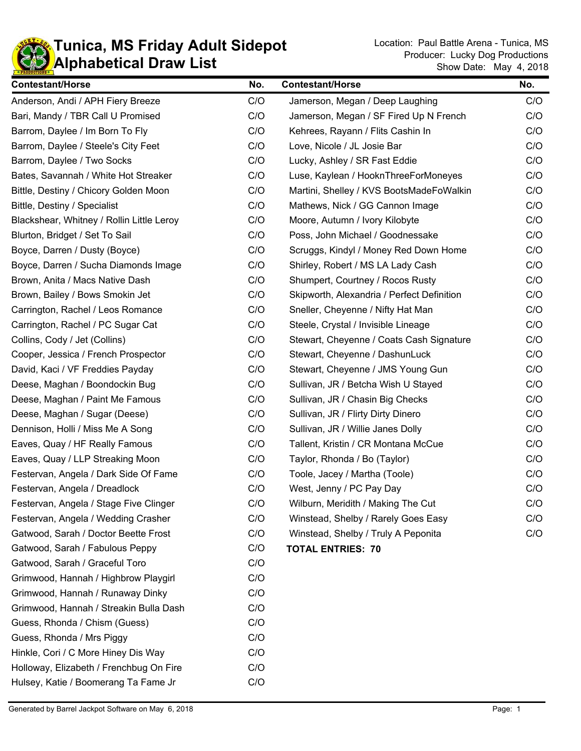# Tunica, MS Friday Adult Sidepot Alphabetical Draw List

Location: Paul Battle Arena - Tunica, MS
Producer: Lucky Dog Productions
Show Date: May 4, 2018

| Contestant/Horse | No. |
|---|---|
| Anderson, Andi / APH Fiery Breeze | C/O |
| Bari, Mandy / TBR Call U Promised | C/O |
| Barrom, Daylee / Im Born To Fly | C/O |
| Barrom, Daylee / Steele's City Feet | C/O |
| Barrom, Daylee / Two Socks | C/O |
| Bates, Savannah / White Hot Streaker | C/O |
| Bittle, Destiny / Chicory Golden Moon | C/O |
| Bittle, Destiny / Specialist | C/O |
| Blackshear, Whitney / Rollin Little Leroy | C/O |
| Blurton, Bridget / Set To Sail | C/O |
| Boyce, Darren / Dusty (Boyce) | C/O |
| Boyce, Darren / Sucha Diamonds Image | C/O |
| Brown, Anita / Macs Native Dash | C/O |
| Brown, Bailey / Bows Smokin Jet | C/O |
| Carrington, Rachel / Leos Romance | C/O |
| Carrington, Rachel / PC Sugar Cat | C/O |
| Collins, Cody / Jet (Collins) | C/O |
| Cooper, Jessica / French Prospector | C/O |
| David, Kaci / VF Freddies Payday | C/O |
| Deese, Maghan / Boondockin Bug | C/O |
| Deese, Maghan / Paint Me Famous | C/O |
| Deese, Maghan / Sugar (Deese) | C/O |
| Dennison, Holli / Miss Me A Song | C/O |
| Eaves, Quay / HF Really Famous | C/O |
| Eaves, Quay / LLP Streaking Moon | C/O |
| Festervan, Angela / Dark Side Of Fame | C/O |
| Festervan, Angela / Dreadlock | C/O |
| Festervan, Angela / Stage Five Clinger | C/O |
| Festervan, Angela / Wedding Crasher | C/O |
| Gatwood, Sarah / Doctor Beette Frost | C/O |
| Gatwood, Sarah / Fabulous Peppy | C/O |
| Gatwood, Sarah / Graceful Toro | C/O |
| Grimwood, Hannah / Highbrow Playgirl | C/O |
| Grimwood, Hannah / Runaway Dinky | C/O |
| Grimwood, Hannah / Streakin Bulla Dash | C/O |
| Guess, Rhonda / Chism (Guess) | C/O |
| Guess, Rhonda / Mrs Piggy | C/O |
| Hinkle, Cori / C More Hiney Dis Way | C/O |
| Holloway, Elizabeth / Frenchbug On Fire | C/O |
| Hulsey, Katie / Boomerang Ta Fame Jr | C/O |
| Jamerson, Megan / Deep Laughing | C/O |
| Jamerson, Megan / SF Fired Up N French | C/O |
| Kehrees, Rayann / Flits Cashin In | C/O |
| Love, Nicole / JL Josie Bar | C/O |
| Lucky, Ashley / SR Fast Eddie | C/O |
| Luse, Kaylean / HooknThreeForMoneyes | C/O |
| Martini, Shelley / KVS BootsMadeFoWalkin | C/O |
| Mathews, Nick / GG Cannon Image | C/O |
| Moore, Autumn / Ivory Kilobyte | C/O |
| Poss, John Michael / Goodnessake | C/O |
| Scruggs, Kindyl / Money Red Down Home | C/O |
| Shirley, Robert / MS LA Lady Cash | C/O |
| Shumpert, Courtney / Rocos Rusty | C/O |
| Skipworth, Alexandria / Perfect Definition | C/O |
| Sneller, Cheyenne / Nifty Hat Man | C/O |
| Steele, Crystal / Invisible Lineage | C/O |
| Stewart, Cheyenne / Coats Cash Signature | C/O |
| Stewart, Cheyenne / DashunLuck | C/O |
| Stewart, Cheyenne / JMS Young Gun | C/O |
| Sullivan, JR / Betcha Wish U Stayed | C/O |
| Sullivan, JR / Chasin Big Checks | C/O |
| Sullivan, JR / Flirty Dirty Dinero | C/O |
| Sullivan, JR / Willie Janes Dolly | C/O |
| Tallent, Kristin / CR Montana McCue | C/O |
| Taylor, Rhonda / Bo (Taylor) | C/O |
| Toole, Jacey / Martha (Toole) | C/O |
| West, Jenny / PC Pay Day | C/O |
| Wilburn, Meridith / Making The Cut | C/O |
| Winstead, Shelby / Rarely Goes Easy | C/O |
| Winstead, Shelby / Truly A Peponita | C/O |

**TOTAL ENTRIES: 70**

Generated by Barrel Jackpot Software on May 6, 2018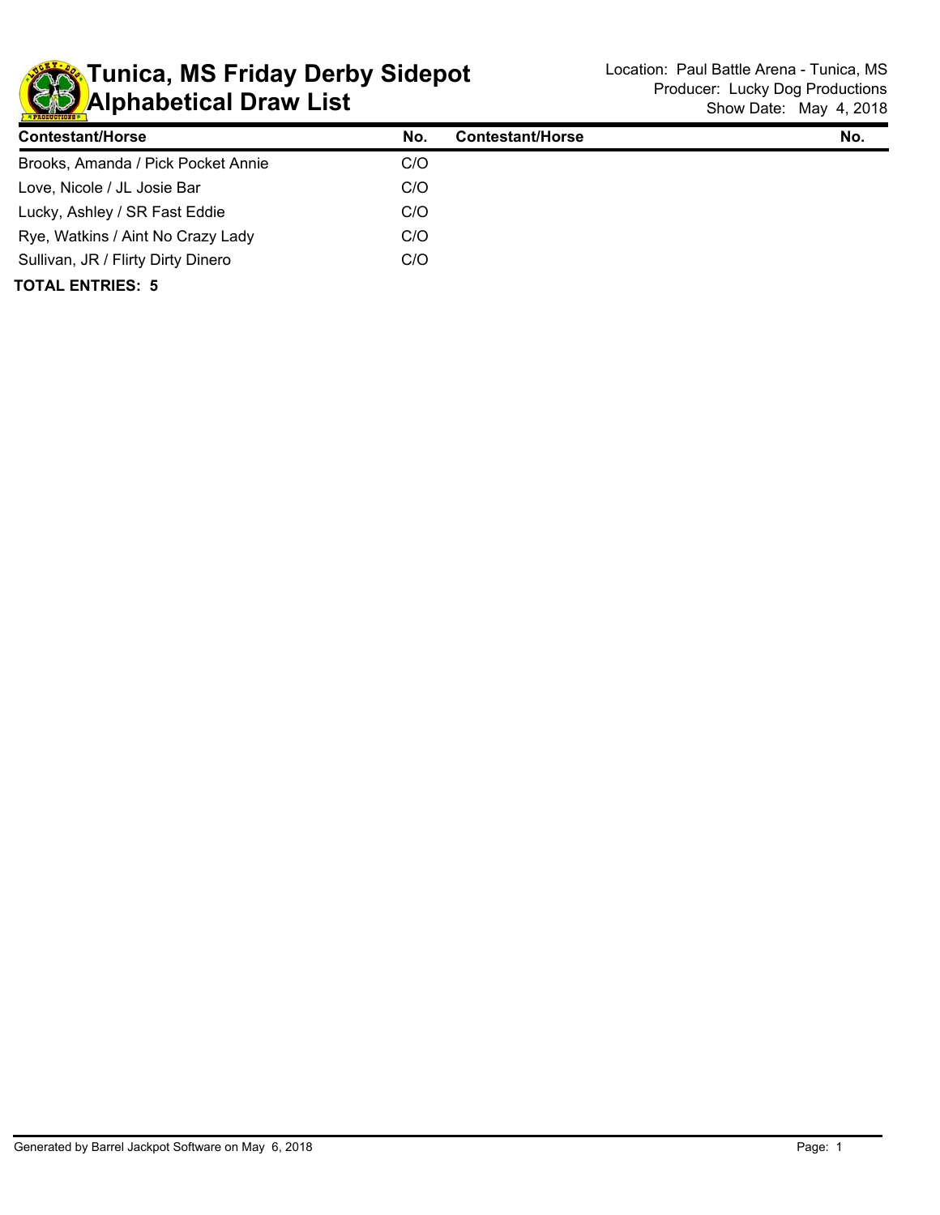# Tunica, MS Friday Derby Sidepot
## Alphabetical Draw List

Location: Paul Battle Arena - Tunica, MS
Producer: Lucky Dog Productions
Show Date: May 4, 2018

| Contestant/Horse | No. | Contestant/Horse | No. |
|---|---|---|---|
| Brooks, Amanda / Pick Pocket Annie | C/O | | |
| Love, Nicole / JL Josie Bar | C/O | | |
| Lucky, Ashley / SR Fast Eddie | C/O | | |
| Rye, Watkins / Aint No Crazy Lady | C/O | | |
| Sullivan, JR / Flirty Dirty Dinero | C/O | | |

**TOTAL ENTRIES: 5**

Generated by Barrel Jackpot Software on May 6, 2018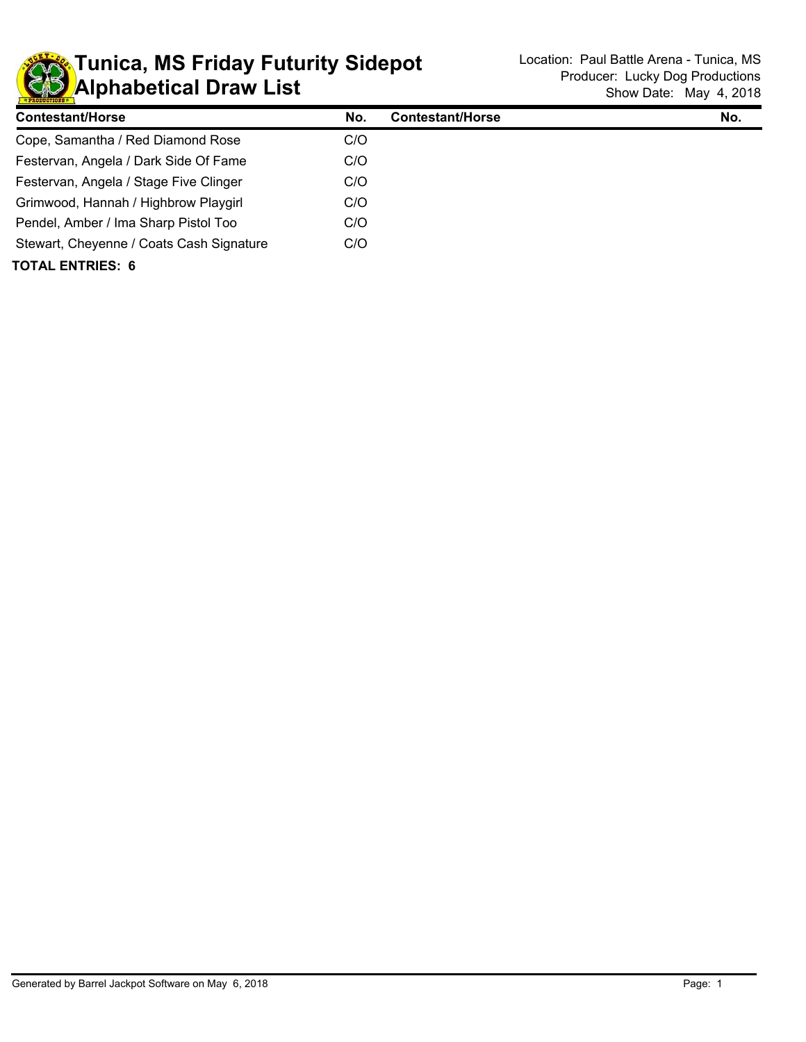# Tunica, MS Friday Futurity Sidepot
# Alphabetical Draw List

Location: Paul Battle Arena - Tunica, MS
Producer: Lucky Dog Productions
Show Date: May 4, 2018

| Contestant/Horse | No. | Contestant/Horse | No. |
|---|---|---|---|
| Cope, Samantha / Red Diamond Rose | C/O | | |
| Festervan, Angela / Dark Side Of Fame | C/O | | |
| Festervan, Angela / Stage Five Clinger | C/O | | |
| Grimwood, Hannah / Highbrow Playgirl | C/O | | |
| Pendel, Amber / Ima Sharp Pistol Too | C/O | | |
| Stewart, Cheyenne / Coats Cash Signature | C/O | | |

**TOTAL ENTRIES: 6**

Generated by Barrel Jackpot Software on May 6, 2018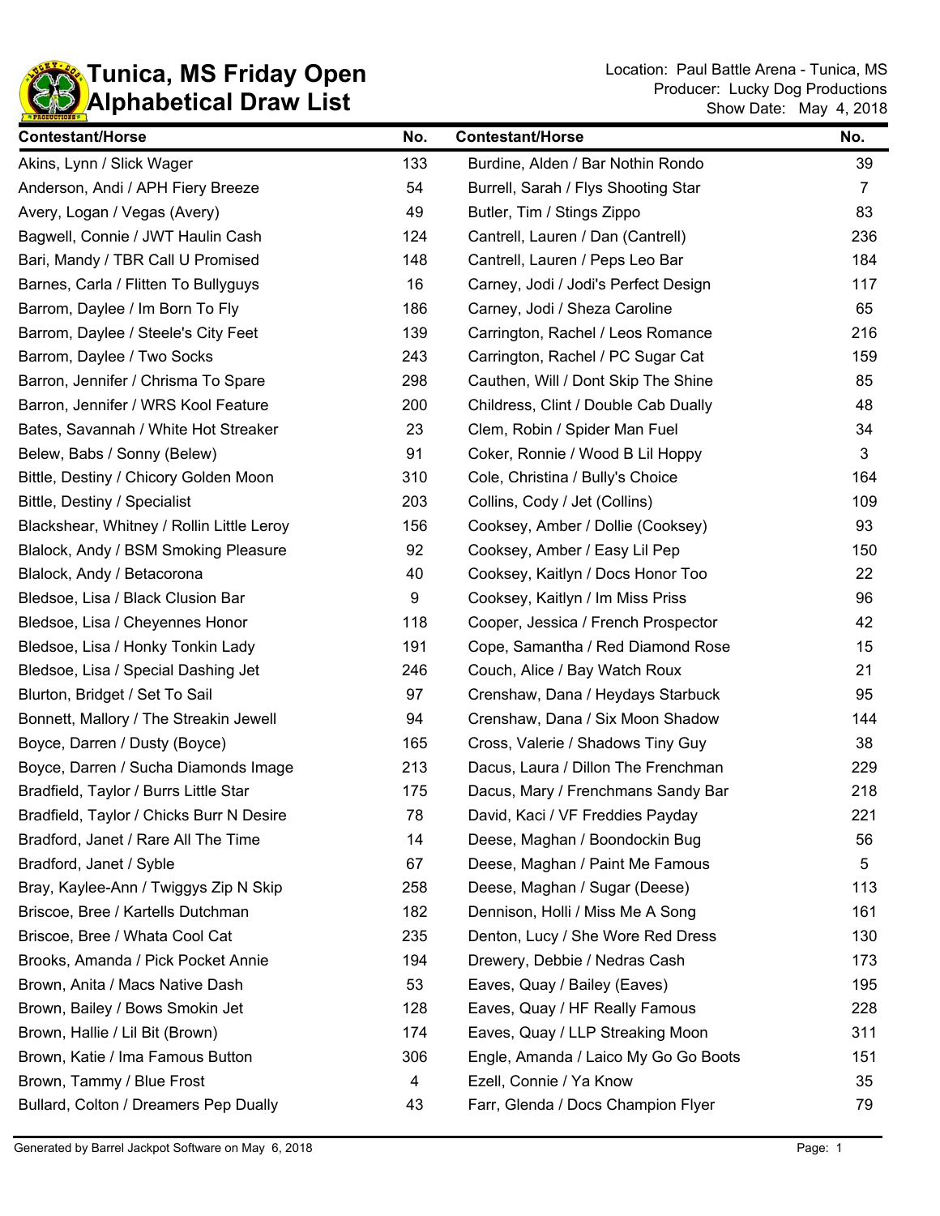# Tunica, MS Friday Open
# Alphabetical Draw List

Location: Paul Battle Arena - Tunica, MS
Producer: Lucky Dog Productions
Show Date: May 4, 2018

| Contestant/Horse | No. | Contestant/Horse | No. |
|---|---|---|---|
| Akins, Lynn / Slick Wager | 133 | Burdine, Alden / Bar Nothin Rondo | 39 |
| Anderson, Andi / APH Fiery Breeze | 54 | Burrell, Sarah / Flys Shooting Star | 7 |
| Avery, Logan / Vegas (Avery) | 49 | Butler, Tim / Stings Zippo | 83 |
| Bagwell, Connie / JWT Haulin Cash | 124 | Cantrell, Lauren / Dan (Cantrell) | 236 |
| Bari, Mandy / TBR Call U Promised | 148 | Cantrell, Lauren / Peps Leo Bar | 184 |
| Barnes, Carla / Flitten To Bullyguys | 16 | Carney, Jodi / Jodi's Perfect Design | 117 |
| Barrom, Daylee / Im Born To Fly | 186 | Carney, Jodi / Sheza Caroline | 65 |
| Barrom, Daylee / Steele's City Feet | 139 | Carrington, Rachel / Leos Romance | 216 |
| Barrom, Daylee / Two Socks | 243 | Carrington, Rachel / PC Sugar Cat | 159 |
| Barron, Jennifer / Chrisma To Spare | 298 | Cauthen, Will / Dont Skip The Shine | 85 |
| Barron, Jennifer / WRS Kool Feature | 200 | Childress, Clint / Double Cab Dually | 48 |
| Bates, Savannah / White Hot Streaker | 23 | Clem, Robin / Spider Man Fuel | 34 |
| Belew, Babs / Sonny (Belew) | 91 | Coker, Ronnie / Wood B Lil Hoppy | 3 |
| Bittle, Destiny / Chicory Golden Moon | 310 | Cole, Christina / Bully's Choice | 164 |
| Bittle, Destiny / Specialist | 203 | Collins, Cody / Jet (Collins) | 109 |
| Blackshear, Whitney / Rollin Little Leroy | 156 | Cooksey, Amber / Dollie (Cooksey) | 93 |
| Blalock, Andy / BSM Smoking Pleasure | 92 | Cooksey, Amber / Easy Lil Pep | 150 |
| Blalock, Andy / Betacorona | 40 | Cooksey, Kaitlyn / Docs Honor Too | 22 |
| Bledsoe, Lisa / Black Clusion Bar | 9 | Cooksey, Kaitlyn / Im Miss Priss | 96 |
| Bledsoe, Lisa / Cheyennes Honor | 118 | Cooper, Jessica / French Prospector | 42 |
| Bledsoe, Lisa / Honky Tonkin Lady | 191 | Cope, Samantha / Red Diamond Rose | 15 |
| Bledsoe, Lisa / Special Dashing Jet | 246 | Couch, Alice / Bay Watch Roux | 21 |
| Blurton, Bridget / Set To Sail | 97 | Crenshaw, Dana / Heydays Starbuck | 95 |
| Bonnett, Mallory / The Streakin Jewell | 94 | Crenshaw, Dana / Six Moon Shadow | 144 |
| Boyce, Darren / Dusty (Boyce) | 165 | Cross, Valerie / Shadows Tiny Guy | 38 |
| Boyce, Darren / Sucha Diamonds Image | 213 | Dacus, Laura / Dillon The Frenchman | 229 |
| Bradfield, Taylor / Burrs Little Star | 175 | Dacus, Mary / Frenchmans Sandy Bar | 218 |
| Bradfield, Taylor / Chicks Burr N Desire | 78 | David, Kaci / VF Freddies Payday | 221 |
| Bradford, Janet / Rare All The Time | 14 | Deese, Maghan / Boondockin Bug | 56 |
| Bradford, Janet / Syble | 67 | Deese, Maghan / Paint Me Famous | 5 |
| Bray, Kaylee-Ann / Twiggys Zip N Skip | 258 | Deese, Maghan / Sugar (Deese) | 113 |
| Briscoe, Bree / Kartells Dutchman | 182 | Dennison, Holli / Miss Me A Song | 161 |
| Briscoe, Bree / Whata Cool Cat | 235 | Denton, Lucy / She Wore Red Dress | 130 |
| Brooks, Amanda / Pick Pocket Annie | 194 | Drewery, Debbie / Nedras Cash | 173 |
| Brown, Anita / Macs Native Dash | 53 | Eaves, Quay / Bailey (Eaves) | 195 |
| Brown, Bailey / Bows Smokin Jet | 128 | Eaves, Quay / HF Really Famous | 228 |
| Brown, Hallie / Lil Bit (Brown) | 174 | Eaves, Quay / LLP Streaking Moon | 311 |
| Brown, Katie / Ima Famous Button | 306 | Engle, Amanda / Laico My Go Go Boots | 151 |
| Brown, Tammy / Blue Frost | 4 | Ezell, Connie / Ya Know | 35 |
| Bullard, Colton / Dreamers Pep Dually | 43 | Farr, Glenda / Docs Champion Flyer | 79 |

Generated by Barrel Jackpot Software on May 6, 2018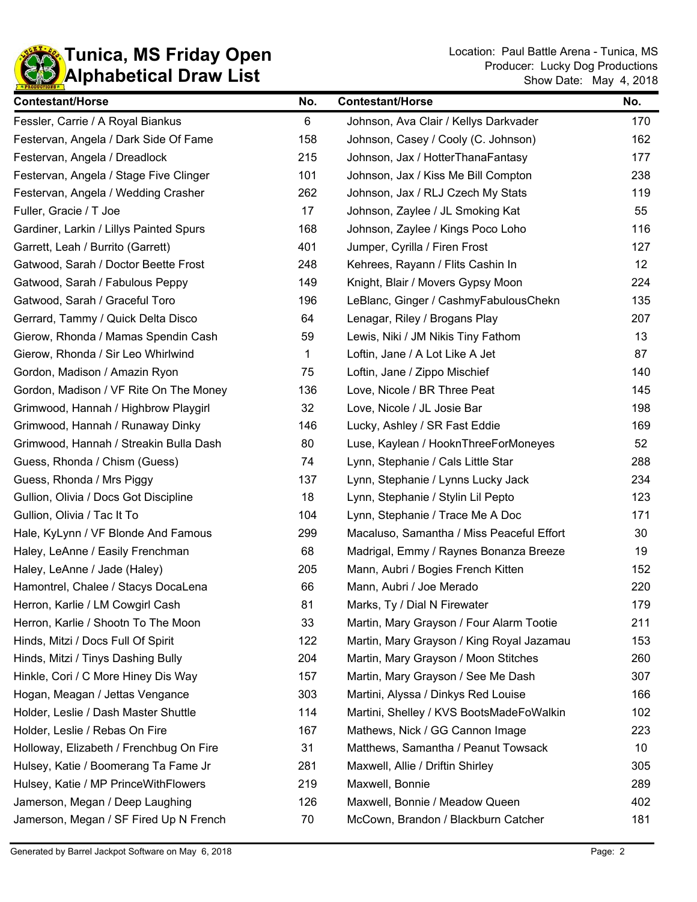# Tunica, MS Friday Open
# Alphabetical Draw List

Location: Paul Battle Arena - Tunica, MS
Producer: Lucky Dog Productions
Show Date: May 4, 2018

| Contestant/Horse | No. | Contestant/Horse | No. |
|---|---|---|---|
| Fessler, Carrie / A Royal Biankus | 6 | Johnson, Ava Clair / Kellys Darkvader | 170 |
| Festervan, Angela / Dark Side Of Fame | 158 | Johnson, Casey / Cooly (C. Johnson) | 162 |
| Festervan, Angela / Dreadlock | 215 | Johnson, Jax / HotterThanaFantasy | 177 |
| Festervan, Angela / Stage Five Clinger | 101 | Johnson, Jax / Kiss Me Bill Compton | 238 |
| Festervan, Angela / Wedding Crasher | 262 | Johnson, Jax / RLJ Czech My Stats | 119 |
| Fuller, Gracie / T Joe | 17 | Johnson, Zaylee / JL Smoking Kat | 55 |
| Gardiner, Larkin / Lillys Painted Spurs | 168 | Johnson, Zaylee / Kings Poco Loho | 116 |
| Garrett, Leah / Burrito (Garrett) | 401 | Jumper, Cyrilla / Firen Frost | 127 |
| Gatwood, Sarah / Doctor Beette Frost | 248 | Kehrees, Rayann / Flits Cashin In | 12 |
| Gatwood, Sarah / Fabulous Peppy | 149 | Knight, Blair / Movers Gypsy Moon | 224 |
| Gatwood, Sarah / Graceful Toro | 196 | LeBlanc, Ginger / CashmyFabulousChekn | 135 |
| Gerrard, Tammy / Quick Delta Disco | 64 | Lenagar, Riley / Brogans Play | 207 |
| Gierow, Rhonda / Mamas Spendin Cash | 59 | Lewis, Niki / JM Nikis Tiny Fathom | 13 |
| Gierow, Rhonda / Sir Leo Whirlwind | 1 | Loftin, Jane / A Lot Like A Jet | 87 |
| Gordon, Madison / Amazin Ryon | 75 | Loftin, Jane / Zippo Mischief | 140 |
| Gordon, Madison / VF Rite On The Money | 136 | Love, Nicole / BR Three Peat | 145 |
| Grimwood, Hannah / Highbrow Playgirl | 32 | Love, Nicole / JL Josie Bar | 198 |
| Grimwood, Hannah / Runaway Dinky | 146 | Lucky, Ashley / SR Fast Eddie | 169 |
| Grimwood, Hannah / Streakin Bulla Dash | 80 | Luse, Kaylean / HooknThreeForMoneyes | 52 |
| Guess, Rhonda / Chism (Guess) | 74 | Lynn, Stephanie / Cals Little Star | 288 |
| Guess, Rhonda / Mrs Piggy | 137 | Lynn, Stephanie / Lynns Lucky Jack | 234 |
| Gullion, Olivia / Docs Got Discipline | 18 | Lynn, Stephanie / Stylin Lil Pepto | 123 |
| Gullion, Olivia / Tac It To | 104 | Lynn, Stephanie / Trace Me A Doc | 171 |
| Hale, KyLynn / VF Blonde And Famous | 299 | Macaluso, Samantha / Miss Peaceful Effort | 30 |
| Haley, LeAnne / Easily Frenchman | 68 | Madrigal, Emmy / Raynes Bonanza Breeze | 19 |
| Haley, LeAnne / Jade (Haley) | 205 | Mann, Aubri / Bogies French Kitten | 152 |
| Hamontrel, Chalee / Stacys DocaLena | 66 | Mann, Aubri / Joe Merado | 220 |
| Herron, Karlie / LM Cowgirl Cash | 81 | Marks, Ty / Dial N Firewater | 179 |
| Herron, Karlie / Shootn To The Moon | 33 | Martin, Mary Grayson / Four Alarm Tootie | 211 |
| Hinds, Mitzi / Docs Full Of Spirit | 122 | Martin, Mary Grayson / King Royal Jazamau | 153 |
| Hinds, Mitzi / Tinys Dashing Bully | 204 | Martin, Mary Grayson / Moon Stitches | 260 |
| Hinkle, Cori / C More Hiney Dis Way | 157 | Martin, Mary Grayson / See Me Dash | 307 |
| Hogan, Meagan / Jettas Vengance | 303 | Martini, Alyssa / Dinkys Red Louise | 166 |
| Holder, Leslie / Dash Master Shuttle | 114 | Martini, Shelley / KVS BootsMadeFoWalkin | 102 |
| Holder, Leslie / Rebas On Fire | 167 | Mathews, Nick / GG Cannon Image | 223 |
| Holloway, Elizabeth / Frenchbug On Fire | 31 | Matthews, Samantha / Peanut Towsack | 10 |
| Hulsey, Katie / Boomerang Ta Fame Jr | 281 | Maxwell, Allie / Driftin Shirley | 305 |
| Hulsey, Katie / MP PrinceWithFlowers | 219 | Maxwell, Bonnie | 289 |
| Jamerson, Megan / Deep Laughing | 126 | Maxwell, Bonnie / Meadow Queen | 402 |
| Jamerson, Megan / SF Fired Up N French | 70 | McCown, Brandon / Blackburn Catcher | 181 |

Generated by Barrel Jackpot Software on May 6, 2018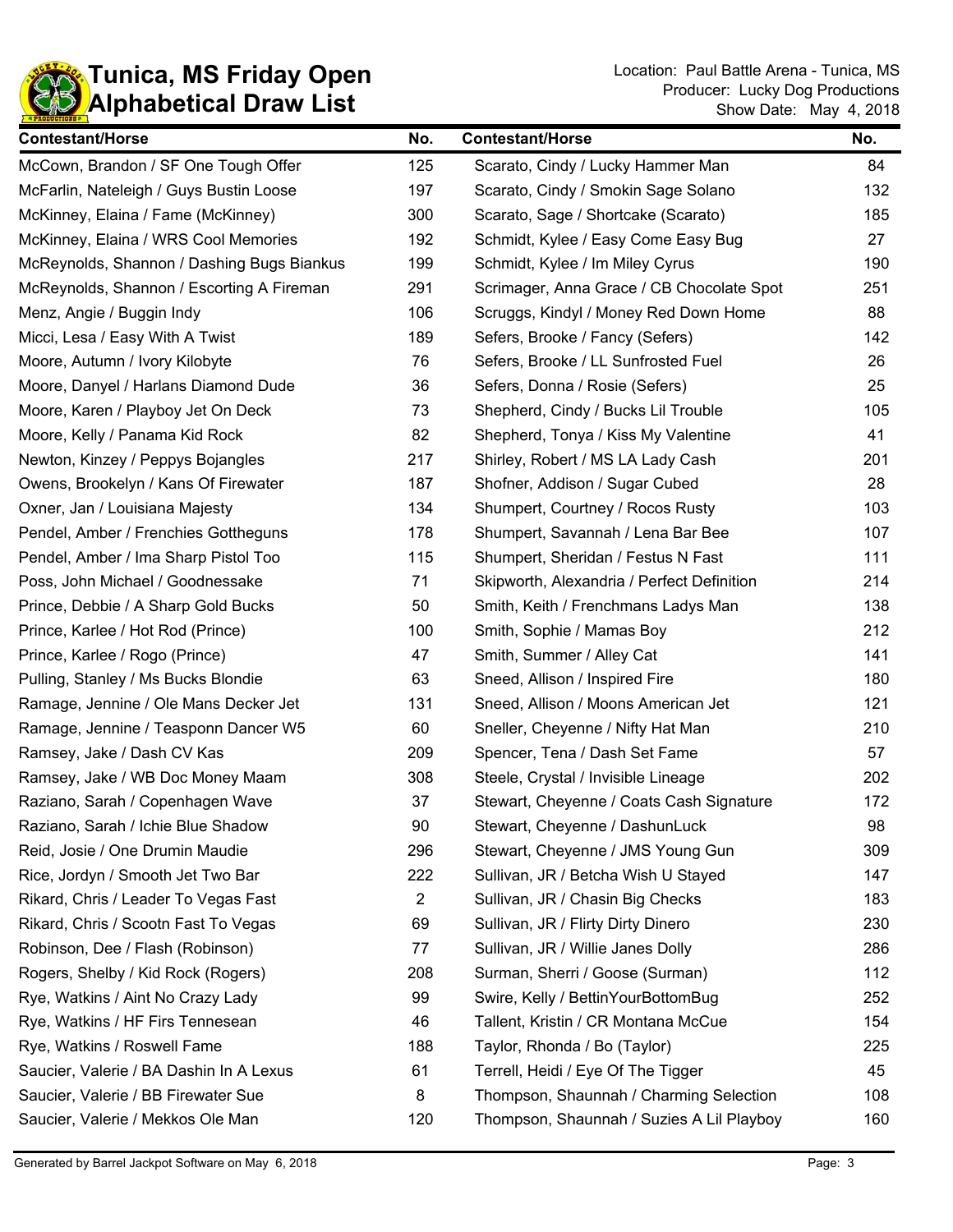# Tunica, MS Friday Open
# Alphabetical Draw List

Location: Paul Battle Arena - Tunica, MS
Producer: Lucky Dog Productions
Show Date: May 4, 2018

| Contestant/Horse | No. | Contestant/Horse | No. |
|---|---|---|---|
| McCown, Brandon / SF One Tough Offer | 125 | Scarato, Cindy / Lucky Hammer Man | 84 |
| McFarlin, Nateleigh / Guys Bustin Loose | 197 | Scarato, Cindy / Smokin Sage Solano | 132 |
| McKinney, Elaina / Fame (McKinney) | 300 | Scarato, Sage / Shortcake (Scarato) | 185 |
| McKinney, Elaina / WRS Cool Memories | 192 | Schmidt, Kylee / Easy Come Easy Bug | 27 |
| McReynolds, Shannon / Dashing Bugs Biankus | 199 | Schmidt, Kylee / Im Miley Cyrus | 190 |
| McReynolds, Shannon / Escorting A Fireman | 291 | Scrimager, Anna Grace / CB Chocolate Spot | 251 |
| Menz, Angie / Buggin Indy | 106 | Scruggs, Kindyl / Money Red Down Home | 88 |
| Micci, Lesa / Easy With A Twist | 189 | Sefers, Brooke / Fancy (Sefers) | 142 |
| Moore, Autumn / Ivory Kilobyte | 76 | Sefers, Brooke / LL Sunfrosted Fuel | 26 |
| Moore, Danyel / Harlans Diamond Dude | 36 | Sefers, Donna / Rosie (Sefers) | 25 |
| Moore, Karen / Playboy Jet On Deck | 73 | Shepherd, Cindy / Bucks Lil Trouble | 105 |
| Moore, Kelly / Panama Kid Rock | 82 | Shepherd, Tonya / Kiss My Valentine | 41 |
| Newton, Kinzey / Peppys Bojangles | 217 | Shirley, Robert / MS LA Lady Cash | 201 |
| Owens, Brookelyn / Kans Of Firewater | 187 | Shofner, Addison / Sugar Cubed | 28 |
| Oxner, Jan / Louisiana Majesty | 134 | Shumpert, Courtney / Rocos Rusty | 103 |
| Pendel, Amber / Frenchies Gottheguns | 178 | Shumpert, Savannah / Lena Bar Bee | 107 |
| Pendel, Amber / Ima Sharp Pistol Too | 115 | Shumpert, Sheridan / Festus N Fast | 111 |
| Poss, John Michael / Goodnessake | 71 | Skipworth, Alexandria / Perfect Definition | 214 |
| Prince, Debbie / A Sharp Gold Bucks | 50 | Smith, Keith / Frenchmans Ladys Man | 138 |
| Prince, Karlee / Hot Rod (Prince) | 100 | Smith, Sophie / Mamas Boy | 212 |
| Prince, Karlee / Rogo (Prince) | 47 | Smith, Summer / Alley Cat | 141 |
| Pulling, Stanley / Ms Bucks Blondie | 63 | Sneed, Allison / Inspired Fire | 180 |
| Ramage, Jennine / Ole Mans Decker Jet | 131 | Sneed, Allison / Moons American Jet | 121 |
| Ramage, Jennine / Teasponn Dancer W5 | 60 | Sneller, Cheyenne / Nifty Hat Man | 210 |
| Ramsey, Jake / Dash CV Kas | 209 | Spencer, Tena / Dash Set Fame | 57 |
| Ramsey, Jake / WB Doc Money Maam | 308 | Steele, Crystal / Invisible Lineage | 202 |
| Raziano, Sarah / Copenhagen Wave | 37 | Stewart, Cheyenne / Coats Cash Signature | 172 |
| Raziano, Sarah / Ichie Blue Shadow | 90 | Stewart, Cheyenne / DashunLuck | 98 |
| Reid, Josie / One Drumin Maudie | 296 | Stewart, Cheyenne / JMS Young Gun | 309 |
| Rice, Jordyn / Smooth Jet Two Bar | 222 | Sullivan, JR / Betcha Wish U Stayed | 147 |
| Rikard, Chris / Leader To Vegas Fast | 2 | Sullivan, JR / Chasin Big Checks | 183 |
| Rikard, Chris / Scootn Fast To Vegas | 69 | Sullivan, JR / Flirty Dirty Dinero | 230 |
| Robinson, Dee / Flash (Robinson) | 77 | Sullivan, JR / Willie Janes Dolly | 286 |
| Rogers, Shelby / Kid Rock (Rogers) | 208 | Surman, Sherri / Goose (Surman) | 112 |
| Rye, Watkins / Aint No Crazy Lady | 99 | Swire, Kelly / BettinYourBottomBug | 252 |
| Rye, Watkins / HF Firs Tennesean | 46 | Tallent, Kristin / CR Montana McCue | 154 |
| Rye, Watkins / Roswell Fame | 188 | Taylor, Rhonda / Bo (Taylor) | 225 |
| Saucier, Valerie / BA Dashin In A Lexus | 61 | Terrell, Heidi / Eye Of The Tigger | 45 |
| Saucier, Valerie / BB Firewater Sue | 8 | Thompson, Shaunnah / Charming Selection | 108 |
| Saucier, Valerie / Mekkos Ole Man | 120 | Thompson, Shaunnah / Suzies A Lil Playboy | 160 |

Generated by Barrel Jackpot Software on May 6, 2018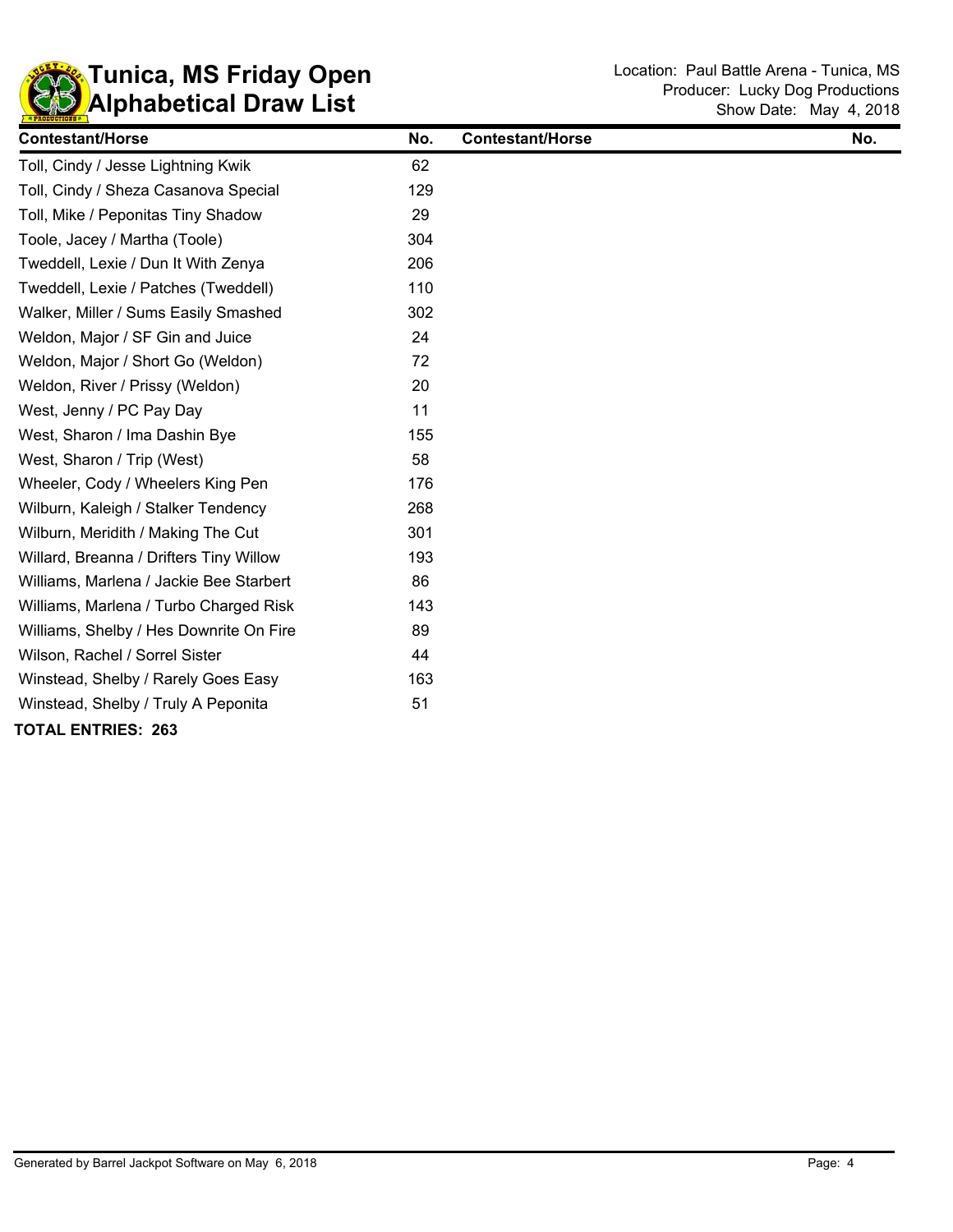# Tunica, MS Friday Open
# Alphabetical Draw List

Location: Paul Battle Arena - Tunica, MS
Producer: Lucky Dog Productions
Show Date: May 4, 2018

| Contestant/Horse | No. | Contestant/Horse | No. |
|---|---|---|---|
| Toll, Cindy / Jesse Lightning Kwik | 62 | | |
| Toll, Cindy / Sheza Casanova Special | 129 | | |
| Toll, Mike / Peponitas Tiny Shadow | 29 | | |
| Toole, Jacey / Martha (Toole) | 304 | | |
| Tweddell, Lexie / Dun It With Zenya | 206 | | |
| Tweddell, Lexie / Patches (Tweddell) | 110 | | |
| Walker, Miller / Sums Easily Smashed | 302 | | |
| Weldon, Major / SF Gin and Juice | 24 | | |
| Weldon, Major / Short Go (Weldon) | 72 | | |
| Weldon, River / Prissy (Weldon) | 20 | | |
| West, Jenny / PC Pay Day | 11 | | |
| West, Sharon / Ima Dashin Bye | 155 | | |
| West, Sharon / Trip (West) | 58 | | |
| Wheeler, Cody / Wheelers King Pen | 176 | | |
| Wilburn, Kaleigh / Stalker Tendency | 268 | | |
| Wilburn, Meridith / Making The Cut | 301 | | |
| Willard, Breanna / Drifters Tiny Willow | 193 | | |
| Williams, Marlena / Jackie Bee Starbert | 86 | | |
| Williams, Marlena / Turbo Charged Risk | 143 | | |
| Williams, Shelby / Hes Downrite On Fire | 89 | | |
| Wilson, Rachel / Sorrel Sister | 44 | | |
| Winstead, Shelby / Rarely Goes Easy | 163 | | |
| Winstead, Shelby / Truly A Peponita | 51 | | |

**TOTAL ENTRIES: 263**

Generated by Barrel Jackpot Software on May 6, 2018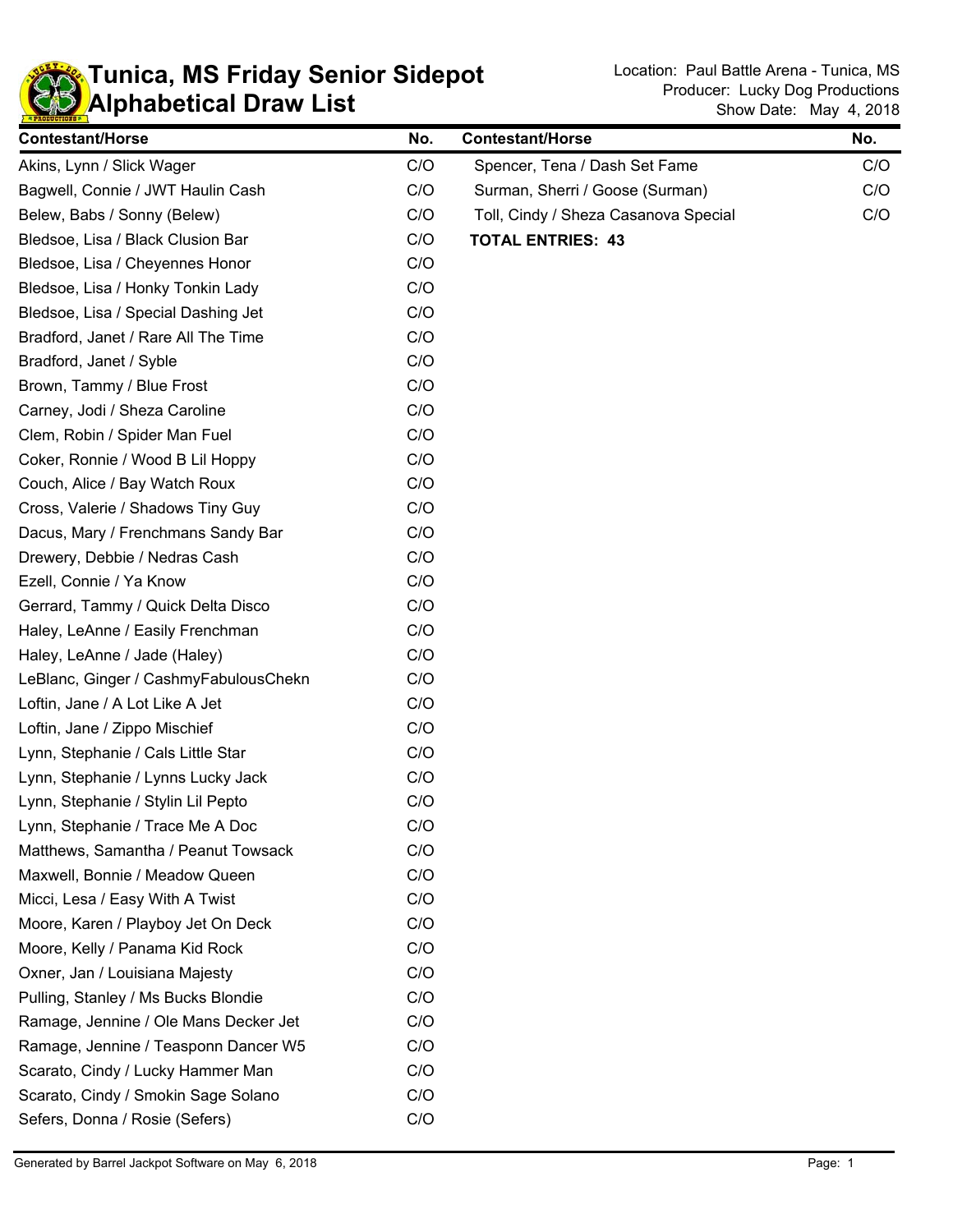# Tunica, MS Friday Senior Sidepot
# Alphabetical Draw List

Location: Paul Battle Arena - Tunica, MS
Producer: Lucky Dog Productions
Show Date: May 4, 2018

| Contestant/Horse | No. |
|---|---|
| Akins, Lynn / Slick Wager | C/O |
| Bagwell, Connie / JWT Haulin Cash | C/O |
| Belew, Babs / Sonny (Belew) | C/O |
| Bledsoe, Lisa / Black Clusion Bar | C/O |
| Bledsoe, Lisa / Cheyennes Honor | C/O |
| Bledsoe, Lisa / Honky Tonkin Lady | C/O |
| Bledsoe, Lisa / Special Dashing Jet | C/O |
| Bradford, Janet / Rare All The Time | C/O |
| Bradford, Janet / Syble | C/O |
| Brown, Tammy / Blue Frost | C/O |
| Carney, Jodi / Sheza Caroline | C/O |
| Clem, Robin / Spider Man Fuel | C/O |
| Coker, Ronnie / Wood B Lil Hoppy | C/O |
| Couch, Alice / Bay Watch Roux | C/O |
| Cross, Valerie / Shadows Tiny Guy | C/O |
| Dacus, Mary / Frenchmans Sandy Bar | C/O |
| Drewery, Debbie / Nedras Cash | C/O |
| Ezell, Connie / Ya Know | C/O |
| Gerrard, Tammy / Quick Delta Disco | C/O |
| Haley, LeAnne / Easily Frenchman | C/O |
| Haley, LeAnne / Jade (Haley) | C/O |
| LeBlanc, Ginger / CashmyFabulousChekn | C/O |
| Loftin, Jane / A Lot Like A Jet | C/O |
| Loftin, Jane / Zippo Mischief | C/O |
| Lynn, Stephanie / Cals Little Star | C/O |
| Lynn, Stephanie / Lynns Lucky Jack | C/O |
| Lynn, Stephanie / Stylin Lil Pepto | C/O |
| Lynn, Stephanie / Trace Me A Doc | C/O |
| Matthews, Samantha / Peanut Towsack | C/O |
| Maxwell, Bonnie / Meadow Queen | C/O |
| Micci, Lesa / Easy With A Twist | C/O |
| Moore, Karen / Playboy Jet On Deck | C/O |
| Moore, Kelly / Panama Kid Rock | C/O |
| Oxner, Jan / Louisiana Majesty | C/O |
| Pulling, Stanley / Ms Bucks Blondie | C/O |
| Ramage, Jennine / Ole Mans Decker Jet | C/O |
| Ramage, Jennine / Teasponn Dancer W5 | C/O |
| Scarato, Cindy / Lucky Hammer Man | C/O |
| Scarato, Cindy / Smokin Sage Solano | C/O |
| Sefers, Donna / Rosie (Sefers) | C/O |
| Spencer, Tena / Dash Set Fame | C/O |
| Surman, Sherri / Goose (Surman) | C/O |
| Toll, Cindy / Sheza Casanova Special | C/O |

**TOTAL ENTRIES: 43**

Generated by Barrel Jackpot Software on May 6, 2018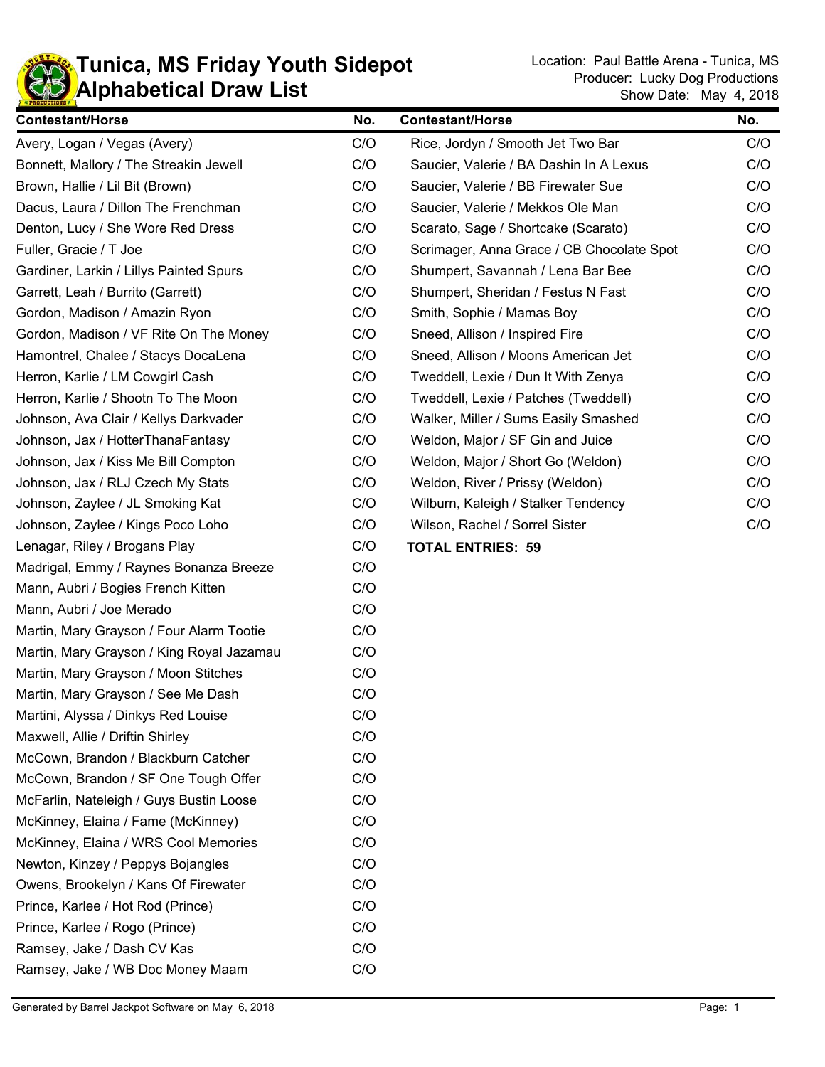# Tunica, MS Friday Youth Sidepot
## Alphabetical Draw List

Location: Paul Battle Arena - Tunica, MS
Producer: Lucky Dog Productions
Show Date: May 4, 2018

| Contestant/Horse | No. |
|---|---|
| Avery, Logan / Vegas (Avery) | C/O |
| Bonnett, Mallory / The Streakin Jewell | C/O |
| Brown, Hallie / Lil Bit (Brown) | C/O |
| Dacus, Laura / Dillon The Frenchman | C/O |
| Denton, Lucy / She Wore Red Dress | C/O |
| Fuller, Gracie / T Joe | C/O |
| Gardiner, Larkin / Lillys Painted Spurs | C/O |
| Garrett, Leah / Burrito (Garrett) | C/O |
| Gordon, Madison / Amazin Ryon | C/O |
| Gordon, Madison / VF Rite On The Money | C/O |
| Hamontrel, Chalee / Stacys DocaLena | C/O |
| Herron, Karlie / LM Cowgirl Cash | C/O |
| Herron, Karlie / Shootn To The Moon | C/O |
| Johnson, Ava Clair / Kellys Darkvader | C/O |
| Johnson, Jax / HotterThanaFantasy | C/O |
| Johnson, Jax / Kiss Me Bill Compton | C/O |
| Johnson, Jax / RLJ Czech My Stats | C/O |
| Johnson, Zaylee / JL Smoking Kat | C/O |
| Johnson, Zaylee / Kings Poco Loho | C/O |
| Lenagar, Riley / Brogans Play | C/O |
| Madrigal, Emmy / Raynes Bonanza Breeze | C/O |
| Mann, Aubri / Bogies French Kitten | C/O |
| Mann, Aubri / Joe Merado | C/O |
| Martin, Mary Grayson / Four Alarm Tootie | C/O |
| Martin, Mary Grayson / King Royal Jazamau | C/O |
| Martin, Mary Grayson / Moon Stitches | C/O |
| Martin, Mary Grayson / See Me Dash | C/O |
| Martini, Alyssa / Dinkys Red Louise | C/O |
| Maxwell, Allie / Driftin Shirley | C/O |
| McCown, Brandon / Blackburn Catcher | C/O |
| McCown, Brandon / SF One Tough Offer | C/O |
| McFarlin, Nateleigh / Guys Bustin Loose | C/O |
| McKinney, Elaina / Fame (McKinney) | C/O |
| McKinney, Elaina / WRS Cool Memories | C/O |
| Newton, Kinzey / Peppys Bojangles | C/O |
| Owens, Brookelyn / Kans Of Firewater | C/O |
| Prince, Karlee / Hot Rod (Prince) | C/O |
| Prince, Karlee / Rogo (Prince) | C/O |
| Ramsey, Jake / Dash CV Kas | C/O |
| Ramsey, Jake / WB Doc Money Maam | C/O |
| Rice, Jordyn / Smooth Jet Two Bar | C/O |
| Saucier, Valerie / BA Dashin In A Lexus | C/O |
| Saucier, Valerie / BB Firewater Sue | C/O |
| Saucier, Valerie / Mekkos Ole Man | C/O |
| Scarato, Sage / Shortcake (Scarato) | C/O |
| Scrimager, Anna Grace / CB Chocolate Spot | C/O |
| Shumpert, Savannah / Lena Bar Bee | C/O |
| Shumpert, Sheridan / Festus N Fast | C/O |
| Smith, Sophie / Mamas Boy | C/O |
| Sneed, Allison / Inspired Fire | C/O |
| Sneed, Allison / Moons American Jet | C/O |
| Tweddell, Lexie / Dun It With Zenya | C/O |
| Tweddell, Lexie / Patches (Tweddell) | C/O |
| Walker, Miller / Sums Easily Smashed | C/O |
| Weldon, Major / SF Gin and Juice | C/O |
| Weldon, Major / Short Go (Weldon) | C/O |
| Weldon, River / Prissy (Weldon) | C/O |
| Wilburn, Kaleigh / Stalker Tendency | C/O |
| Wilson, Rachel / Sorrel Sister | C/O |

**TOTAL ENTRIES: 59**

Generated by Barrel Jackpot Software on May 6, 2018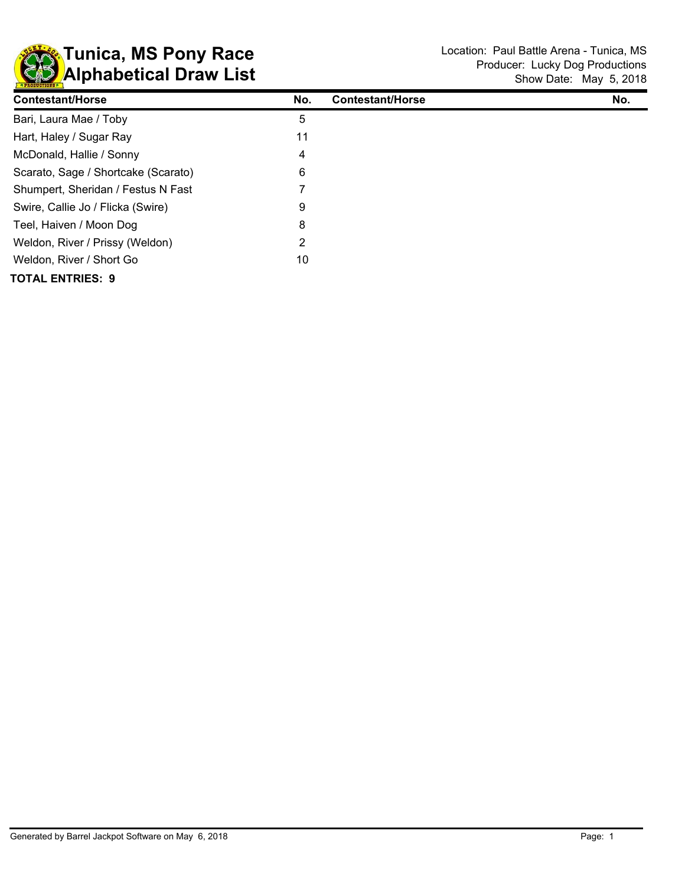# Tunica, MS Pony Race
## Alphabetical Draw List

Location: Paul Battle Arena - Tunica, MS
Producer: Lucky Dog Productions
Show Date: May 5, 2018

| Contestant/Horse | No. | Contestant/Horse | No. |
|---|---|---|---|
| Bari, Laura Mae / Toby | 5 | | |
| Hart, Haley / Sugar Ray | 11 | | |
| McDonald, Hallie / Sonny | 4 | | |
| Scarato, Sage / Shortcake (Scarato) | 6 | | |
| Shumpert, Sheridan / Festus N Fast | 7 | | |
| Swire, Callie Jo / Flicka (Swire) | 9 | | |
| Teel, Haiven / Moon Dog | 8 | | |
| Weldon, River / Prissy (Weldon) | 2 | | |
| Weldon, River / Short Go | 10 | | |

**TOTAL ENTRIES: 9**

Generated by Barrel Jackpot Software on May 6, 2018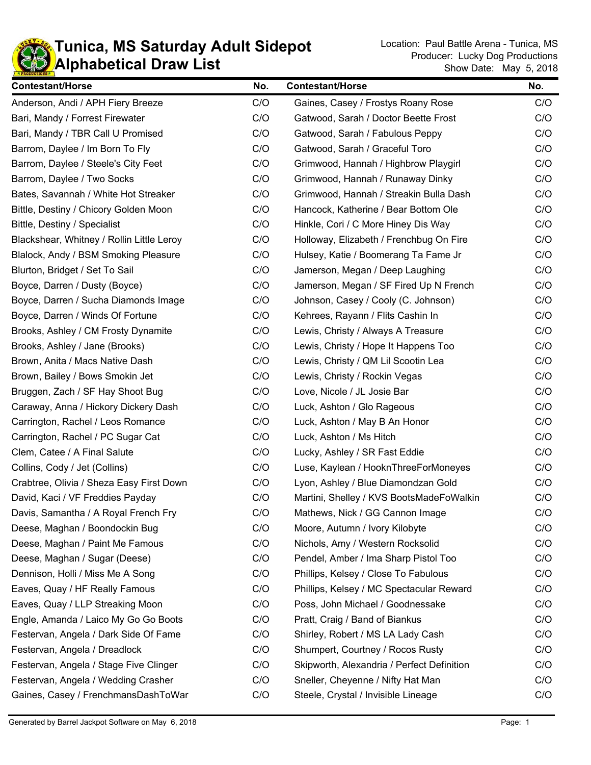# Tunica, MS Saturday Adult Sidepot
# Alphabetical Draw List

Location: Paul Battle Arena - Tunica, MS
Producer: Lucky Dog Productions
Show Date: May 5, 2018

| Contestant/Horse | No. |
|---|---|
| Anderson, Andi / APH Fiery Breeze | C/O |
| Bari, Mandy / Forrest Firewater | C/O |
| Bari, Mandy / TBR Call U Promised | C/O |
| Barrom, Daylee / Im Born To Fly | C/O |
| Barrom, Daylee / Steele's City Feet | C/O |
| Barrom, Daylee / Two Socks | C/O |
| Bates, Savannah / White Hot Streaker | C/O |
| Bittle, Destiny / Chicory Golden Moon | C/O |
| Bittle, Destiny / Specialist | C/O |
| Blackshear, Whitney / Rollin Little Leroy | C/O |
| Blalock, Andy / BSM Smoking Pleasure | C/O |
| Blurton, Bridget / Set To Sail | C/O |
| Boyce, Darren / Dusty (Boyce) | C/O |
| Boyce, Darren / Sucha Diamonds Image | C/O |
| Boyce, Darren / Winds Of Fortune | C/O |
| Brooks, Ashley / CM Frosty Dynamite | C/O |
| Brooks, Ashley / Jane (Brooks) | C/O |
| Brown, Anita / Macs Native Dash | C/O |
| Brown, Bailey / Bows Smokin Jet | C/O |
| Bruggen, Zach / SF Hay Shoot Bug | C/O |
| Caraway, Anna / Hickory Dickery Dash | C/O |
| Carrington, Rachel / Leos Romance | C/O |
| Carrington, Rachel / PC Sugar Cat | C/O |
| Clem, Catee / A Final Salute | C/O |
| Collins, Cody / Jet (Collins) | C/O |
| Crabtree, Olivia / Sheza Easy First Down | C/O |
| David, Kaci / VF Freddies Payday | C/O |
| Davis, Samantha / A Royal French Fry | C/O |
| Deese, Maghan / Boondockin Bug | C/O |
| Deese, Maghan / Paint Me Famous | C/O |
| Deese, Maghan / Sugar (Deese) | C/O |
| Dennison, Holli / Miss Me A Song | C/O |
| Eaves, Quay / HF Really Famous | C/O |
| Eaves, Quay / LLP Streaking Moon | C/O |
| Engle, Amanda / Laico My Go Go Boots | C/O |
| Festervan, Angela / Dark Side Of Fame | C/O |
| Festervan, Angela / Dreadlock | C/O |
| Festervan, Angela / Stage Five Clinger | C/O |
| Festervan, Angela / Wedding Crasher | C/O |
| Gaines, Casey / FrenchmansDashToWar | C/O |
| Gaines, Casey / Frostys Roany Rose | C/O |
| Gatwood, Sarah / Doctor Beette Frost | C/O |
| Gatwood, Sarah / Fabulous Peppy | C/O |
| Gatwood, Sarah / Graceful Toro | C/O |
| Grimwood, Hannah / Highbrow Playgirl | C/O |
| Grimwood, Hannah / Runaway Dinky | C/O |
| Grimwood, Hannah / Streakin Bulla Dash | C/O |
| Hancock, Katherine / Bear Bottom Ole | C/O |
| Hinkle, Cori / C More Hiney Dis Way | C/O |
| Holloway, Elizabeth / Frenchbug On Fire | C/O |
| Hulsey, Katie / Boomerang Ta Fame Jr | C/O |
| Jamerson, Megan / Deep Laughing | C/O |
| Jamerson, Megan / SF Fired Up N French | C/O |
| Johnson, Casey / Cooly (C. Johnson) | C/O |
| Kehrees, Rayann / Flits Cashin In | C/O |
| Lewis, Christy / Always A Treasure | C/O |
| Lewis, Christy / Hope It Happens Too | C/O |
| Lewis, Christy / QM Lil Scootin Lea | C/O |
| Lewis, Christy / Rockin Vegas | C/O |
| Love, Nicole / JL Josie Bar | C/O |
| Luck, Ashton / Glo Rageous | C/O |
| Luck, Ashton / May B An Honor | C/O |
| Luck, Ashton / Ms Hitch | C/O |
| Lucky, Ashley / SR Fast Eddie | C/O |
| Luse, Kaylean / HooknThreeForMoneyes | C/O |
| Lyon, Ashley / Blue Diamondzan Gold | C/O |
| Martini, Shelley / KVS BootsMadeFoWalkin | C/O |
| Mathews, Nick / GG Cannon Image | C/O |
| Moore, Autumn / Ivory Kilobyte | C/O |
| Nichols, Amy / Western Rocksolid | C/O |
| Pendel, Amber / Ima Sharp Pistol Too | C/O |
| Phillips, Kelsey / Close To Fabulous | C/O |
| Phillips, Kelsey / MC Spectacular Reward | C/O |
| Poss, John Michael / Goodnessake | C/O |
| Pratt, Craig / Band of Biankus | C/O |
| Shirley, Robert / MS LA Lady Cash | C/O |
| Shumpert, Courtney / Rocos Rusty | C/O |
| Skipworth, Alexandria / Perfect Definition | C/O |
| Sneller, Cheyenne / Nifty Hat Man | C/O |
| Steele, Crystal / Invisible Lineage | C/O |

Generated by Barrel Jackpot Software on May 6, 2018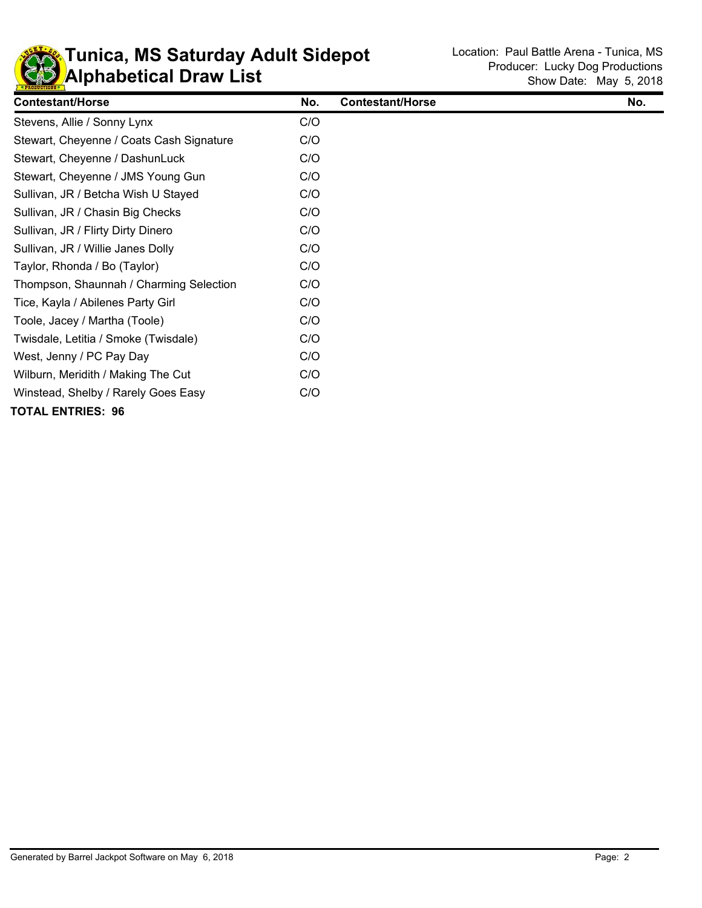# Tunica, MS Saturday Adult Sidepot Alphabetical Draw List

Location: Paul Battle Arena - Tunica, MS
Producer: Lucky Dog Productions
Show Date: May 5, 2018

| Contestant/Horse | No. | Contestant/Horse | No. |
|---|---|---|---|
| Stevens, Allie / Sonny Lynx | C/O | | |
| Stewart, Cheyenne / Coats Cash Signature | C/O | | |
| Stewart, Cheyenne / DashunLuck | C/O | | |
| Stewart, Cheyenne / JMS Young Gun | C/O | | |
| Sullivan, JR / Betcha Wish U Stayed | C/O | | |
| Sullivan, JR / Chasin Big Checks | C/O | | |
| Sullivan, JR / Flirty Dirty Dinero | C/O | | |
| Sullivan, JR / Willie Janes Dolly | C/O | | |
| Taylor, Rhonda / Bo (Taylor) | C/O | | |
| Thompson, Shaunnah / Charming Selection | C/O | | |
| Tice, Kayla / Abilenes Party Girl | C/O | | |
| Toole, Jacey / Martha (Toole) | C/O | | |
| Twisdale, Letitia / Smoke (Twisdale) | C/O | | |
| West, Jenny / PC Pay Day | C/O | | |
| Wilburn, Meridith / Making The Cut | C/O | | |
| Winstead, Shelby / Rarely Goes Easy | C/O | | |

**TOTAL ENTRIES: 96**

Generated by Barrel Jackpot Software on May 6, 2018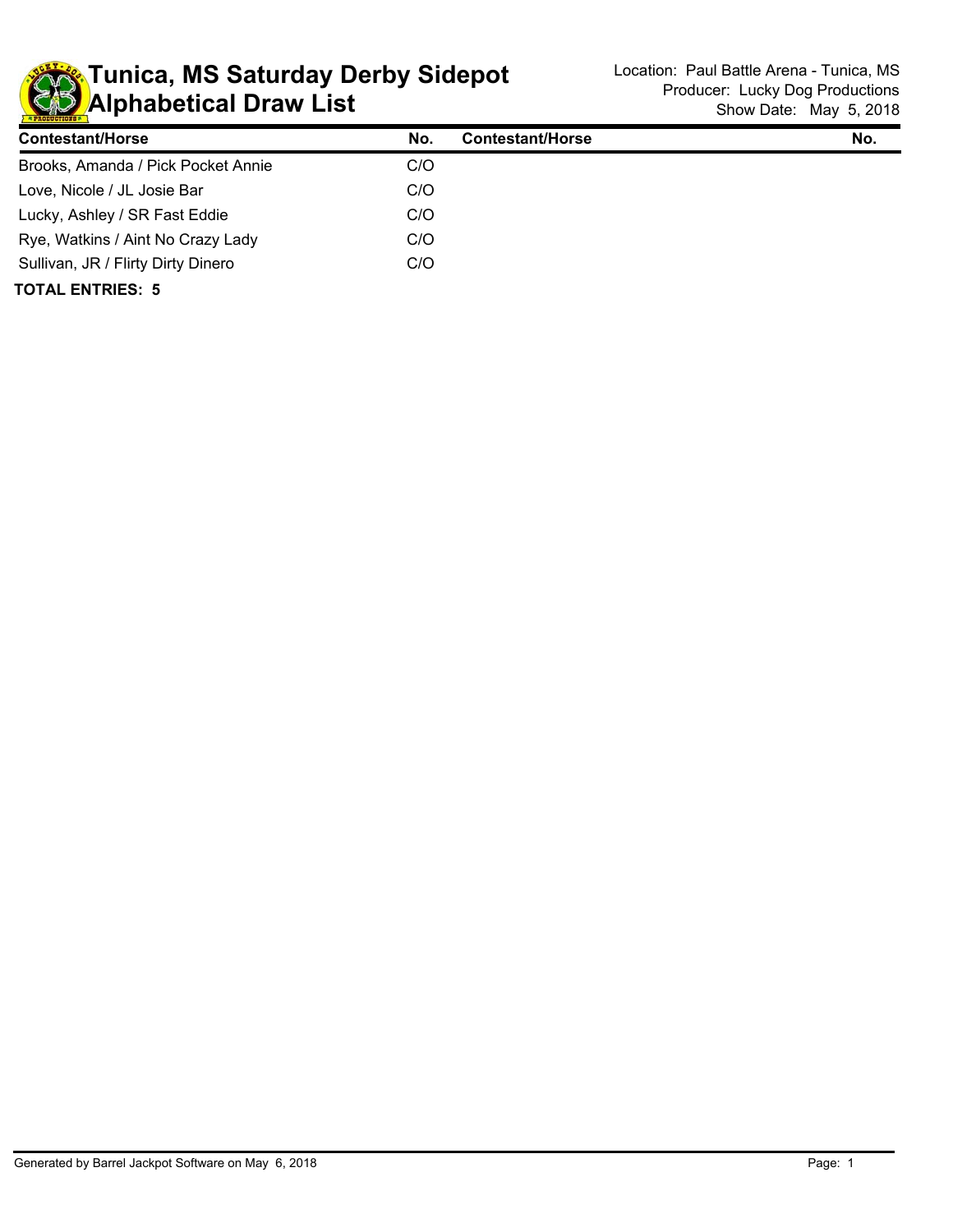# Tunica, MS Saturday Derby Sidepot Alphabetical Draw List

Location: Paul Battle Arena - Tunica, MS
Producer: Lucky Dog Productions
Show Date: May 5, 2018

| Contestant/Horse | No. | Contestant/Horse | No. |
|---|---|---|---|
| Brooks, Amanda / Pick Pocket Annie | C/O | | |
| Love, Nicole / JL Josie Bar | C/O | | |
| Lucky, Ashley / SR Fast Eddie | C/O | | |
| Rye, Watkins / Aint No Crazy Lady | C/O | | |
| Sullivan, JR / Flirty Dirty Dinero | C/O | | |

**TOTAL ENTRIES: 5**

Generated by Barrel Jackpot Software on May 6, 2018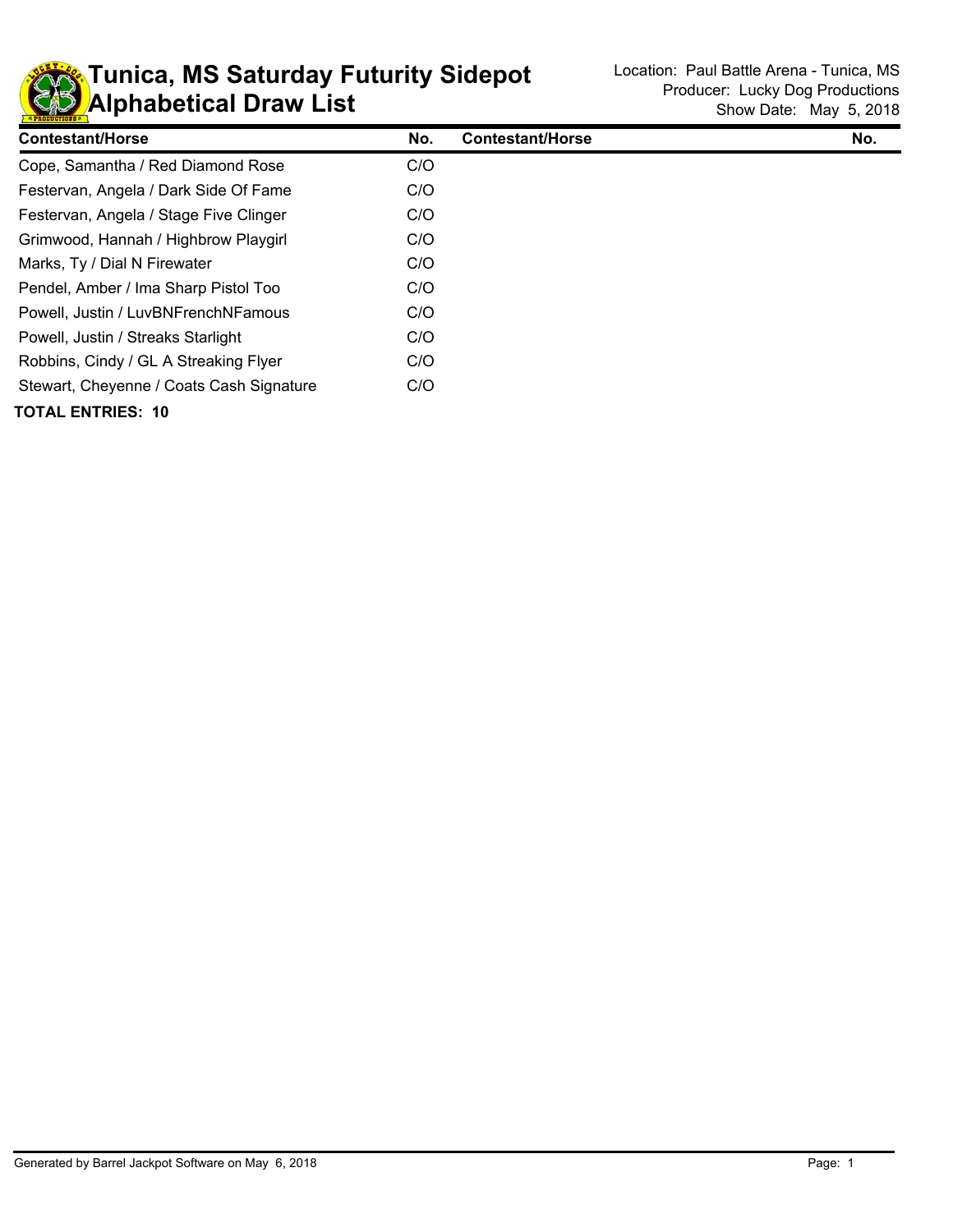# Tunica, MS Saturday Futurity Sidepot
# Alphabetical Draw List

Location: Paul Battle Arena - Tunica, MS
Producer: Lucky Dog Productions
Show Date: May 5, 2018

| Contestant/Horse | No. | Contestant/Horse | No. |
|---|---|---|---|
| Cope, Samantha / Red Diamond Rose | C/O | | |
| Festervan, Angela / Dark Side Of Fame | C/O | | |
| Festervan, Angela / Stage Five Clinger | C/O | | |
| Grimwood, Hannah / Highbrow Playgirl | C/O | | |
| Marks, Ty / Dial N Firewater | C/O | | |
| Pendel, Amber / Ima Sharp Pistol Too | C/O | | |
| Powell, Justin / LuvBNFrenchNFamous | C/O | | |
| Powell, Justin / Streaks Starlight | C/O | | |
| Robbins, Cindy / GL A Streaking Flyer | C/O | | |
| Stewart, Cheyenne / Coats Cash Signature | C/O | | |

**TOTAL ENTRIES: 10**

Generated by Barrel Jackpot Software on May 6, 2018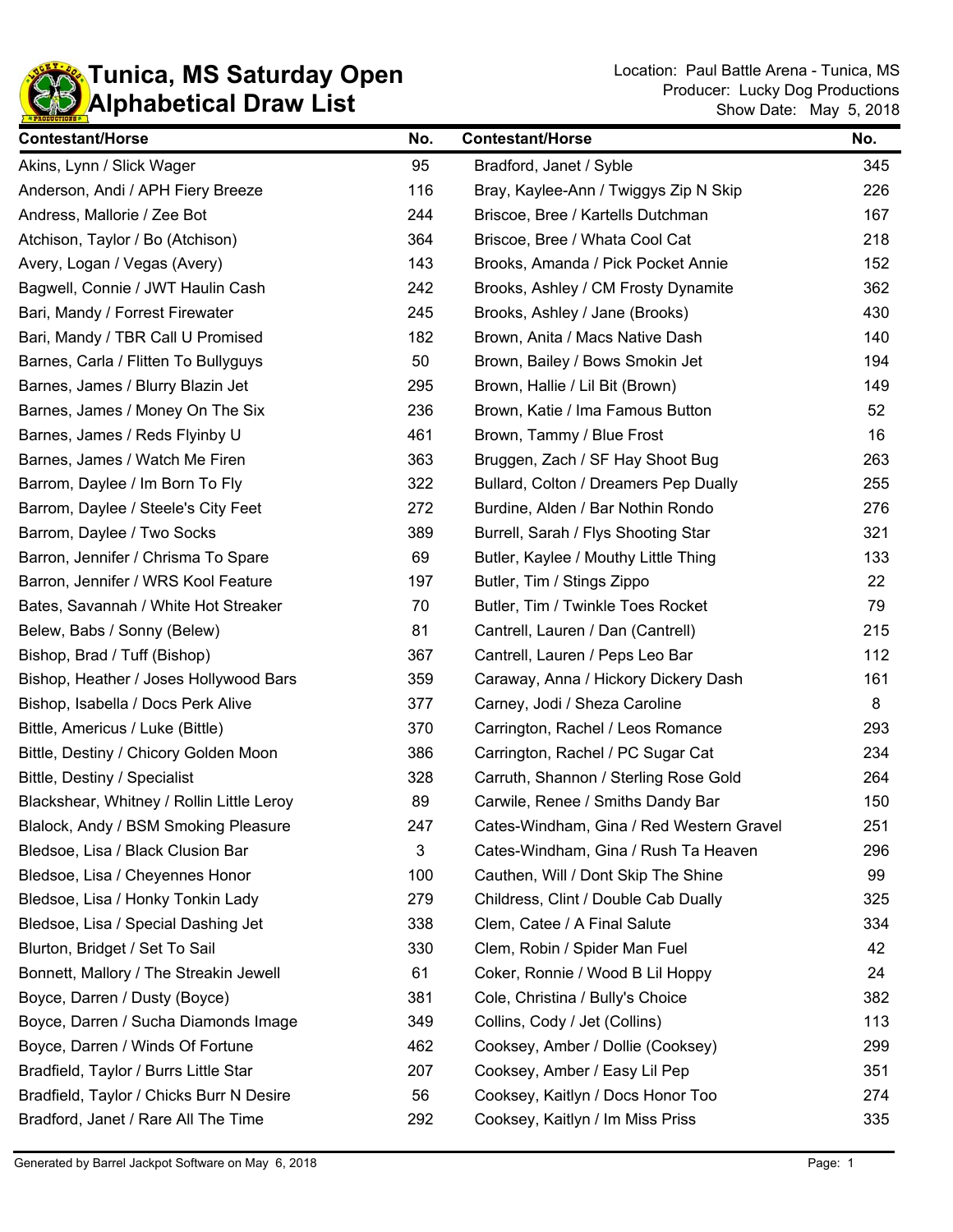# Tunica, MS Saturday Open
## Alphabetical Draw List

Location: Paul Battle Arena - Tunica, MS
Producer: Lucky Dog Productions
Show Date: May 5, 2018

| Contestant/Horse | No. |
|---|---|
| Akins, Lynn / Slick Wager | 95 |
| Anderson, Andi / APH Fiery Breeze | 116 |
| Andress, Mallorie / Zee Bot | 244 |
| Atchison, Taylor / Bo (Atchison) | 364 |
| Avery, Logan / Vegas (Avery) | 143 |
| Bagwell, Connie / JWT Haulin Cash | 242 |
| Bari, Mandy / Forrest Firewater | 245 |
| Bari, Mandy / TBR Call U Promised | 182 |
| Barnes, Carla / Flitten To Bullyguys | 50 |
| Barnes, James / Blurry Blazin Jet | 295 |
| Barnes, James / Money On The Six | 236 |
| Barnes, James / Reds Flyinby U | 461 |
| Barnes, James / Watch Me Firen | 363 |
| Barrom, Daylee / Im Born To Fly | 322 |
| Barrom, Daylee / Steele's City Feet | 272 |
| Barrom, Daylee / Two Socks | 389 |
| Barron, Jennifer / Chrisma To Spare | 69 |
| Barron, Jennifer / WRS Kool Feature | 197 |
| Bates, Savannah / White Hot Streaker | 70 |
| Belew, Babs / Sonny (Belew) | 81 |
| Bishop, Brad / Tuff (Bishop) | 367 |
| Bishop, Heather / Joses Hollywood Bars | 359 |
| Bishop, Isabella / Docs Perk Alive | 377 |
| Bittle, Americus / Luke (Bittle) | 370 |
| Bittle, Destiny / Chicory Golden Moon | 386 |
| Bittle, Destiny / Specialist | 328 |
| Blackshear, Whitney / Rollin Little Leroy | 89 |
| Blalock, Andy / BSM Smoking Pleasure | 247 |
| Bledsoe, Lisa / Black Clusion Bar | 3 |
| Bledsoe, Lisa / Cheyennes Honor | 100 |
| Bledsoe, Lisa / Honky Tonkin Lady | 279 |
| Bledsoe, Lisa / Special Dashing Jet | 338 |
| Blurton, Bridget / Set To Sail | 330 |
| Bonnett, Mallory / The Streakin Jewell | 61 |
| Boyce, Darren / Dusty (Boyce) | 381 |
| Boyce, Darren / Sucha Diamonds Image | 349 |
| Boyce, Darren / Winds Of Fortune | 462 |
| Bradfield, Taylor / Burrs Little Star | 207 |
| Bradfield, Taylor / Chicks Burr N Desire | 56 |
| Bradford, Janet / Rare All The Time | 292 |
| Bradford, Janet / Syble | 345 |
| Bray, Kaylee-Ann / Twiggys Zip N Skip | 226 |
| Briscoe, Bree / Kartells Dutchman | 167 |
| Briscoe, Bree / Whata Cool Cat | 218 |
| Brooks, Amanda / Pick Pocket Annie | 152 |
| Brooks, Ashley / CM Frosty Dynamite | 362 |
| Brooks, Ashley / Jane (Brooks) | 430 |
| Brown, Anita / Macs Native Dash | 140 |
| Brown, Bailey / Bows Smokin Jet | 194 |
| Brown, Hallie / Lil Bit (Brown) | 149 |
| Brown, Katie / Ima Famous Button | 52 |
| Brown, Tammy / Blue Frost | 16 |
| Bruggen, Zach / SF Hay Shoot Bug | 263 |
| Bullard, Colton / Dreamers Pep Dually | 255 |
| Burdine, Alden / Bar Nothin Rondo | 276 |
| Burrell, Sarah / Flys Shooting Star | 321 |
| Butler, Kaylee / Mouthy Little Thing | 133 |
| Butler, Tim / Stings Zippo | 22 |
| Butler, Tim / Twinkle Toes Rocket | 79 |
| Cantrell, Lauren / Dan (Cantrell) | 215 |
| Cantrell, Lauren / Peps Leo Bar | 112 |
| Caraway, Anna / Hickory Dickery Dash | 161 |
| Carney, Jodi / Sheza Caroline | 8 |
| Carrington, Rachel / Leos Romance | 293 |
| Carrington, Rachel / PC Sugar Cat | 234 |
| Carruth, Shannon / Sterling Rose Gold | 264 |
| Carwile, Renee / Smiths Dandy Bar | 150 |
| Cates-Windham, Gina / Red Western Gravel | 251 |
| Cates-Windham, Gina / Rush Ta Heaven | 296 |
| Cauthen, Will / Dont Skip The Shine | 99 |
| Childress, Clint / Double Cab Dually | 325 |
| Clem, Catee / A Final Salute | 334 |
| Clem, Robin / Spider Man Fuel | 42 |
| Coker, Ronnie / Wood B Lil Hoppy | 24 |
| Cole, Christina / Bully's Choice | 382 |
| Collins, Cody / Jet (Collins) | 113 |
| Cooksey, Amber / Dollie (Cooksey) | 299 |
| Cooksey, Amber / Easy Lil Pep | 351 |
| Cooksey, Kaitlyn / Docs Honor Too | 274 |
| Cooksey, Kaitlyn / Im Miss Priss | 335 |

Generated by Barrel Jackpot Software on May 6, 2018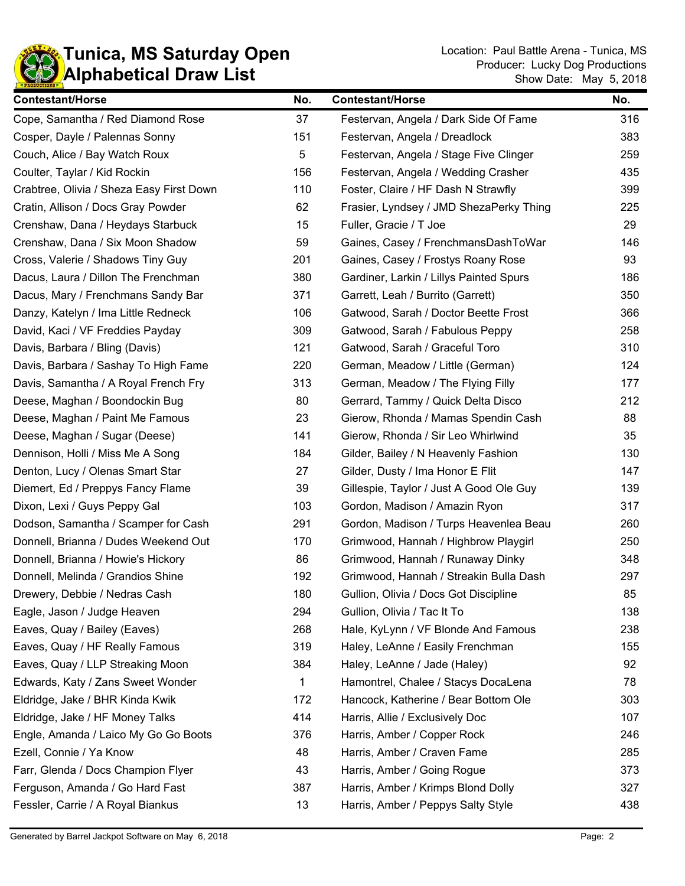# Tunica, MS Saturday Open
## Alphabetical Draw List

Location: Paul Battle Arena - Tunica, MS
Producer: Lucky Dog Productions
Show Date: May 5, 2018

| Contestant/Horse | No. | Contestant/Horse | No. |
|---|---|---|---|
| Cope, Samantha / Red Diamond Rose | 37 | Festervan, Angela / Dark Side Of Fame | 316 |
| Cosper, Dayle / Palennas Sonny | 151 | Festervan, Angela / Dreadlock | 383 |
| Couch, Alice / Bay Watch Roux | 5 | Festervan, Angela / Stage Five Clinger | 259 |
| Coulter, Taylar / Kid Rockin | 156 | Festervan, Angela / Wedding Crasher | 435 |
| Crabtree, Olivia / Sheza Easy First Down | 110 | Foster, Claire / HF Dash N Strawfly | 399 |
| Cratin, Allison / Docs Gray Powder | 62 | Frasier, Lyndsey / JMD ShezaPerky Thing | 225 |
| Crenshaw, Dana / Heydays Starbuck | 15 | Fuller, Gracie / T Joe | 29 |
| Crenshaw, Dana / Six Moon Shadow | 59 | Gaines, Casey / FrenchmansDashToWar | 146 |
| Cross, Valerie / Shadows Tiny Guy | 201 | Gaines, Casey / Frostys Roany Rose | 93 |
| Dacus, Laura / Dillon The Frenchman | 380 | Gardiner, Larkin / Lillys Painted Spurs | 186 |
| Dacus, Mary / Frenchmans Sandy Bar | 371 | Garrett, Leah / Burrito (Garrett) | 350 |
| Danzy, Katelyn / Ima Little Redneck | 106 | Gatwood, Sarah / Doctor Beette Frost | 366 |
| David, Kaci / VF Freddies Payday | 309 | Gatwood, Sarah / Fabulous Peppy | 258 |
| Davis, Barbara / Bling (Davis) | 121 | Gatwood, Sarah / Graceful Toro | 310 |
| Davis, Barbara / Sashay To High Fame | 220 | German, Meadow / Little (German) | 124 |
| Davis, Samantha / A Royal French Fry | 313 | German, Meadow / The Flying Filly | 177 |
| Deese, Maghan / Boondockin Bug | 80 | Gerrard, Tammy / Quick Delta Disco | 212 |
| Deese, Maghan / Paint Me Famous | 23 | Gierow, Rhonda / Mamas Spendin Cash | 88 |
| Deese, Maghan / Sugar (Deese) | 141 | Gierow, Rhonda / Sir Leo Whirlwind | 35 |
| Dennison, Holli / Miss Me A Song | 184 | Gilder, Bailey / N Heavenly Fashion | 130 |
| Denton, Lucy / Olenas Smart Star | 27 | Gilder, Dusty / Ima Honor E Flit | 147 |
| Diemert, Ed / Preppys Fancy Flame | 39 | Gillespie, Taylor / Just A Good Ole Guy | 139 |
| Dixon, Lexi / Guys Peppy Gal | 103 | Gordon, Madison / Amazin Ryon | 317 |
| Dodson, Samantha / Scamper for Cash | 291 | Gordon, Madison / Turps Heavenlea Beau | 260 |
| Donnell, Brianna / Dudes Weekend Out | 170 | Grimwood, Hannah / Highbrow Playgirl | 250 |
| Donnell, Brianna / Howie's Hickory | 86 | Grimwood, Hannah / Runaway Dinky | 348 |
| Donnell, Melinda / Grandios Shine | 192 | Grimwood, Hannah / Streakin Bulla Dash | 297 |
| Drewery, Debbie / Nedras Cash | 180 | Gullion, Olivia / Docs Got Discipline | 85 |
| Eagle, Jason / Judge Heaven | 294 | Gullion, Olivia / Tac It To | 138 |
| Eaves, Quay / Bailey (Eaves) | 268 | Hale, KyLynn / VF Blonde And Famous | 238 |
| Eaves, Quay / HF Really Famous | 319 | Haley, LeAnne / Easily Frenchman | 155 |
| Eaves, Quay / LLP Streaking Moon | 384 | Haley, LeAnne / Jade (Haley) | 92 |
| Edwards, Katy / Zans Sweet Wonder | 1 | Hamontrel, Chalee / Stacys DocaLena | 78 |
| Eldridge, Jake / BHR Kinda Kwik | 172 | Hancock, Katherine / Bear Bottom Ole | 303 |
| Eldridge, Jake / HF Money Talks | 414 | Harris, Allie / Exclusively Doc | 107 |
| Engle, Amanda / Laico My Go Go Boots | 376 | Harris, Amber / Copper Rock | 246 |
| Ezell, Connie / Ya Know | 48 | Harris, Amber / Craven Fame | 285 |
| Farr, Glenda / Docs Champion Flyer | 43 | Harris, Amber / Going Rogue | 373 |
| Ferguson, Amanda / Go Hard Fast | 387 | Harris, Amber / Krimps Blond Dolly | 327 |
| Fessler, Carrie / A Royal Biankus | 13 | Harris, Amber / Peppys Salty Style | 438 |

Generated by Barrel Jackpot Software on May 6, 2018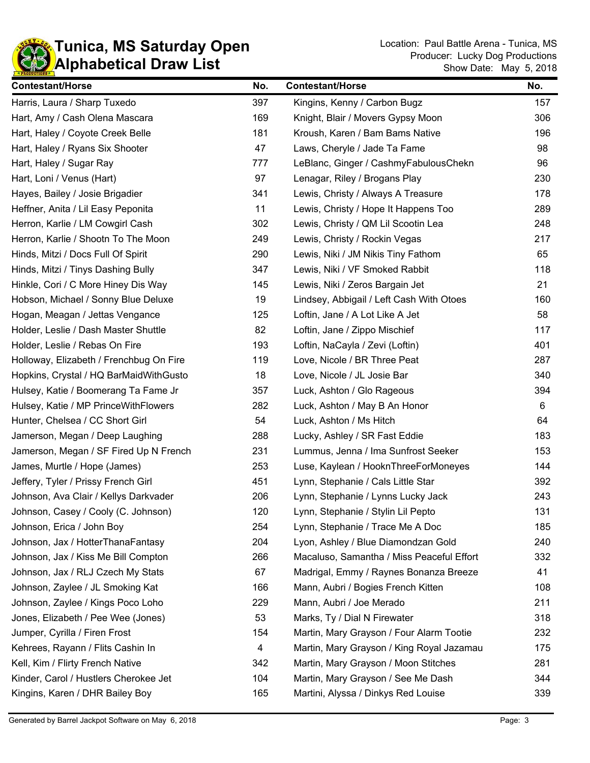# Tunica, MS Saturday Open
## Alphabetical Draw List

Location: Paul Battle Arena - Tunica, MS
Producer: Lucky Dog Productions
Show Date: May 5, 2018

| Contestant/Horse | No. | Contestant/Horse | No. |
|---|---|---|---|
| Harris, Laura / Sharp Tuxedo | 397 | Kingins, Kenny / Carbon Bugz | 157 |
| Hart, Amy / Cash Olena Mascara | 169 | Knight, Blair / Movers Gypsy Moon | 306 |
| Hart, Haley / Coyote Creek Belle | 181 | Kroush, Karen / Bam Bams Native | 196 |
| Hart, Haley / Ryans Six Shooter | 47 | Laws, Cheryle / Jade Ta Fame | 98 |
| Hart, Haley / Sugar Ray | 777 | LeBlanc, Ginger / CashmyFabulousChekn | 96 |
| Hart, Loni / Venus (Hart) | 97 | Lenagar, Riley / Brogans Play | 230 |
| Hayes, Bailey / Josie Brigadier | 341 | Lewis, Christy / Always A Treasure | 178 |
| Heffner, Anita / Lil Easy Peponita | 11 | Lewis, Christy / Hope It Happens Too | 289 |
| Herron, Karlie / LM Cowgirl Cash | 302 | Lewis, Christy / QM Lil Scootin Lea | 248 |
| Herron, Karlie / Shootn To The Moon | 249 | Lewis, Christy / Rockin Vegas | 217 |
| Hinds, Mitzi / Docs Full Of Spirit | 290 | Lewis, Niki / JM Nikis Tiny Fathom | 65 |
| Hinds, Mitzi / Tinys Dashing Bully | 347 | Lewis, Niki / VF Smoked Rabbit | 118 |
| Hinkle, Cori / C More Hiney Dis Way | 145 | Lewis, Niki / Zeros Bargain Jet | 21 |
| Hobson, Michael / Sonny Blue Deluxe | 19 | Lindsey, Abbigail / Left Cash With Otoes | 160 |
| Hogan, Meagan / Jettas Vengance | 125 | Loftin, Jane / A Lot Like A Jet | 58 |
| Holder, Leslie / Dash Master Shuttle | 82 | Loftin, Jane / Zippo Mischief | 117 |
| Holder, Leslie / Rebas On Fire | 193 | Loftin, NaCayla / Zevi (Loftin) | 401 |
| Holloway, Elizabeth / Frenchbug On Fire | 119 | Love, Nicole / BR Three Peat | 287 |
| Hopkins, Crystal / HQ BarMaidWithGusto | 18 | Love, Nicole / JL Josie Bar | 340 |
| Hulsey, Katie / Boomerang Ta Fame Jr | 357 | Luck, Ashton / Glo Rageous | 394 |
| Hulsey, Katie / MP PrinceWithFlowers | 282 | Luck, Ashton / May B An Honor | 6 |
| Hunter, Chelsea / CC Short Girl | 54 | Luck, Ashton / Ms Hitch | 64 |
| Jamerson, Megan / Deep Laughing | 288 | Lucky, Ashley / SR Fast Eddie | 183 |
| Jamerson, Megan / SF Fired Up N French | 231 | Lummus, Jenna / Ima Sunfrost Seeker | 153 |
| James, Murtle / Hope (James) | 253 | Luse, Kaylean / HooknThreeForMoneyes | 144 |
| Jeffery, Tyler / Prissy French Girl | 451 | Lynn, Stephanie / Cals Little Star | 392 |
| Johnson, Ava Clair / Kellys Darkvader | 206 | Lynn, Stephanie / Lynns Lucky Jack | 243 |
| Johnson, Casey / Cooly (C. Johnson) | 120 | Lynn, Stephanie / Stylin Lil Pepto | 131 |
| Johnson, Erica / John Boy | 254 | Lynn, Stephanie / Trace Me A Doc | 185 |
| Johnson, Jax / HotterThanaFantasy | 204 | Lyon, Ashley / Blue Diamondzan Gold | 240 |
| Johnson, Jax / Kiss Me Bill Compton | 266 | Macaluso, Samantha / Miss Peaceful Effort | 332 |
| Johnson, Jax / RLJ Czech My Stats | 67 | Madrigal, Emmy / Raynes Bonanza Breeze | 41 |
| Johnson, Zaylee / JL Smoking Kat | 166 | Mann, Aubri / Bogies French Kitten | 108 |
| Johnson, Zaylee / Kings Poco Loho | 229 | Mann, Aubri / Joe Merado | 211 |
| Jones, Elizabeth / Pee Wee (Jones) | 53 | Marks, Ty / Dial N Firewater | 318 |
| Jumper, Cyrilla / Firen Frost | 154 | Martin, Mary Grayson / Four Alarm Tootie | 232 |
| Kehrees, Rayann / Flits Cashin In | 4 | Martin, Mary Grayson / King Royal Jazamau | 175 |
| Kell, Kim / Flirty French Native | 342 | Martin, Mary Grayson / Moon Stitches | 281 |
| Kinder, Carol / Hustlers Cherokee Jet | 104 | Martin, Mary Grayson / See Me Dash | 344 |
| Kingins, Karen / DHR Bailey Boy | 165 | Martini, Alyssa / Dinkys Red Louise | 339 |

Generated by Barrel Jackpot Software on May 6, 2018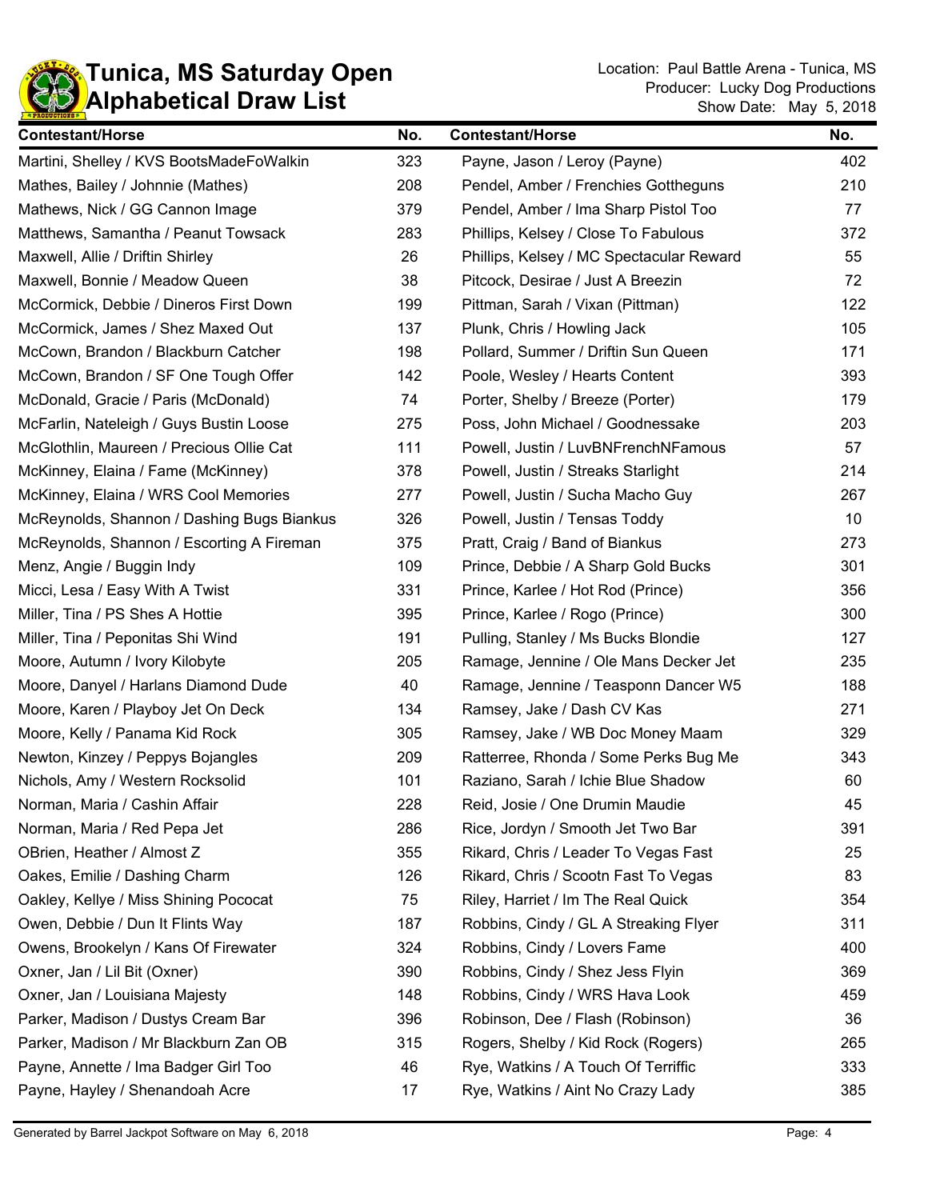# Tunica, MS Saturday Open
## Alphabetical Draw List

Location: Paul Battle Arena - Tunica, MS
Producer: Lucky Dog Productions
Show Date: May 5, 2018

| Contestant/Horse | No. | Contestant/Horse | No. |
|---|---|---|---|
| Martini, Shelley / KVS BootsMadeFoWalkin | 323 | Payne, Jason / Leroy (Payne) | 402 |
| Mathes, Bailey / Johnnie (Mathes) | 208 | Pendel, Amber / Frenchies Gottheguns | 210 |
| Mathews, Nick / GG Cannon Image | 379 | Pendel, Amber / Ima Sharp Pistol Too | 77 |
| Matthews, Samantha / Peanut Towsack | 283 | Phillips, Kelsey / Close To Fabulous | 372 |
| Maxwell, Allie / Driftin Shirley | 26 | Phillips, Kelsey / MC Spectacular Reward | 55 |
| Maxwell, Bonnie / Meadow Queen | 38 | Pitcock, Desirae / Just A Breezin | 72 |
| McCormick, Debbie / Dineros First Down | 199 | Pittman, Sarah / Vixan (Pittman) | 122 |
| McCormick, James / Shez Maxed Out | 137 | Plunk, Chris / Howling Jack | 105 |
| McCown, Brandon / Blackburn Catcher | 198 | Pollard, Summer / Driftin Sun Queen | 171 |
| McCown, Brandon / SF One Tough Offer | 142 | Poole, Wesley / Hearts Content | 393 |
| McDonald, Gracie / Paris (McDonald) | 74 | Porter, Shelby / Breeze (Porter) | 179 |
| McFarlin, Nateleigh / Guys Bustin Loose | 275 | Poss, John Michael / Goodnessake | 203 |
| McGlothlin, Maureen / Precious Ollie Cat | 111 | Powell, Justin / LuvBNFrenchNFamous | 57 |
| McKinney, Elaina / Fame (McKinney) | 378 | Powell, Justin / Streaks Starlight | 214 |
| McKinney, Elaina / WRS Cool Memories | 277 | Powell, Justin / Sucha Macho Guy | 267 |
| McReynolds, Shannon / Dashing Bugs Biankus | 326 | Powell, Justin / Tensas Toddy | 10 |
| McReynolds, Shannon / Escorting A Fireman | 375 | Pratt, Craig / Band of Biankus | 273 |
| Menz, Angie / Buggin Indy | 109 | Prince, Debbie / A Sharp Gold Bucks | 301 |
| Micci, Lesa / Easy With A Twist | 331 | Prince, Karlee / Hot Rod (Prince) | 356 |
| Miller, Tina / PS Shes A Hottie | 395 | Prince, Karlee / Rogo (Prince) | 300 |
| Miller, Tina / Peponitas Shi Wind | 191 | Pulling, Stanley / Ms Bucks Blondie | 127 |
| Moore, Autumn / Ivory Kilobyte | 205 | Ramage, Jennine / Ole Mans Decker Jet | 235 |
| Moore, Danyel / Harlans Diamond Dude | 40 | Ramage, Jennine / Teasponn Dancer W5 | 188 |
| Moore, Karen / Playboy Jet On Deck | 134 | Ramsey, Jake / Dash CV Kas | 271 |
| Moore, Kelly / Panama Kid Rock | 305 | Ramsey, Jake / WB Doc Money Maam | 329 |
| Newton, Kinzey / Peppys Bojangles | 209 | Ratterree, Rhonda / Some Perks Bug Me | 343 |
| Nichols, Amy / Western Rocksolid | 101 | Raziano, Sarah / Ichie Blue Shadow | 60 |
| Norman, Maria / Cashin Affair | 228 | Reid, Josie / One Drumin Maudie | 45 |
| Norman, Maria / Red Pepa Jet | 286 | Rice, Jordyn / Smooth Jet Two Bar | 391 |
| OBrien, Heather / Almost Z | 355 | Rikard, Chris / Leader To Vegas Fast | 25 |
| Oakes, Emilie / Dashing Charm | 126 | Rikard, Chris / Scootn Fast To Vegas | 83 |
| Oakley, Kellye / Miss Shining Pococat | 75 | Riley, Harriet / Im The Real Quick | 354 |
| Owen, Debbie / Dun It Flints Way | 187 | Robbins, Cindy / GL A Streaking Flyer | 311 |
| Owens, Brookelyn / Kans Of Firewater | 324 | Robbins, Cindy / Lovers Fame | 400 |
| Oxner, Jan / Lil Bit (Oxner) | 390 | Robbins, Cindy / Shez Jess Flyin | 369 |
| Oxner, Jan / Louisiana Majesty | 148 | Robbins, Cindy / WRS Hava Look | 459 |
| Parker, Madison / Dustys Cream Bar | 396 | Robinson, Dee / Flash (Robinson) | 36 |
| Parker, Madison / Mr Blackburn Zan OB | 315 | Rogers, Shelby / Kid Rock (Rogers) | 265 |
| Payne, Annette / Ima Badger Girl Too | 46 | Rye, Watkins / A Touch Of Terriffic | 333 |
| Payne, Hayley / Shenandoah Acre | 17 | Rye, Watkins / Aint No Crazy Lady | 385 |

Generated by Barrel Jackpot Software on May 6, 2018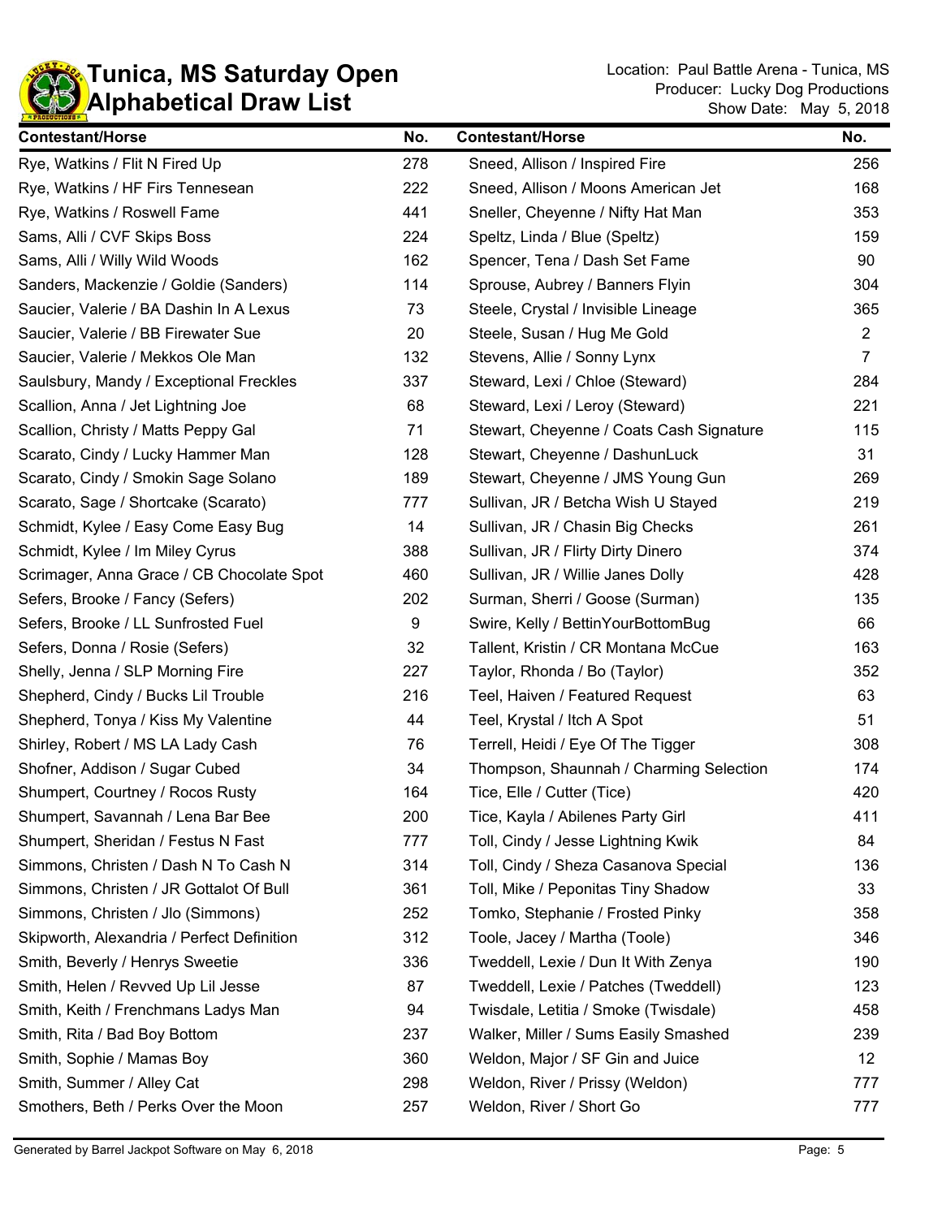# Tunica, MS Saturday Open
## Alphabetical Draw List

Location: Paul Battle Arena - Tunica, MS
Producer: Lucky Dog Productions
Show Date: May 5, 2018

| Contestant/Horse | No. |
|---|---|
| Rye, Watkins / Flit N Fired Up | 278 |
| Rye, Watkins / HF Firs Tennesean | 222 |
| Rye, Watkins / Roswell Fame | 441 |
| Sams, Alli / CVF Skips Boss | 224 |
| Sams, Alli / Willy Wild Woods | 162 |
| Sanders, Mackenzie / Goldie (Sanders) | 114 |
| Saucier, Valerie / BA Dashin In A Lexus | 73 |
| Saucier, Valerie / BB Firewater Sue | 20 |
| Saucier, Valerie / Mekkos Ole Man | 132 |
| Saulsbury, Mandy / Exceptional Freckles | 337 |
| Scallion, Anna / Jet Lightning Joe | 68 |
| Scallion, Christy / Matts Peppy Gal | 71 |
| Scarato, Cindy / Lucky Hammer Man | 128 |
| Scarato, Cindy / Smokin Sage Solano | 189 |
| Scarato, Sage / Shortcake (Scarato) | 777 |
| Schmidt, Kylee / Easy Come Easy Bug | 14 |
| Schmidt, Kylee / Im Miley Cyrus | 388 |
| Scrimager, Anna Grace / CB Chocolate Spot | 460 |
| Sefers, Brooke / Fancy (Sefers) | 202 |
| Sefers, Brooke / LL Sunfrosted Fuel | 9 |
| Sefers, Donna / Rosie (Sefers) | 32 |
| Shelly, Jenna / SLP Morning Fire | 227 |
| Shepherd, Cindy / Bucks Lil Trouble | 216 |
| Shepherd, Tonya / Kiss My Valentine | 44 |
| Shirley, Robert / MS LA Lady Cash | 76 |
| Shofner, Addison / Sugar Cubed | 34 |
| Shumpert, Courtney / Rocos Rusty | 164 |
| Shumpert, Savannah / Lena Bar Bee | 200 |
| Shumpert, Sheridan / Festus N Fast | 777 |
| Simmons, Christen / Dash N To Cash N | 314 |
| Simmons, Christen / JR Gottalot Of Bull | 361 |
| Simmons, Christen / Jlo (Simmons) | 252 |
| Skipworth, Alexandria / Perfect Definition | 312 |
| Smith, Beverly / Henrys Sweetie | 336 |
| Smith, Helen / Revved Up Lil Jesse | 87 |
| Smith, Keith / Frenchmans Ladys Man | 94 |
| Smith, Rita / Bad Boy Bottom | 237 |
| Smith, Sophie / Mamas Boy | 360 |
| Smith, Summer / Alley Cat | 298 |
| Smothers, Beth / Perks Over the Moon | 257 |
| Sneed, Allison / Inspired Fire | 256 |
| Sneed, Allison / Moons American Jet | 168 |
| Sneller, Cheyenne / Nifty Hat Man | 353 |
| Speltz, Linda / Blue (Speltz) | 159 |
| Spencer, Tena / Dash Set Fame | 90 |
| Sprouse, Aubrey / Banners Flyin | 304 |
| Steele, Crystal / Invisible Lineage | 365 |
| Steele, Susan / Hug Me Gold | 2 |
| Stevens, Allie / Sonny Lynx | 7 |
| Steward, Lexi / Chloe (Steward) | 284 |
| Steward, Lexi / Leroy (Steward) | 221 |
| Stewart, Cheyenne / Coats Cash Signature | 115 |
| Stewart, Cheyenne / DashunLuck | 31 |
| Stewart, Cheyenne / JMS Young Gun | 269 |
| Sullivan, JR / Betcha Wish U Stayed | 219 |
| Sullivan, JR / Chasin Big Checks | 261 |
| Sullivan, JR / Flirty Dirty Dinero | 374 |
| Sullivan, JR / Willie Janes Dolly | 428 |
| Surman, Sherri / Goose (Surman) | 135 |
| Swire, Kelly / BettinYourBottomBug | 66 |
| Tallent, Kristin / CR Montana McCue | 163 |
| Taylor, Rhonda / Bo (Taylor) | 352 |
| Teel, Haiven / Featured Request | 63 |
| Teel, Krystal / Itch A Spot | 51 |
| Terrell, Heidi / Eye Of The Tigger | 308 |
| Thompson, Shaunnah / Charming Selection | 174 |
| Tice, Elle / Cutter (Tice) | 420 |
| Tice, Kayla / Abilenes Party Girl | 411 |
| Toll, Cindy / Jesse Lightning Kwik | 84 |
| Toll, Cindy / Sheza Casanova Special | 136 |
| Toll, Mike / Peponitas Tiny Shadow | 33 |
| Tomko, Stephanie / Frosted Pinky | 358 |
| Toole, Jacey / Martha (Toole) | 346 |
| Tweddell, Lexie / Dun It With Zenya | 190 |
| Tweddell, Lexie / Patches (Tweddell) | 123 |
| Twisdale, Letitia / Smoke (Twisdale) | 458 |
| Walker, Miller / Sums Easily Smashed | 239 |
| Weldon, Major / SF Gin and Juice | 12 |
| Weldon, River / Prissy (Weldon) | 777 |
| Weldon, River / Short Go | 777 |

Generated by Barrel Jackpot Software on May 6, 2018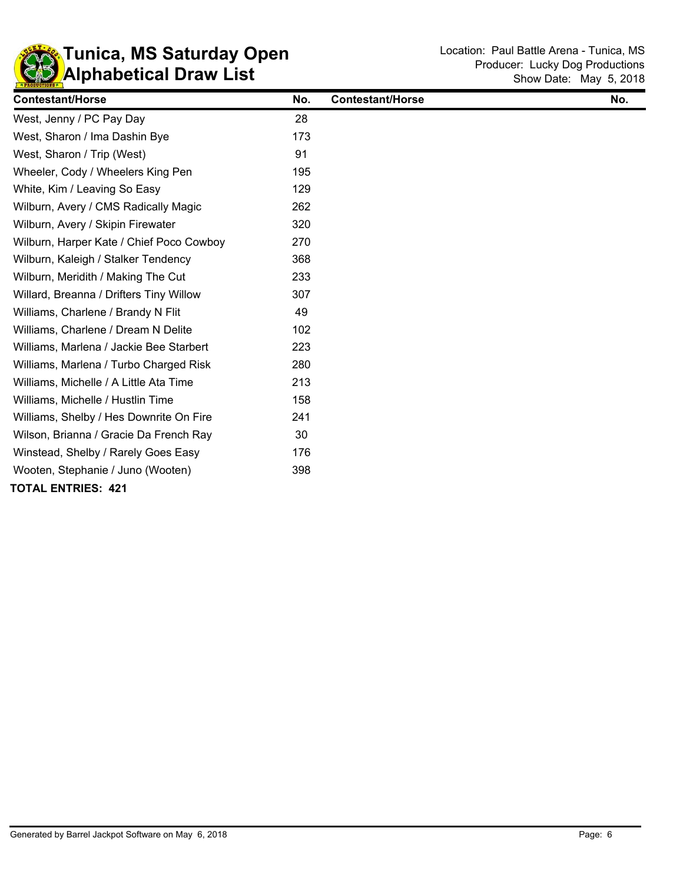# Tunica, MS Saturday Open
# Alphabetical Draw List

Location: Paul Battle Arena - Tunica, MS
Producer: Lucky Dog Productions
Show Date: May 5, 2018

| Contestant/Horse | No. | Contestant/Horse | No. |
|---|---|---|---|
| West, Jenny / PC Pay Day | 28 | | |
| West, Sharon / Ima Dashin Bye | 173 | | |
| West, Sharon / Trip (West) | 91 | | |
| Wheeler, Cody / Wheelers King Pen | 195 | | |
| White, Kim / Leaving So Easy | 129 | | |
| Wilburn, Avery / CMS Radically Magic | 262 | | |
| Wilburn, Avery / Skipin Firewater | 320 | | |
| Wilburn, Harper Kate / Chief Poco Cowboy | 270 | | |
| Wilburn, Kaleigh / Stalker Tendency | 368 | | |
| Wilburn, Meridith / Making The Cut | 233 | | |
| Willard, Breanna / Drifters Tiny Willow | 307 | | |
| Williams, Charlene / Brandy N Flit | 49 | | |
| Williams, Charlene / Dream N Delite | 102 | | |
| Williams, Marlena / Jackie Bee Starbert | 223 | | |
| Williams, Marlena / Turbo Charged Risk | 280 | | |
| Williams, Michelle / A Little Ata Time | 213 | | |
| Williams, Michelle / Hustlin Time | 158 | | |
| Williams, Shelby / Hes Downrite On Fire | 241 | | |
| Wilson, Brianna / Gracie Da French Ray | 30 | | |
| Winstead, Shelby / Rarely Goes Easy | 176 | | |
| Wooten, Stephanie / Juno (Wooten) | 398 | | |

**TOTAL ENTRIES: 421**

Generated by Barrel Jackpot Software on May 6, 2018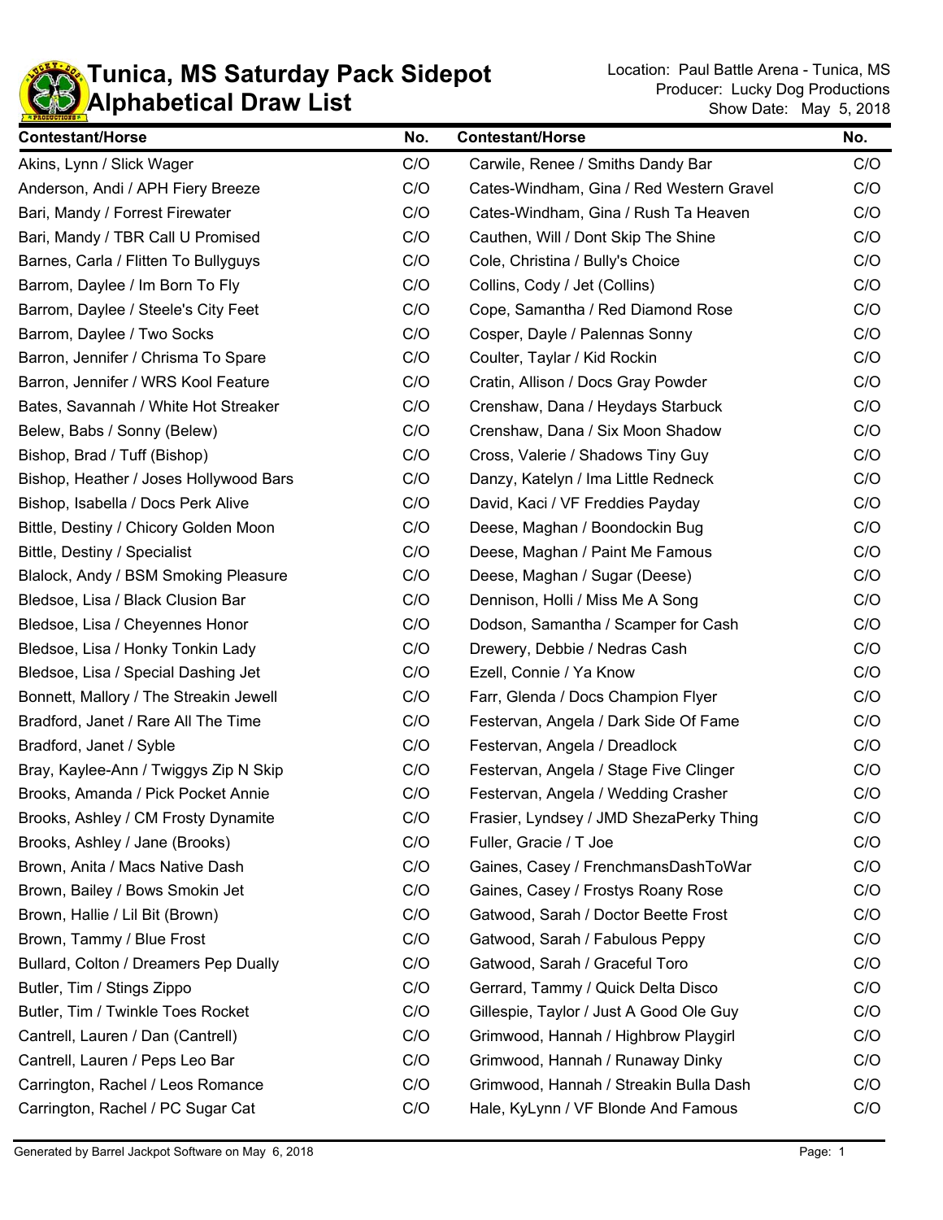# Tunica, MS Saturday Pack Sidepot
## Alphabetical Draw List

Location: Paul Battle Arena - Tunica, MS
Producer: Lucky Dog Productions
Show Date: May 5, 2018

| Contestant/Horse | No. |
|---|---|
| Akins, Lynn / Slick Wager | C/O |
| Anderson, Andi / APH Fiery Breeze | C/O |
| Bari, Mandy / Forrest Firewater | C/O |
| Bari, Mandy / TBR Call U Promised | C/O |
| Barnes, Carla / Flitten To Bullyguys | C/O |
| Barrom, Daylee / Im Born To Fly | C/O |
| Barrom, Daylee / Steele's City Feet | C/O |
| Barrom, Daylee / Two Socks | C/O |
| Barron, Jennifer / Chrisma To Spare | C/O |
| Barron, Jennifer / WRS Kool Feature | C/O |
| Bates, Savannah / White Hot Streaker | C/O |
| Belew, Babs / Sonny (Belew) | C/O |
| Bishop, Brad / Tuff (Bishop) | C/O |
| Bishop, Heather / Joses Hollywood Bars | C/O |
| Bishop, Isabella / Docs Perk Alive | C/O |
| Bittle, Destiny / Chicory Golden Moon | C/O |
| Bittle, Destiny / Specialist | C/O |
| Blalock, Andy / BSM Smoking Pleasure | C/O |
| Bledsoe, Lisa / Black Clusion Bar | C/O |
| Bledsoe, Lisa / Cheyennes Honor | C/O |
| Bledsoe, Lisa / Honky Tonkin Lady | C/O |
| Bledsoe, Lisa / Special Dashing Jet | C/O |
| Bonnett, Mallory / The Streakin Jewell | C/O |
| Bradford, Janet / Rare All The Time | C/O |
| Bradford, Janet / Syble | C/O |
| Bray, Kaylee-Ann / Twiggys Zip N Skip | C/O |
| Brooks, Amanda / Pick Pocket Annie | C/O |
| Brooks, Ashley / CM Frosty Dynamite | C/O |
| Brooks, Ashley / Jane (Brooks) | C/O |
| Brown, Anita / Macs Native Dash | C/O |
| Brown, Bailey / Bows Smokin Jet | C/O |
| Brown, Hallie / Lil Bit (Brown) | C/O |
| Brown, Tammy / Blue Frost | C/O |
| Bullard, Colton / Dreamers Pep Dually | C/O |
| Butler, Tim / Stings Zippo | C/O |
| Butler, Tim / Twinkle Toes Rocket | C/O |
| Cantrell, Lauren / Dan (Cantrell) | C/O |
| Cantrell, Lauren / Peps Leo Bar | C/O |
| Carrington, Rachel / Leos Romance | C/O |
| Carrington, Rachel / PC Sugar Cat | C/O |
| Carwile, Renee / Smiths Dandy Bar | C/O |
| Cates-Windham, Gina / Red Western Gravel | C/O |
| Cates-Windham, Gina / Rush Ta Heaven | C/O |
| Cauthen, Will / Dont Skip The Shine | C/O |
| Cole, Christina / Bully's Choice | C/O |
| Collins, Cody / Jet (Collins) | C/O |
| Cope, Samantha / Red Diamond Rose | C/O |
| Cosper, Dayle / Palennas Sonny | C/O |
| Coulter, Taylar / Kid Rockin | C/O |
| Cratin, Allison / Docs Gray Powder | C/O |
| Crenshaw, Dana / Heydays Starbuck | C/O |
| Crenshaw, Dana / Six Moon Shadow | C/O |
| Cross, Valerie / Shadows Tiny Guy | C/O |
| Danzy, Katelyn / Ima Little Redneck | C/O |
| David, Kaci / VF Freddies Payday | C/O |
| Deese, Maghan / Boondockin Bug | C/O |
| Deese, Maghan / Paint Me Famous | C/O |
| Deese, Maghan / Sugar (Deese) | C/O |
| Dennison, Holli / Miss Me A Song | C/O |
| Dodson, Samantha / Scamper for Cash | C/O |
| Drewery, Debbie / Nedras Cash | C/O |
| Ezell, Connie / Ya Know | C/O |
| Farr, Glenda / Docs Champion Flyer | C/O |
| Festervan, Angela / Dark Side Of Fame | C/O |
| Festervan, Angela / Dreadlock | C/O |
| Festervan, Angela / Stage Five Clinger | C/O |
| Festervan, Angela / Wedding Crasher | C/O |
| Frasier, Lyndsey / JMD ShezaPerky Thing | C/O |
| Fuller, Gracie / T Joe | C/O |
| Gaines, Casey / FrenchmansDashToWar | C/O |
| Gaines, Casey / Frostys Roany Rose | C/O |
| Gatwood, Sarah / Doctor Beette Frost | C/O |
| Gatwood, Sarah / Fabulous Peppy | C/O |
| Gatwood, Sarah / Graceful Toro | C/O |
| Gerrard, Tammy / Quick Delta Disco | C/O |
| Gillespie, Taylor / Just A Good Ole Guy | C/O |
| Grimwood, Hannah / Highbrow Playgirl | C/O |
| Grimwood, Hannah / Runaway Dinky | C/O |
| Grimwood, Hannah / Streakin Bulla Dash | C/O |
| Hale, KyLynn / VF Blonde And Famous | C/O |

Generated by Barrel Jackpot Software on May 6, 2018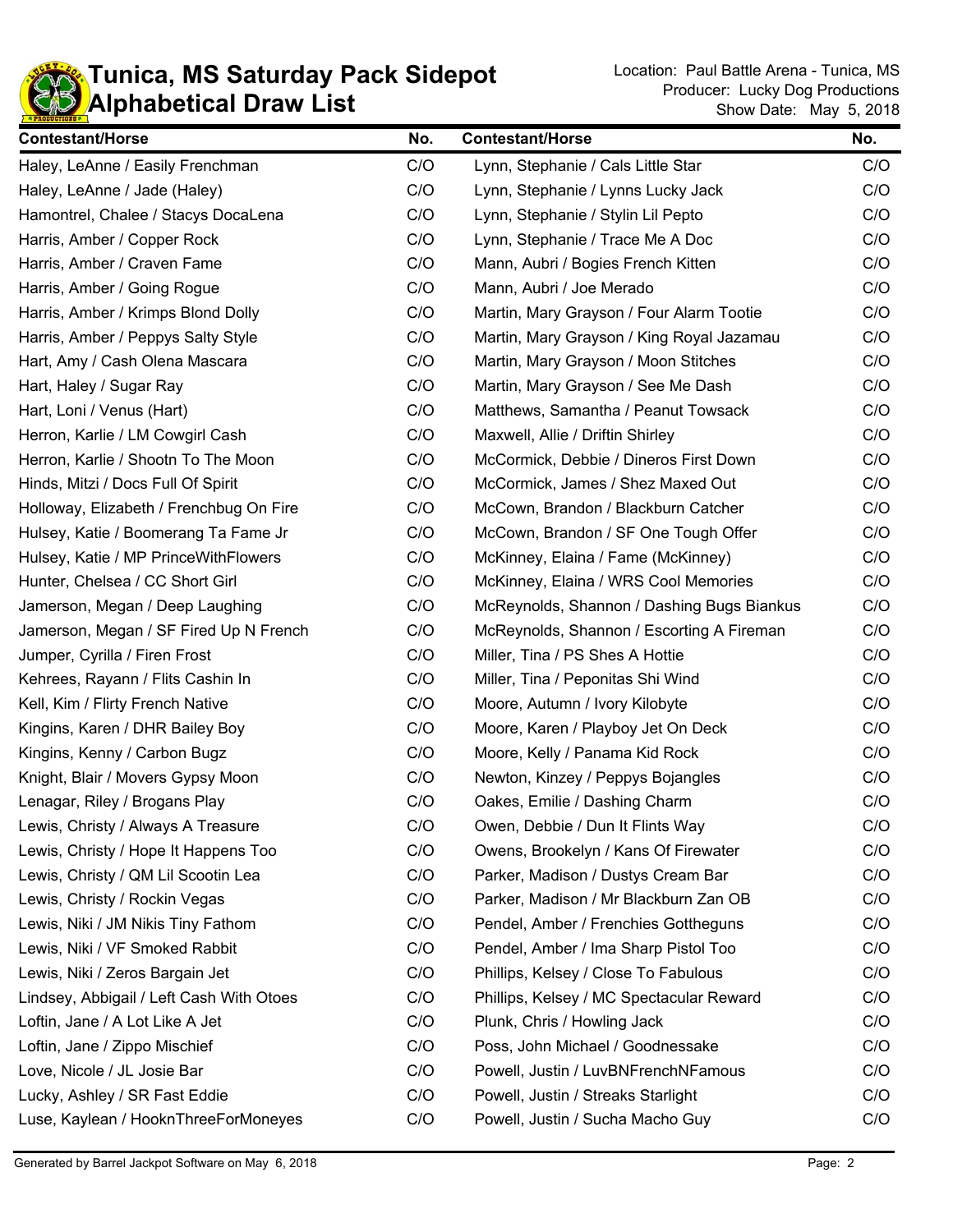# Tunica, MS Saturday Pack Sidepot
# Alphabetical Draw List

Location: Paul Battle Arena - Tunica, MS
Producer: Lucky Dog Productions
Show Date: May 5, 2018

| Contestant/Horse | No. |
|---|---|
| Haley, LeAnne / Easily Frenchman | C/O |
| Haley, LeAnne / Jade (Haley) | C/O |
| Hamontrel, Chalee / Stacys DocaLena | C/O |
| Harris, Amber / Copper Rock | C/O |
| Harris, Amber / Craven Fame | C/O |
| Harris, Amber / Going Rogue | C/O |
| Harris, Amber / Krimps Blond Dolly | C/O |
| Harris, Amber / Peppys Salty Style | C/O |
| Hart, Amy / Cash Olena Mascara | C/O |
| Hart, Haley / Sugar Ray | C/O |
| Hart, Loni / Venus (Hart) | C/O |
| Herron, Karlie / LM Cowgirl Cash | C/O |
| Herron, Karlie / Shootn To The Moon | C/O |
| Hinds, Mitzi / Docs Full Of Spirit | C/O |
| Holloway, Elizabeth / Frenchbug On Fire | C/O |
| Hulsey, Katie / Boomerang Ta Fame Jr | C/O |
| Hulsey, Katie / MP PrinceWithFlowers | C/O |
| Hunter, Chelsea / CC Short Girl | C/O |
| Jamerson, Megan / Deep Laughing | C/O |
| Jamerson, Megan / SF Fired Up N French | C/O |
| Jumper, Cyrilla / Firen Frost | C/O |
| Kehrees, Rayann / Flits Cashin In | C/O |
| Kell, Kim / Flirty French Native | C/O |
| Kingins, Karen / DHR Bailey Boy | C/O |
| Kingins, Kenny / Carbon Bugz | C/O |
| Knight, Blair / Movers Gypsy Moon | C/O |
| Lenagar, Riley / Brogans Play | C/O |
| Lewis, Christy / Always A Treasure | C/O |
| Lewis, Christy / Hope It Happens Too | C/O |
| Lewis, Christy / QM Lil Scootin Lea | C/O |
| Lewis, Christy / Rockin Vegas | C/O |
| Lewis, Niki / JM Nikis Tiny Fathom | C/O |
| Lewis, Niki / VF Smoked Rabbit | C/O |
| Lewis, Niki / Zeros Bargain Jet | C/O |
| Lindsey, Abbigail / Left Cash With Otoes | C/O |
| Loftin, Jane / A Lot Like A Jet | C/O |
| Loftin, Jane / Zippo Mischief | C/O |
| Love, Nicole / JL Josie Bar | C/O |
| Lucky, Ashley / SR Fast Eddie | C/O |
| Luse, Kaylean / HooknThreeForMoneyes | C/O |
| Lynn, Stephanie / Cals Little Star | C/O |
| Lynn, Stephanie / Lynns Lucky Jack | C/O |
| Lynn, Stephanie / Stylin Lil Pepto | C/O |
| Lynn, Stephanie / Trace Me A Doc | C/O |
| Mann, Aubri / Bogies French Kitten | C/O |
| Mann, Aubri / Joe Merado | C/O |
| Martin, Mary Grayson / Four Alarm Tootie | C/O |
| Martin, Mary Grayson / King Royal Jazamau | C/O |
| Martin, Mary Grayson / Moon Stitches | C/O |
| Martin, Mary Grayson / See Me Dash | C/O |
| Matthews, Samantha / Peanut Towsack | C/O |
| Maxwell, Allie / Driftin Shirley | C/O |
| McCormick, Debbie / Dineros First Down | C/O |
| McCormick, James / Shez Maxed Out | C/O |
| McCown, Brandon / Blackburn Catcher | C/O |
| McCown, Brandon / SF One Tough Offer | C/O |
| McKinney, Elaina / Fame (McKinney) | C/O |
| McKinney, Elaina / WRS Cool Memories | C/O |
| McReynolds, Shannon / Dashing Bugs Biankus | C/O |
| McReynolds, Shannon / Escorting A Fireman | C/O |
| Miller, Tina / PS Shes A Hottie | C/O |
| Miller, Tina / Peponitas Shi Wind | C/O |
| Moore, Autumn / Ivory Kilobyte | C/O |
| Moore, Karen / Playboy Jet On Deck | C/O |
| Moore, Kelly / Panama Kid Rock | C/O |
| Newton, Kinzey / Peppys Bojangles | C/O |
| Oakes, Emilie / Dashing Charm | C/O |
| Owen, Debbie / Dun It Flints Way | C/O |
| Owens, Brookelyn / Kans Of Firewater | C/O |
| Parker, Madison / Dustys Cream Bar | C/O |
| Parker, Madison / Mr Blackburn Zan OB | C/O |
| Pendel, Amber / Frenchies Gottheguns | C/O |
| Pendel, Amber / Ima Sharp Pistol Too | C/O |
| Phillips, Kelsey / Close To Fabulous | C/O |
| Phillips, Kelsey / MC Spectacular Reward | C/O |
| Plunk, Chris / Howling Jack | C/O |
| Poss, John Michael / Goodnessake | C/O |
| Powell, Justin / LuvBNFrenchNFamous | C/O |
| Powell, Justin / Streaks Starlight | C/O |
| Powell, Justin / Sucha Macho Guy | C/O |

Generated by Barrel Jackpot Software on May 6, 2018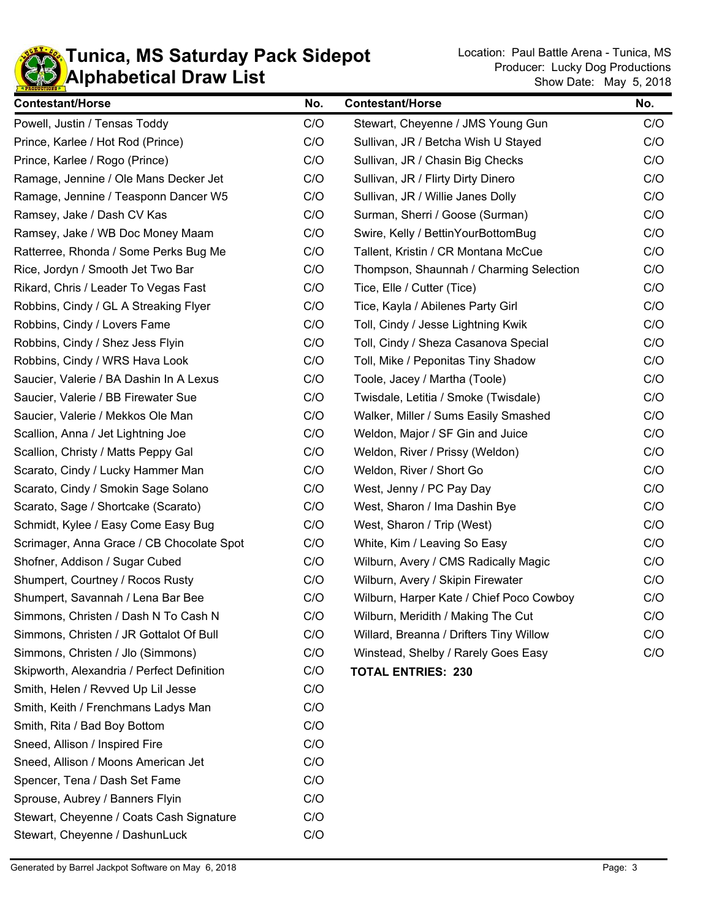# Tunica, MS Saturday Pack Sidepot
## Alphabetical Draw List

Location: Paul Battle Arena - Tunica, MS
Producer: Lucky Dog Productions
Show Date: May 5, 2018

| Contestant/Horse | No. |
|---|---|
| Powell, Justin / Tensas Toddy | C/O |
| Prince, Karlee / Hot Rod (Prince) | C/O |
| Prince, Karlee / Rogo (Prince) | C/O |
| Ramage, Jennine / Ole Mans Decker Jet | C/O |
| Ramage, Jennine / Teasponn Dancer W5 | C/O |
| Ramsey, Jake / Dash CV Kas | C/O |
| Ramsey, Jake / WB Doc Money Maam | C/O |
| Ratterree, Rhonda / Some Perks Bug Me | C/O |
| Rice, Jordyn / Smooth Jet Two Bar | C/O |
| Rikard, Chris / Leader To Vegas Fast | C/O |
| Robbins, Cindy / GL A Streaking Flyer | C/O |
| Robbins, Cindy / Lovers Fame | C/O |
| Robbins, Cindy / Shez Jess Flyin | C/O |
| Robbins, Cindy / WRS Hava Look | C/O |
| Saucier, Valerie / BA Dashin In A Lexus | C/O |
| Saucier, Valerie / BB Firewater Sue | C/O |
| Saucier, Valerie / Mekkos Ole Man | C/O |
| Scallion, Anna / Jet Lightning Joe | C/O |
| Scallion, Christy / Matts Peppy Gal | C/O |
| Scarato, Cindy / Lucky Hammer Man | C/O |
| Scarato, Cindy / Smokin Sage Solano | C/O |
| Scarato, Sage / Shortcake (Scarato) | C/O |
| Schmidt, Kylee / Easy Come Easy Bug | C/O |
| Scrimager, Anna Grace / CB Chocolate Spot | C/O |
| Shofner, Addison / Sugar Cubed | C/O |
| Shumpert, Courtney / Rocos Rusty | C/O |
| Shumpert, Savannah / Lena Bar Bee | C/O |
| Simmons, Christen / Dash N To Cash N | C/O |
| Simmons, Christen / JR Gottalot Of Bull | C/O |
| Simmons, Christen / Jlo (Simmons) | C/O |
| Skipworth, Alexandria / Perfect Definition | C/O |
| Smith, Helen / Revved Up Lil Jesse | C/O |
| Smith, Keith / Frenchmans Ladys Man | C/O |
| Smith, Rita / Bad Boy Bottom | C/O |
| Sneed, Allison / Inspired Fire | C/O |
| Sneed, Allison / Moons American Jet | C/O |
| Spencer, Tena / Dash Set Fame | C/O |
| Sprouse, Aubrey / Banners Flyin | C/O |
| Stewart, Cheyenne / Coats Cash Signature | C/O |
| Stewart, Cheyenne / DashunLuck | C/O |
| Stewart, Cheyenne / JMS Young Gun | C/O |
| Sullivan, JR / Betcha Wish U Stayed | C/O |
| Sullivan, JR / Chasin Big Checks | C/O |
| Sullivan, JR / Flirty Dirty Dinero | C/O |
| Sullivan, JR / Willie Janes Dolly | C/O |
| Surman, Sherri / Goose (Surman) | C/O |
| Swire, Kelly / BettinYourBottomBug | C/O |
| Tallent, Kristin / CR Montana McCue | C/O |
| Thompson, Shaunnah / Charming Selection | C/O |
| Tice, Elle / Cutter (Tice) | C/O |
| Tice, Kayla / Abilenes Party Girl | C/O |
| Toll, Cindy / Jesse Lightning Kwik | C/O |
| Toll, Cindy / Sheza Casanova Special | C/O |
| Toll, Mike / Peponitas Tiny Shadow | C/O |
| Toole, Jacey / Martha (Toole) | C/O |
| Twisdale, Letitia / Smoke (Twisdale) | C/O |
| Walker, Miller / Sums Easily Smashed | C/O |
| Weldon, Major / SF Gin and Juice | C/O |
| Weldon, River / Prissy (Weldon) | C/O |
| Weldon, River / Short Go | C/O |
| West, Jenny / PC Pay Day | C/O |
| West, Sharon / Ima Dashin Bye | C/O |
| West, Sharon / Trip (West) | C/O |
| White, Kim / Leaving So Easy | C/O |
| Wilburn, Avery / CMS Radically Magic | C/O |
| Wilburn, Avery / Skipin Firewater | C/O |
| Wilburn, Harper Kate / Chief Poco Cowboy | C/O |
| Wilburn, Meridith / Making The Cut | C/O |
| Willard, Breanna / Drifters Tiny Willow | C/O |
| Winstead, Shelby / Rarely Goes Easy | C/O |

**TOTAL ENTRIES: 230**

Generated by Barrel Jackpot Software on May 6, 2018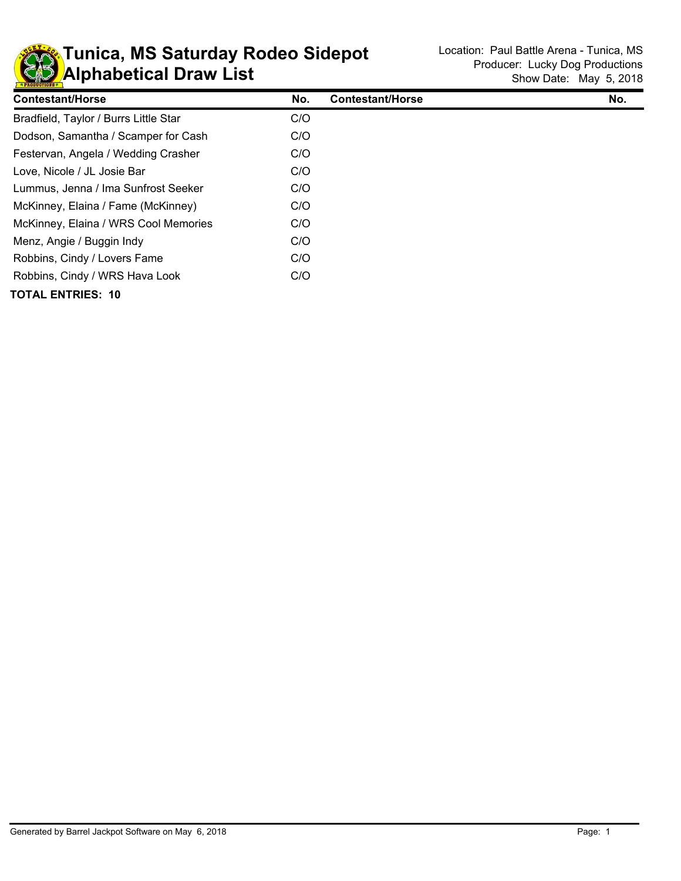# Tunica, MS Saturday Rodeo Sidepot
## Alphabetical Draw List

Location: Paul Battle Arena - Tunica, MS
Producer: Lucky Dog Productions
Show Date: May 5, 2018

| Contestant/Horse | No. | Contestant/Horse | No. |
|---|---|---|---|
| Bradfield, Taylor / Burrs Little Star | C/O | | |
| Dodson, Samantha / Scamper for Cash | C/O | | |
| Festervan, Angela / Wedding Crasher | C/O | | |
| Love, Nicole / JL Josie Bar | C/O | | |
| Lummus, Jenna / Ima Sunfrost Seeker | C/O | | |
| McKinney, Elaina / Fame (McKinney) | C/O | | |
| McKinney, Elaina / WRS Cool Memories | C/O | | |
| Menz, Angie / Buggin Indy | C/O | | |
| Robbins, Cindy / Lovers Fame | C/O | | |
| Robbins, Cindy / WRS Hava Look | C/O | | |

**TOTAL ENTRIES: 10**

Generated by Barrel Jackpot Software on May 6, 2018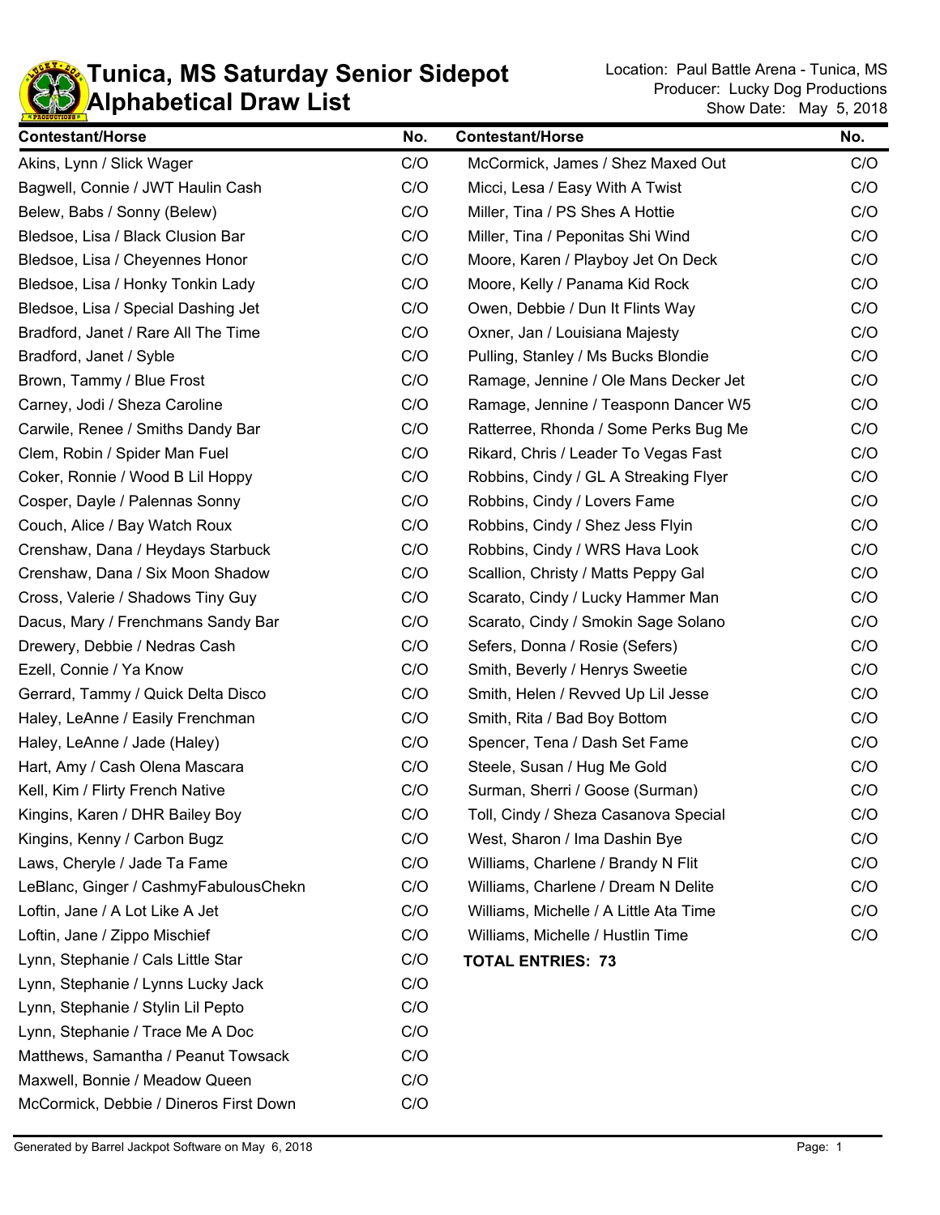# Tunica, MS Saturday Senior Sidepot
## Alphabetical Draw List

Location: Paul Battle Arena - Tunica, MS
Producer: Lucky Dog Productions
Show Date: May 5, 2018

| Contestant/Horse | No. |
|---|---|
| Akins, Lynn / Slick Wager | C/O |
| Bagwell, Connie / JWT Haulin Cash | C/O |
| Belew, Babs / Sonny (Belew) | C/O |
| Bledsoe, Lisa / Black Clusion Bar | C/O |
| Bledsoe, Lisa / Cheyennes Honor | C/O |
| Bledsoe, Lisa / Honky Tonkin Lady | C/O |
| Bledsoe, Lisa / Special Dashing Jet | C/O |
| Bradford, Janet / Rare All The Time | C/O |
| Bradford, Janet / Syble | C/O |
| Brown, Tammy / Blue Frost | C/O |
| Carney, Jodi / Sheza Caroline | C/O |
| Carwile, Renee / Smiths Dandy Bar | C/O |
| Clem, Robin / Spider Man Fuel | C/O |
| Coker, Ronnie / Wood B Lil Hoppy | C/O |
| Cosper, Dayle / Palennas Sonny | C/O |
| Couch, Alice / Bay Watch Roux | C/O |
| Crenshaw, Dana / Heydays Starbuck | C/O |
| Crenshaw, Dana / Six Moon Shadow | C/O |
| Cross, Valerie / Shadows Tiny Guy | C/O |
| Dacus, Mary / Frenchmans Sandy Bar | C/O |
| Drewery, Debbie / Nedras Cash | C/O |
| Ezell, Connie / Ya Know | C/O |
| Gerrard, Tammy / Quick Delta Disco | C/O |
| Haley, LeAnne / Easily Frenchman | C/O |
| Haley, LeAnne / Jade (Haley) | C/O |
| Hart, Amy / Cash Olena Mascara | C/O |
| Kell, Kim / Flirty French Native | C/O |
| Kingins, Karen / DHR Bailey Boy | C/O |
| Kingins, Kenny / Carbon Bugz | C/O |
| Laws, Cheryle / Jade Ta Fame | C/O |
| LeBlanc, Ginger / CashmyFabulousChekn | C/O |
| Loftin, Jane / A Lot Like A Jet | C/O |
| Loftin, Jane / Zippo Mischief | C/O |
| Lynn, Stephanie / Cals Little Star | C/O |
| Lynn, Stephanie / Lynns Lucky Jack | C/O |
| Lynn, Stephanie / Stylin Lil Pepto | C/O |
| Lynn, Stephanie / Trace Me A Doc | C/O |
| Matthews, Samantha / Peanut Towsack | C/O |
| Maxwell, Bonnie / Meadow Queen | C/O |
| McCormick, Debbie / Dineros First Down | C/O |
| McCormick, James / Shez Maxed Out | C/O |
| Micci, Lesa / Easy With A Twist | C/O |
| Miller, Tina / PS Shes A Hottie | C/O |
| Miller, Tina / Peponitas Shi Wind | C/O |
| Moore, Karen / Playboy Jet On Deck | C/O |
| Moore, Kelly / Panama Kid Rock | C/O |
| Owen, Debbie / Dun It Flints Way | C/O |
| Oxner, Jan / Louisiana Majesty | C/O |
| Pulling, Stanley / Ms Bucks Blondie | C/O |
| Ramage, Jennine / Ole Mans Decker Jet | C/O |
| Ramage, Jennine / Teasponn Dancer W5 | C/O |
| Ratterree, Rhonda / Some Perks Bug Me | C/O |
| Rikard, Chris / Leader To Vegas Fast | C/O |
| Robbins, Cindy / GL A Streaking Flyer | C/O |
| Robbins, Cindy / Lovers Fame | C/O |
| Robbins, Cindy / Shez Jess Flyin | C/O |
| Robbins, Cindy / WRS Hava Look | C/O |
| Scallion, Christy / Matts Peppy Gal | C/O |
| Scarato, Cindy / Lucky Hammer Man | C/O |
| Scarato, Cindy / Smokin Sage Solano | C/O |
| Sefers, Donna / Rosie (Sefers) | C/O |
| Smith, Beverly / Henrys Sweetie | C/O |
| Smith, Helen / Revved Up Lil Jesse | C/O |
| Smith, Rita / Bad Boy Bottom | C/O |
| Spencer, Tena / Dash Set Fame | C/O |
| Steele, Susan / Hug Me Gold | C/O |
| Surman, Sherri / Goose (Surman) | C/O |
| Toll, Cindy / Sheza Casanova Special | C/O |
| West, Sharon / Ima Dashin Bye | C/O |
| Williams, Charlene / Brandy N Flit | C/O |
| Williams, Charlene / Dream N Delite | C/O |
| Williams, Michelle / A Little Ata Time | C/O |
| Williams, Michelle / Hustlin Time | C/O |

**TOTAL ENTRIES: 73**

Generated by Barrel Jackpot Software on May 6, 2018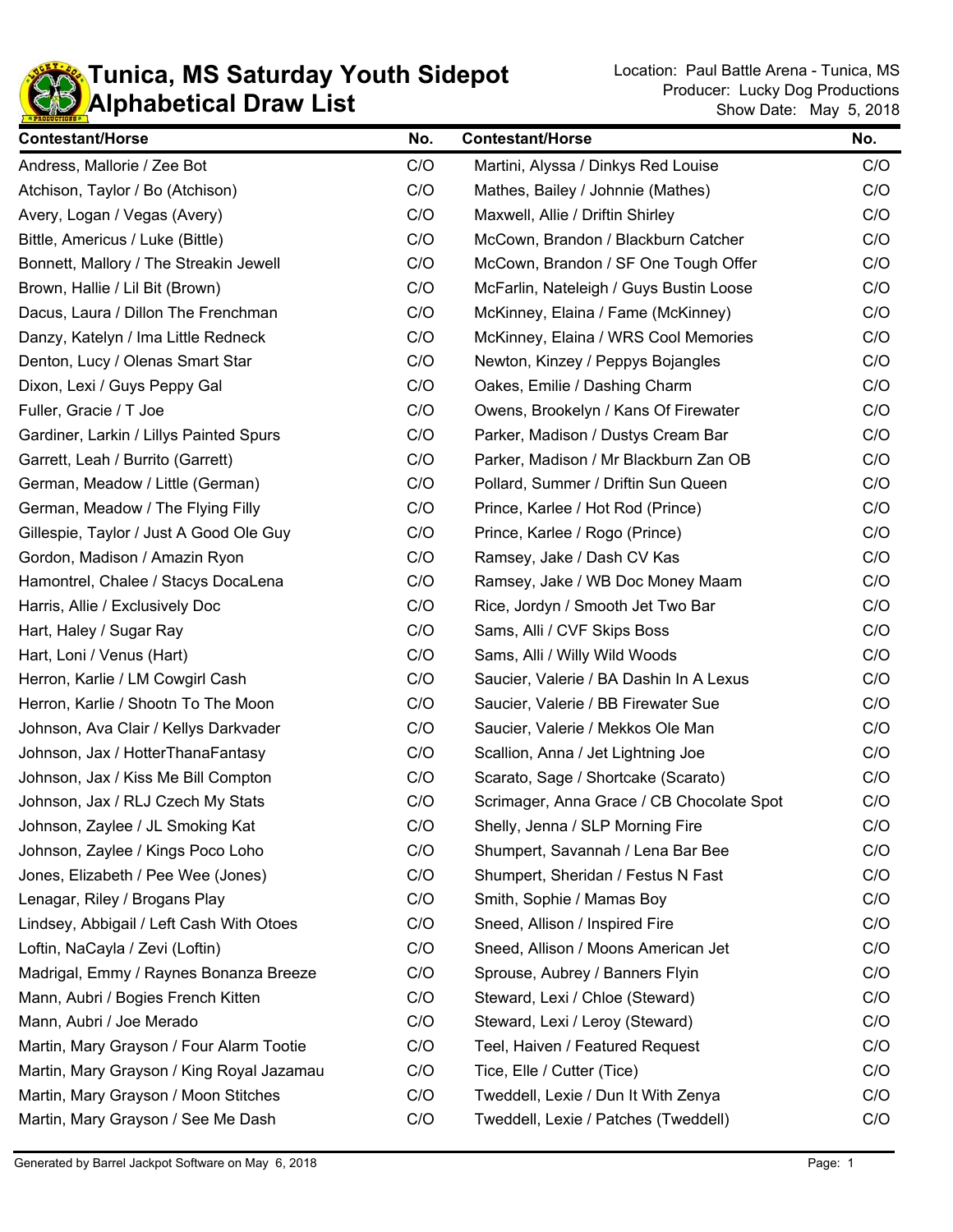# Tunica, MS Saturday Youth Sidepot
## Alphabetical Draw List

Location: Paul Battle Arena - Tunica, MS
Producer: Lucky Dog Productions
Show Date: May 5, 2018

| Contestant/Horse | No. | Contestant/Horse | No. |
|---|---|---|---|
| Andress, Mallorie / Zee Bot | C/O | Martini, Alyssa / Dinkys Red Louise | C/O |
| Atchison, Taylor / Bo (Atchison) | C/O | Mathes, Bailey / Johnnie (Mathes) | C/O |
| Avery, Logan / Vegas (Avery) | C/O | Maxwell, Allie / Driftin Shirley | C/O |
| Bittle, Americus / Luke (Bittle) | C/O | McCown, Brandon / Blackburn Catcher | C/O |
| Bonnett, Mallory / The Streakin Jewell | C/O | McCown, Brandon / SF One Tough Offer | C/O |
| Brown, Hallie / Lil Bit (Brown) | C/O | McFarlin, Nateleigh / Guys Bustin Loose | C/O |
| Dacus, Laura / Dillon The Frenchman | C/O | McKinney, Elaina / Fame (McKinney) | C/O |
| Danzy, Katelyn / Ima Little Redneck | C/O | McKinney, Elaina / WRS Cool Memories | C/O |
| Denton, Lucy / Olenas Smart Star | C/O | Newton, Kinzey / Peppys Bojangles | C/O |
| Dixon, Lexi / Guys Peppy Gal | C/O | Oakes, Emilie / Dashing Charm | C/O |
| Fuller, Gracie / T Joe | C/O | Owens, Brookelyn / Kans Of Firewater | C/O |
| Gardiner, Larkin / Lillys Painted Spurs | C/O | Parker, Madison / Dustys Cream Bar | C/O |
| Garrett, Leah / Burrito (Garrett) | C/O | Parker, Madison / Mr Blackburn Zan OB | C/O |
| German, Meadow / Little (German) | C/O | Pollard, Summer / Driftin Sun Queen | C/O |
| German, Meadow / The Flying Filly | C/O | Prince, Karlee / Hot Rod (Prince) | C/O |
| Gillespie, Taylor / Just A Good Ole Guy | C/O | Prince, Karlee / Rogo (Prince) | C/O |
| Gordon, Madison / Amazin Ryon | C/O | Ramsey, Jake / Dash CV Kas | C/O |
| Hamontrel, Chalee / Stacys DocaLena | C/O | Ramsey, Jake / WB Doc Money Maam | C/O |
| Harris, Allie / Exclusively Doc | C/O | Rice, Jordyn / Smooth Jet Two Bar | C/O |
| Hart, Haley / Sugar Ray | C/O | Sams, Alli / CVF Skips Boss | C/O |
| Hart, Loni / Venus (Hart) | C/O | Sams, Alli / Willy Wild Woods | C/O |
| Herron, Karlie / LM Cowgirl Cash | C/O | Saucier, Valerie / BA Dashin In A Lexus | C/O |
| Herron, Karlie / Shootn To The Moon | C/O | Saucier, Valerie / BB Firewater Sue | C/O |
| Johnson, Ava Clair / Kellys Darkvader | C/O | Saucier, Valerie / Mekkos Ole Man | C/O |
| Johnson, Jax / HotterThanaFantasy | C/O | Scallion, Anna / Jet Lightning Joe | C/O |
| Johnson, Jax / Kiss Me Bill Compton | C/O | Scarato, Sage / Shortcake (Scarato) | C/O |
| Johnson, Jax / RLJ Czech My Stats | C/O | Scrimager, Anna Grace / CB Chocolate Spot | C/O |
| Johnson, Zaylee / JL Smoking Kat | C/O | Shelly, Jenna / SLP Morning Fire | C/O |
| Johnson, Zaylee / Kings Poco Loho | C/O | Shumpert, Savannah / Lena Bar Bee | C/O |
| Jones, Elizabeth / Pee Wee (Jones) | C/O | Shumpert, Sheridan / Festus N Fast | C/O |
| Lenagar, Riley / Brogans Play | C/O | Smith, Sophie / Mamas Boy | C/O |
| Lindsey, Abbigail / Left Cash With Otoes | C/O | Sneed, Allison / Inspired Fire | C/O |
| Loftin, NaCayla / Zevi (Loftin) | C/O | Sneed, Allison / Moons American Jet | C/O |
| Madrigal, Emmy / Raynes Bonanza Breeze | C/O | Sprouse, Aubrey / Banners Flyin | C/O |
| Mann, Aubri / Bogies French Kitten | C/O | Steward, Lexi / Chloe (Steward) | C/O |
| Mann, Aubri / Joe Merado | C/O | Steward, Lexi / Leroy (Steward) | C/O |
| Martin, Mary Grayson / Four Alarm Tootie | C/O | Teel, Haiven / Featured Request | C/O |
| Martin, Mary Grayson / King Royal Jazamau | C/O | Tice, Elle / Cutter (Tice) | C/O |
| Martin, Mary Grayson / Moon Stitches | C/O | Tweddell, Lexie / Dun It With Zenya | C/O |
| Martin, Mary Grayson / See Me Dash | C/O | Tweddell, Lexie / Patches (Tweddell) | C/O |

Generated by Barrel Jackpot Software on May 6, 2018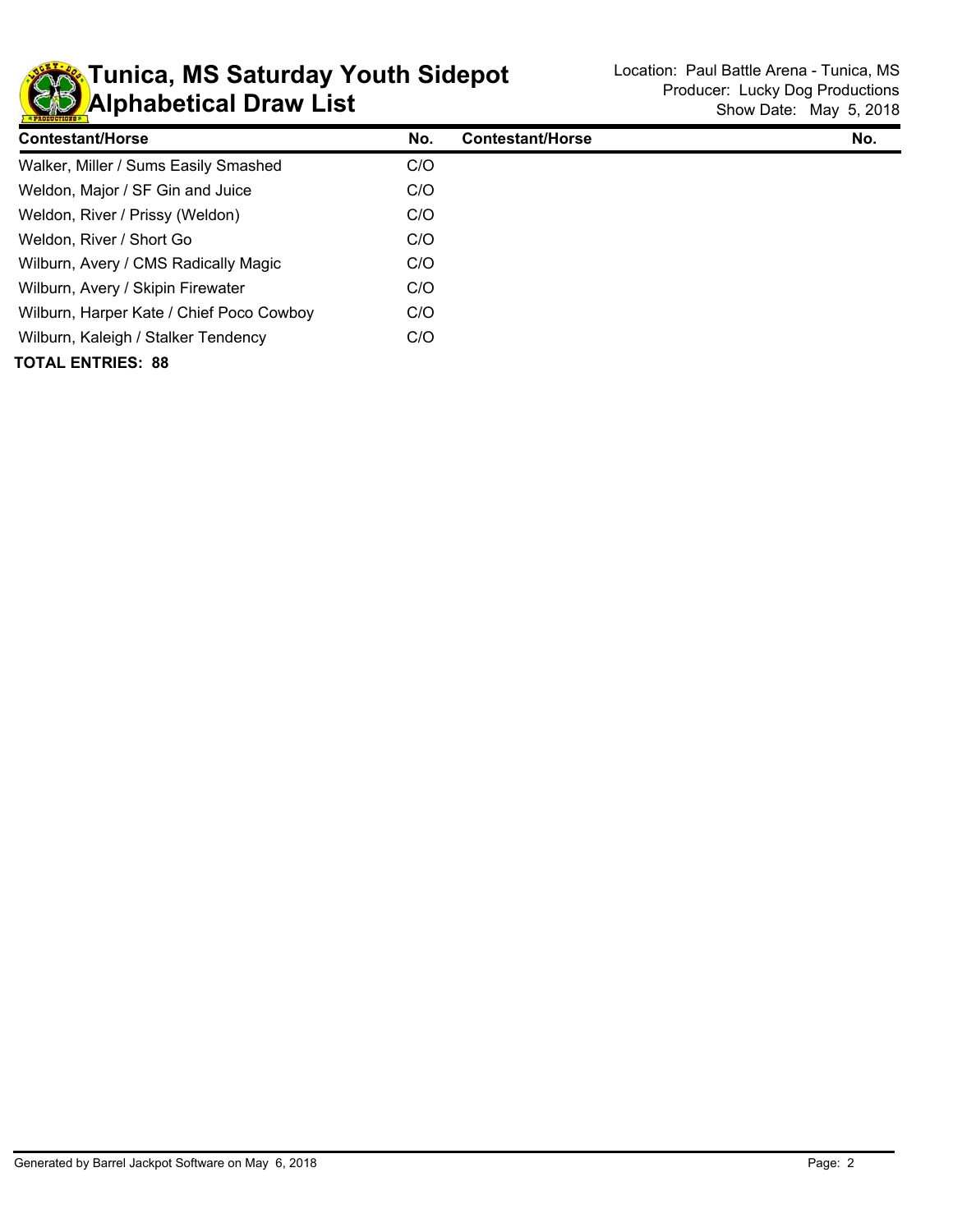# Tunica, MS Saturday Youth Sidepot
# Alphabetical Draw List

Location: Paul Battle Arena - Tunica, MS
Producer: Lucky Dog Productions
Show Date: May 5, 2018

| Contestant/Horse | No. | Contestant/Horse | No. |
|---|---|---|---|
| Walker, Miller / Sums Easily Smashed | C/O | | |
| Weldon, Major / SF Gin and Juice | C/O | | |
| Weldon, River / Prissy (Weldon) | C/O | | |
| Weldon, River / Short Go | C/O | | |
| Wilburn, Avery / CMS Radically Magic | C/O | | |
| Wilburn, Avery / Skipin Firewater | C/O | | |
| Wilburn, Harper Kate / Chief Poco Cowboy | C/O | | |
| Wilburn, Kaleigh / Stalker Tendency | C/O | | |

**TOTAL ENTRIES: 88**

Generated by Barrel Jackpot Software on May 6, 2018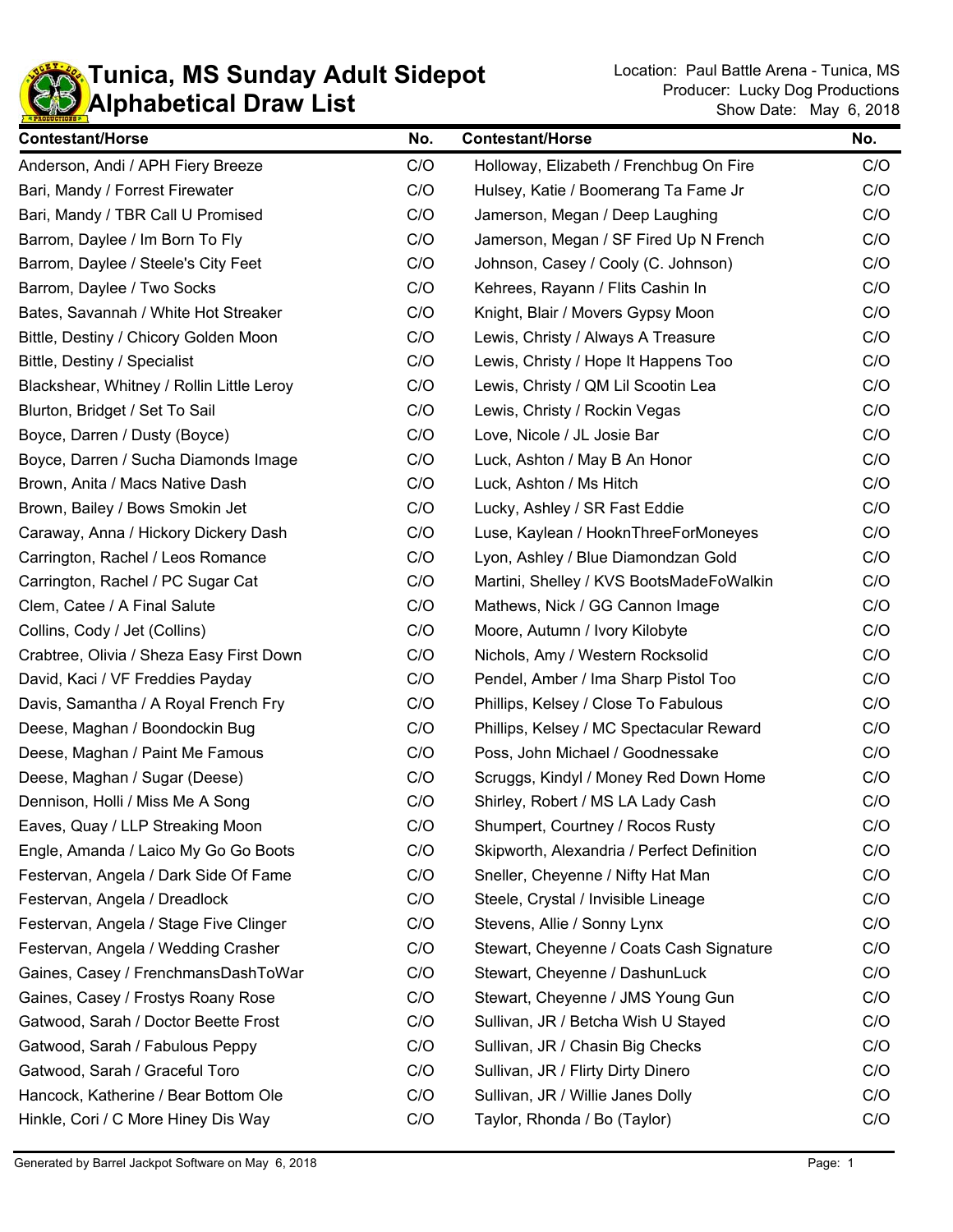# Tunica, MS Sunday Adult Sidepot
## Alphabetical Draw List

Location: Paul Battle Arena - Tunica, MS
Producer: Lucky Dog Productions
Show Date: May 6, 2018

| Contestant/Horse | No. |
|---|---|
| Anderson, Andi / APH Fiery Breeze | C/O |
| Bari, Mandy / Forrest Firewater | C/O |
| Bari, Mandy / TBR Call U Promised | C/O |
| Barrom, Daylee / Im Born To Fly | C/O |
| Barrom, Daylee / Steele's City Feet | C/O |
| Barrom, Daylee / Two Socks | C/O |
| Bates, Savannah / White Hot Streaker | C/O |
| Bittle, Destiny / Chicory Golden Moon | C/O |
| Bittle, Destiny / Specialist | C/O |
| Blackshear, Whitney / Rollin Little Leroy | C/O |
| Blurton, Bridget / Set To Sail | C/O |
| Boyce, Darren / Dusty (Boyce) | C/O |
| Boyce, Darren / Sucha Diamonds Image | C/O |
| Brown, Anita / Macs Native Dash | C/O |
| Brown, Bailey / Bows Smokin Jet | C/O |
| Caraway, Anna / Hickory Dickery Dash | C/O |
| Carrington, Rachel / Leos Romance | C/O |
| Carrington, Rachel / PC Sugar Cat | C/O |
| Clem, Catee / A Final Salute | C/O |
| Collins, Cody / Jet (Collins) | C/O |
| Crabtree, Olivia / Sheza Easy First Down | C/O |
| David, Kaci / VF Freddies Payday | C/O |
| Davis, Samantha / A Royal French Fry | C/O |
| Deese, Maghan / Boondockin Bug | C/O |
| Deese, Maghan / Paint Me Famous | C/O |
| Deese, Maghan / Sugar (Deese) | C/O |
| Dennison, Holli / Miss Me A Song | C/O |
| Eaves, Quay / LLP Streaking Moon | C/O |
| Engle, Amanda / Laico My Go Go Boots | C/O |
| Festervan, Angela / Dark Side Of Fame | C/O |
| Festervan, Angela / Dreadlock | C/O |
| Festervan, Angela / Stage Five Clinger | C/O |
| Festervan, Angela / Wedding Crasher | C/O |
| Gaines, Casey / FrenchmansDashToWar | C/O |
| Gaines, Casey / Frostys Roany Rose | C/O |
| Gatwood, Sarah / Doctor Beette Frost | C/O |
| Gatwood, Sarah / Fabulous Peppy | C/O |
| Gatwood, Sarah / Graceful Toro | C/O |
| Hancock, Katherine / Bear Bottom Ole | C/O |
| Hinkle, Cori / C More Hiney Dis Way | C/O |
| Holloway, Elizabeth / Frenchbug On Fire | C/O |
| Hulsey, Katie / Boomerang Ta Fame Jr | C/O |
| Jamerson, Megan / Deep Laughing | C/O |
| Jamerson, Megan / SF Fired Up N French | C/O |
| Johnson, Casey / Cooly (C. Johnson) | C/O |
| Kehrees, Rayann / Flits Cashin In | C/O |
| Knight, Blair / Movers Gypsy Moon | C/O |
| Lewis, Christy / Always A Treasure | C/O |
| Lewis, Christy / Hope It Happens Too | C/O |
| Lewis, Christy / QM Lil Scootin Lea | C/O |
| Lewis, Christy / Rockin Vegas | C/O |
| Love, Nicole / JL Josie Bar | C/O |
| Luck, Ashton / May B An Honor | C/O |
| Luck, Ashton / Ms Hitch | C/O |
| Lucky, Ashley / SR Fast Eddie | C/O |
| Luse, Kaylean / HooknThreeForMoneyes | C/O |
| Lyon, Ashley / Blue Diamondzan Gold | C/O |
| Martini, Shelley / KVS BootsMadeFoWalkin | C/O |
| Mathews, Nick / GG Cannon Image | C/O |
| Moore, Autumn / Ivory Kilobyte | C/O |
| Nichols, Amy / Western Rocksolid | C/O |
| Pendel, Amber / Ima Sharp Pistol Too | C/O |
| Phillips, Kelsey / Close To Fabulous | C/O |
| Phillips, Kelsey / MC Spectacular Reward | C/O |
| Poss, John Michael / Goodnessake | C/O |
| Scruggs, Kindyl / Money Red Down Home | C/O |
| Shirley, Robert / MS LA Lady Cash | C/O |
| Shumpert, Courtney / Rocos Rusty | C/O |
| Skipworth, Alexandria / Perfect Definition | C/O |
| Sneller, Cheyenne / Nifty Hat Man | C/O |
| Steele, Crystal / Invisible Lineage | C/O |
| Stevens, Allie / Sonny Lynx | C/O |
| Stewart, Cheyenne / Coats Cash Signature | C/O |
| Stewart, Cheyenne / DashunLuck | C/O |
| Stewart, Cheyenne / JMS Young Gun | C/O |
| Sullivan, JR / Betcha Wish U Stayed | C/O |
| Sullivan, JR / Chasin Big Checks | C/O |
| Sullivan, JR / Flirty Dirty Dinero | C/O |
| Sullivan, JR / Willie Janes Dolly | C/O |
| Taylor, Rhonda / Bo (Taylor) | C/O |

Generated by Barrel Jackpot Software on May 6, 2018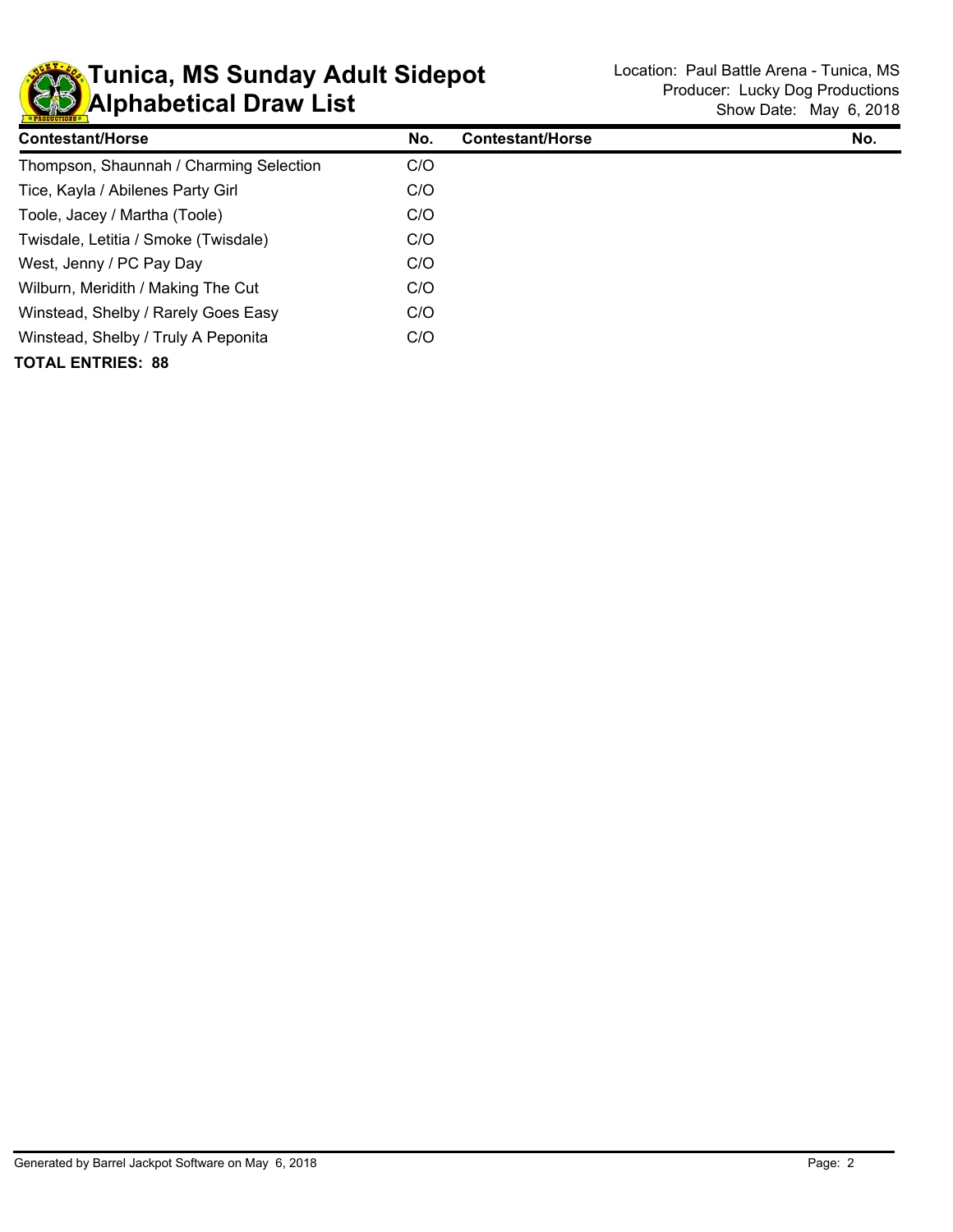# Tunica, MS Sunday Adult Sidepot
# Alphabetical Draw List

Location: Paul Battle Arena - Tunica, MS
Producer: Lucky Dog Productions
Show Date: May 6, 2018

| Contestant/Horse | No. | Contestant/Horse | No. |
|---|---|---|---|
| Thompson, Shaunnah / Charming Selection | C/O | | |
| Tice, Kayla / Abilenes Party Girl | C/O | | |
| Toole, Jacey / Martha (Toole) | C/O | | |
| Twisdale, Letitia / Smoke (Twisdale) | C/O | | |
| West, Jenny / PC Pay Day | C/O | | |
| Wilburn, Meridith / Making The Cut | C/O | | |
| Winstead, Shelby / Rarely Goes Easy | C/O | | |
| Winstead, Shelby / Truly A Peponita | C/O | | |

**TOTAL ENTRIES: 88**

Generated by Barrel Jackpot Software on May 6, 2018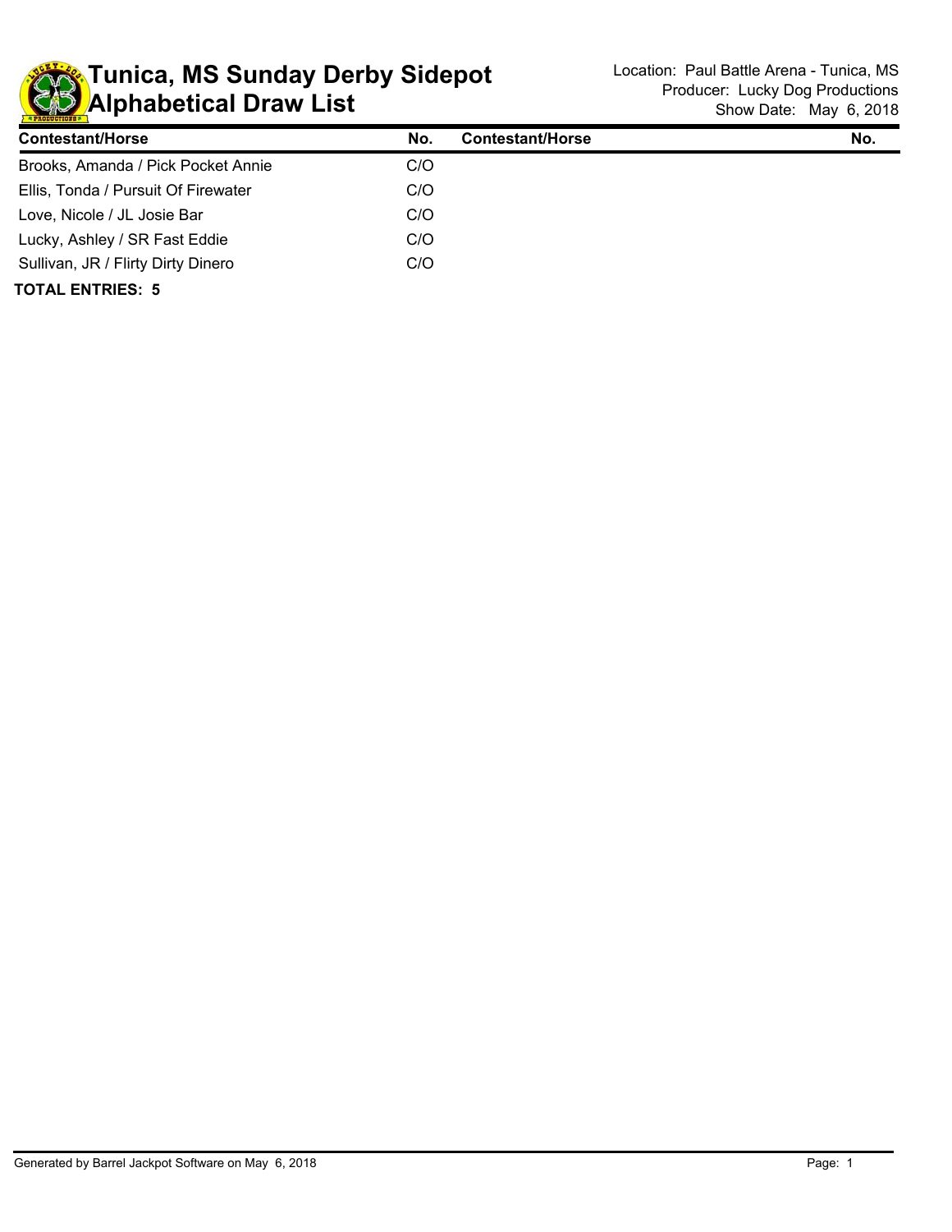# Tunica, MS Sunday Derby Sidepot
## Alphabetical Draw List

Location: Paul Battle Arena - Tunica, MS
Producer: Lucky Dog Productions
Show Date: May 6, 2018

| Contestant/Horse | No. | Contestant/Horse | No. |
|---|---|---|---|
| Brooks, Amanda / Pick Pocket Annie | C/O | | |
| Ellis, Tonda / Pursuit Of Firewater | C/O | | |
| Love, Nicole / JL Josie Bar | C/O | | |
| Lucky, Ashley / SR Fast Eddie | C/O | | |
| Sullivan, JR / Flirty Dirty Dinero | C/O | | |

**TOTAL ENTRIES: 5**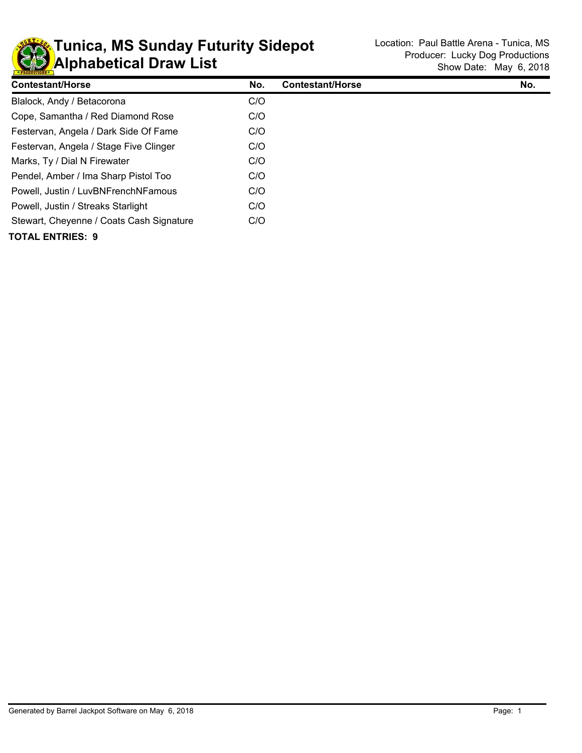# Tunica, MS Sunday Futurity Sidepot
# Alphabetical Draw List

Location: Paul Battle Arena - Tunica, MS
Producer: Lucky Dog Productions
Show Date: May 6, 2018

| Contestant/Horse | No. | Contestant/Horse | No. |
|---|---|---|---|
| Blalock, Andy / Betacorona | C/O | | |
| Cope, Samantha / Red Diamond Rose | C/O | | |
| Festervan, Angela / Dark Side Of Fame | C/O | | |
| Festervan, Angela / Stage Five Clinger | C/O | | |
| Marks, Ty / Dial N Firewater | C/O | | |
| Pendel, Amber / Ima Sharp Pistol Too | C/O | | |
| Powell, Justin / LuvBNFrenchNFamous | C/O | | |
| Powell, Justin / Streaks Starlight | C/O | | |
| Stewart, Cheyenne / Coats Cash Signature | C/O | | |

**TOTAL ENTRIES: 9**

Generated by Barrel Jackpot Software on May 6, 2018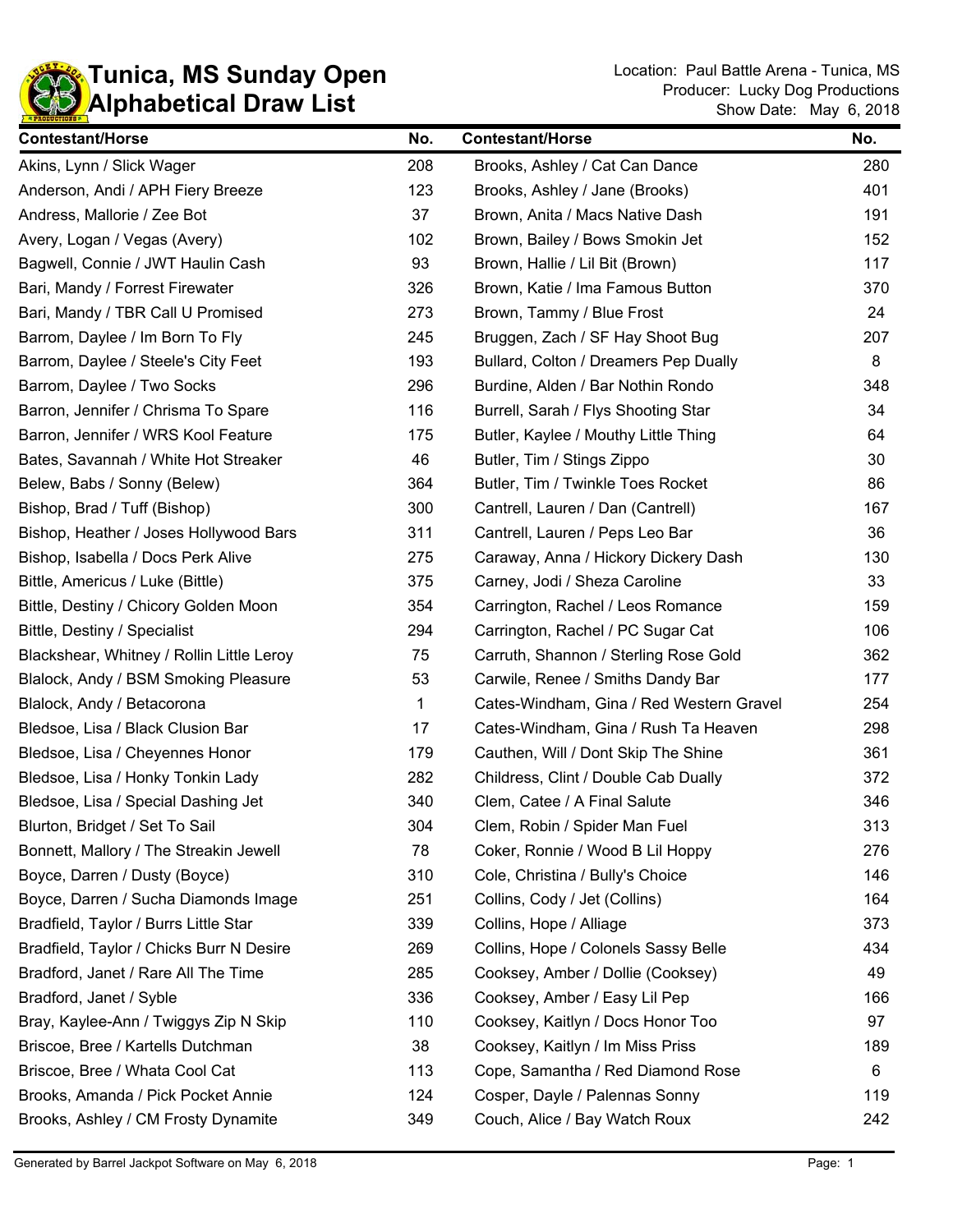# Tunica, MS Sunday Open
## Alphabetical Draw List

Location: Paul Battle Arena - Tunica, MS
Producer: Lucky Dog Productions
Show Date: May 6, 2018

| Contestant/Horse | No. |
|---|---|
| Akins, Lynn / Slick Wager | 208 |
| Anderson, Andi / APH Fiery Breeze | 123 |
| Andress, Mallorie / Zee Bot | 37 |
| Avery, Logan / Vegas (Avery) | 102 |
| Bagwell, Connie / JWT Haulin Cash | 93 |
| Bari, Mandy / Forrest Firewater | 326 |
| Bari, Mandy / TBR Call U Promised | 273 |
| Barrom, Daylee / Im Born To Fly | 245 |
| Barrom, Daylee / Steele's City Feet | 193 |
| Barrom, Daylee / Two Socks | 296 |
| Barron, Jennifer / Chrisma To Spare | 116 |
| Barron, Jennifer / WRS Kool Feature | 175 |
| Bates, Savannah / White Hot Streaker | 46 |
| Belew, Babs / Sonny (Belew) | 364 |
| Bishop, Brad / Tuff (Bishop) | 300 |
| Bishop, Heather / Joses Hollywood Bars | 311 |
| Bishop, Isabella / Docs Perk Alive | 275 |
| Bittle, Americus / Luke (Bittle) | 375 |
| Bittle, Destiny / Chicory Golden Moon | 354 |
| Bittle, Destiny / Specialist | 294 |
| Blackshear, Whitney / Rollin Little Leroy | 75 |
| Blalock, Andy / BSM Smoking Pleasure | 53 |
| Blalock, Andy / Betacorona | 1 |
| Bledsoe, Lisa / Black Clusion Bar | 17 |
| Bledsoe, Lisa / Cheyennes Honor | 179 |
| Bledsoe, Lisa / Honky Tonkin Lady | 282 |
| Bledsoe, Lisa / Special Dashing Jet | 340 |
| Blurton, Bridget / Set To Sail | 304 |
| Bonnett, Mallory / The Streakin Jewell | 78 |
| Boyce, Darren / Dusty (Boyce) | 310 |
| Boyce, Darren / Sucha Diamonds Image | 251 |
| Bradfield, Taylor / Burrs Little Star | 339 |
| Bradfield, Taylor / Chicks Burr N Desire | 269 |
| Bradford, Janet / Rare All The Time | 285 |
| Bradford, Janet / Syble | 336 |
| Bray, Kaylee-Ann / Twiggys Zip N Skip | 110 |
| Briscoe, Bree / Kartells Dutchman | 38 |
| Briscoe, Bree / Whata Cool Cat | 113 |
| Brooks, Amanda / Pick Pocket Annie | 124 |
| Brooks, Ashley / CM Frosty Dynamite | 349 |
| Brooks, Ashley / Cat Can Dance | 280 |
| Brooks, Ashley / Jane (Brooks) | 401 |
| Brown, Anita / Macs Native Dash | 191 |
| Brown, Bailey / Bows Smokin Jet | 152 |
| Brown, Hallie / Lil Bit (Brown) | 117 |
| Brown, Katie / Ima Famous Button | 370 |
| Brown, Tammy / Blue Frost | 24 |
| Bruggen, Zach / SF Hay Shoot Bug | 207 |
| Bullard, Colton / Dreamers Pep Dually | 8 |
| Burdine, Alden / Bar Nothin Rondo | 348 |
| Burrell, Sarah / Flys Shooting Star | 34 |
| Butler, Kaylee / Mouthy Little Thing | 64 |
| Butler, Tim / Stings Zippo | 30 |
| Butler, Tim / Twinkle Toes Rocket | 86 |
| Cantrell, Lauren / Dan (Cantrell) | 167 |
| Cantrell, Lauren / Peps Leo Bar | 36 |
| Caraway, Anna / Hickory Dickery Dash | 130 |
| Carney, Jodi / Sheza Caroline | 33 |
| Carrington, Rachel / Leos Romance | 159 |
| Carrington, Rachel / PC Sugar Cat | 106 |
| Carruth, Shannon / Sterling Rose Gold | 362 |
| Carwile, Renee / Smiths Dandy Bar | 177 |
| Cates-Windham, Gina / Red Western Gravel | 254 |
| Cates-Windham, Gina / Rush Ta Heaven | 298 |
| Cauthen, Will / Dont Skip The Shine | 361 |
| Childress, Clint / Double Cab Dually | 372 |
| Clem, Catee / A Final Salute | 346 |
| Clem, Robin / Spider Man Fuel | 313 |
| Coker, Ronnie / Wood B Lil Hoppy | 276 |
| Cole, Christina / Bully's Choice | 146 |
| Collins, Cody / Jet (Collins) | 164 |
| Collins, Hope / Alliage | 373 |
| Collins, Hope / Colonels Sassy Belle | 434 |
| Cooksey, Amber / Dollie (Cooksey) | 49 |
| Cooksey, Amber / Easy Lil Pep | 166 |
| Cooksey, Kaitlyn / Docs Honor Too | 97 |
| Cooksey, Kaitlyn / Im Miss Priss | 189 |
| Cope, Samantha / Red Diamond Rose | 6 |
| Cosper, Dayle / Palennas Sonny | 119 |
| Couch, Alice / Bay Watch Roux | 242 |

Generated by Barrel Jackpot Software on May 6, 2018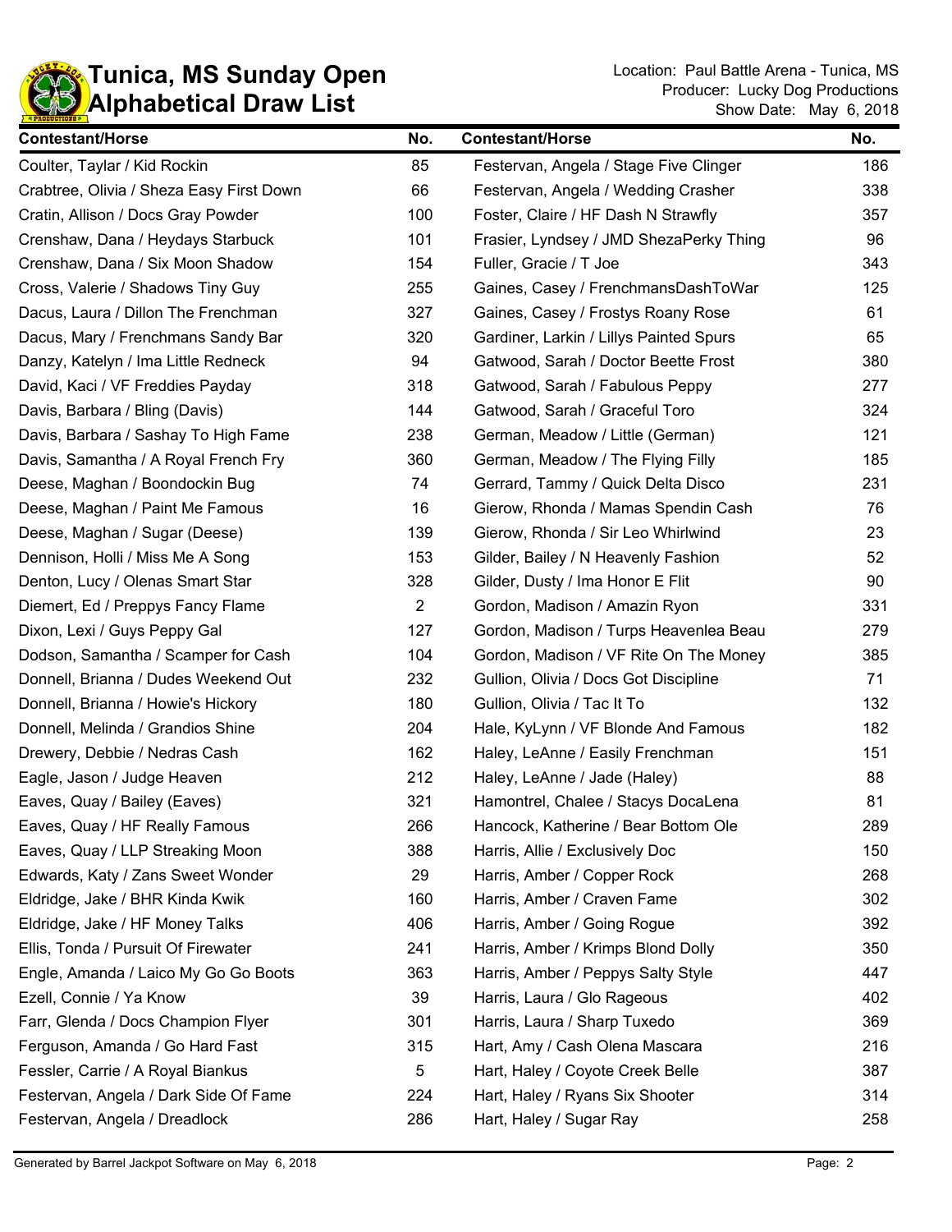# Tunica, MS Sunday Open
## Alphabetical Draw List

Location: Paul Battle Arena - Tunica, MS
Producer: Lucky Dog Productions
Show Date: May 6, 2018

| Contestant/Horse | No. |
| --- | --- |
| Coulter, Taylar / Kid Rockin | 85 |
| Crabtree, Olivia / Sheza Easy First Down | 66 |
| Cratin, Allison / Docs Gray Powder | 100 |
| Crenshaw, Dana / Heydays Starbuck | 101 |
| Crenshaw, Dana / Six Moon Shadow | 154 |
| Cross, Valerie / Shadows Tiny Guy | 255 |
| Dacus, Laura / Dillon The Frenchman | 327 |
| Dacus, Mary / Frenchmans Sandy Bar | 320 |
| Danzy, Katelyn / Ima Little Redneck | 94 |
| David, Kaci / VF Freddies Payday | 318 |
| Davis, Barbara / Bling (Davis) | 144 |
| Davis, Barbara / Sashay To High Fame | 238 |
| Davis, Samantha / A Royal French Fry | 360 |
| Deese, Maghan / Boondockin Bug | 74 |
| Deese, Maghan / Paint Me Famous | 16 |
| Deese, Maghan / Sugar (Deese) | 139 |
| Dennison, Holli / Miss Me A Song | 153 |
| Denton, Lucy / Olenas Smart Star | 328 |
| Diemert, Ed / Preppys Fancy Flame | 2 |
| Dixon, Lexi / Guys Peppy Gal | 127 |
| Dodson, Samantha / Scamper for Cash | 104 |
| Donnell, Brianna / Dudes Weekend Out | 232 |
| Donnell, Brianna / Howie's Hickory | 180 |
| Donnell, Melinda / Grandios Shine | 204 |
| Drewery, Debbie / Nedras Cash | 162 |
| Eagle, Jason / Judge Heaven | 212 |
| Eaves, Quay / Bailey (Eaves) | 321 |
| Eaves, Quay / HF Really Famous | 266 |
| Eaves, Quay / LLP Streaking Moon | 388 |
| Edwards, Katy / Zans Sweet Wonder | 29 |
| Eldridge, Jake / BHR Kinda Kwik | 160 |
| Eldridge, Jake / HF Money Talks | 406 |
| Ellis, Tonda / Pursuit Of Firewater | 241 |
| Engle, Amanda / Laico My Go Go Boots | 363 |
| Ezell, Connie / Ya Know | 39 |
| Farr, Glenda / Docs Champion Flyer | 301 |
| Ferguson, Amanda / Go Hard Fast | 315 |
| Fessler, Carrie / A Royal Biankus | 5 |
| Festervan, Angela / Dark Side Of Fame | 224 |
| Festervan, Angela / Dreadlock | 286 |
| Festervan, Angela / Stage Five Clinger | 186 |
| Festervan, Angela / Wedding Crasher | 338 |
| Foster, Claire / HF Dash N Strawfly | 357 |
| Frasier, Lyndsey / JMD ShezaPerky Thing | 96 |
| Fuller, Gracie / T Joe | 343 |
| Gaines, Casey / FrenchmansDashToWar | 125 |
| Gaines, Casey / Frostys Roany Rose | 61 |
| Gardiner, Larkin / Lillys Painted Spurs | 65 |
| Gatwood, Sarah / Doctor Beette Frost | 380 |
| Gatwood, Sarah / Fabulous Peppy | 277 |
| Gatwood, Sarah / Graceful Toro | 324 |
| German, Meadow / Little (German) | 121 |
| German, Meadow / The Flying Filly | 185 |
| Gerrard, Tammy / Quick Delta Disco | 231 |
| Gierow, Rhonda / Mamas Spendin Cash | 76 |
| Gierow, Rhonda / Sir Leo Whirlwind | 23 |
| Gilder, Bailey / N Heavenly Fashion | 52 |
| Gilder, Dusty / Ima Honor E Flit | 90 |
| Gordon, Madison / Amazin Ryon | 331 |
| Gordon, Madison / Turps Heavenlea Beau | 279 |
| Gordon, Madison / VF Rite On The Money | 385 |
| Gullion, Olivia / Docs Got Discipline | 71 |
| Gullion, Olivia / Tac It To | 132 |
| Hale, KyLynn / VF Blonde And Famous | 182 |
| Haley, LeAnne / Easily Frenchman | 151 |
| Haley, LeAnne / Jade (Haley) | 88 |
| Hamontrel, Chalee / Stacys DocaLena | 81 |
| Hancock, Katherine / Bear Bottom Ole | 289 |
| Harris, Allie / Exclusively Doc | 150 |
| Harris, Amber / Copper Rock | 268 |
| Harris, Amber / Craven Fame | 302 |
| Harris, Amber / Going Rogue | 392 |
| Harris, Amber / Krimps Blond Dolly | 350 |
| Harris, Amber / Peppys Salty Style | 447 |
| Harris, Laura / Glo Rageous | 402 |
| Harris, Laura / Sharp Tuxedo | 369 |
| Hart, Amy / Cash Olena Mascara | 216 |
| Hart, Haley / Coyote Creek Belle | 387 |
| Hart, Haley / Ryans Six Shooter | 314 |
| Hart, Haley / Sugar Ray | 258 |

Generated by Barrel Jackpot Software on May 6, 2018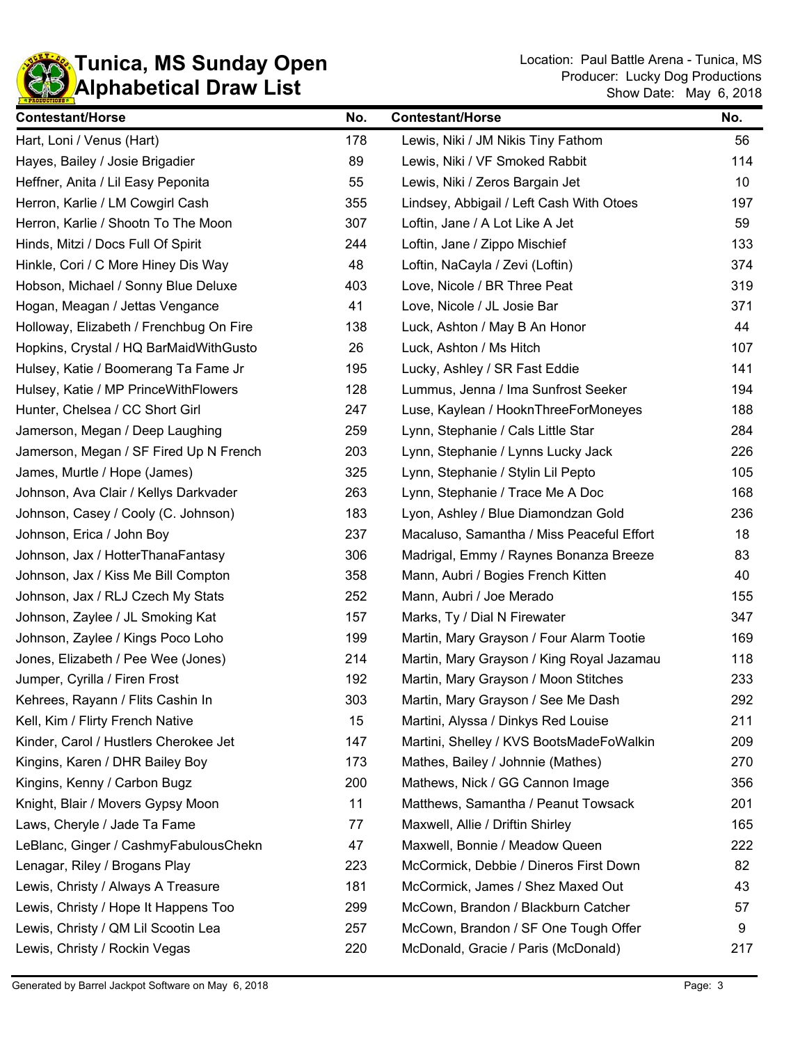# Tunica, MS Sunday Open
## Alphabetical Draw List

Location: Paul Battle Arena - Tunica, MS
Producer: Lucky Dog Productions
Show Date: May 6, 2018

| Contestant/Horse | No. | Contestant/Horse | No. |
|---|---|---|---|
| Hart, Loni / Venus (Hart) | 178 | Lewis, Niki / JM Nikis Tiny Fathom | 56 |
| Hayes, Bailey / Josie Brigadier | 89 | Lewis, Niki / VF Smoked Rabbit | 114 |
| Heffner, Anita / Lil Easy Peponita | 55 | Lewis, Niki / Zeros Bargain Jet | 10 |
| Herron, Karlie / LM Cowgirl Cash | 355 | Lindsey, Abbigail / Left Cash With Otoes | 197 |
| Herron, Karlie / Shootn To The Moon | 307 | Loftin, Jane / A Lot Like A Jet | 59 |
| Hinds, Mitzi / Docs Full Of Spirit | 244 | Loftin, Jane / Zippo Mischief | 133 |
| Hinkle, Cori / C More Hiney Dis Way | 48 | Loftin, NaCayla / Zevi (Loftin) | 374 |
| Hobson, Michael / Sonny Blue Deluxe | 403 | Love, Nicole / BR Three Peat | 319 |
| Hogan, Meagan / Jettas Vengance | 41 | Love, Nicole / JL Josie Bar | 371 |
| Holloway, Elizabeth / Frenchbug On Fire | 138 | Luck, Ashton / May B An Honor | 44 |
| Hopkins, Crystal / HQ BarMaidWithGusto | 26 | Luck, Ashton / Ms Hitch | 107 |
| Hulsey, Katie / Boomerang Ta Fame Jr | 195 | Lucky, Ashley / SR Fast Eddie | 141 |
| Hulsey, Katie / MP PrinceWithFlowers | 128 | Lummus, Jenna / Ima Sunfrost Seeker | 194 |
| Hunter, Chelsea / CC Short Girl | 247 | Luse, Kaylean / HooknThreeForMoneyes | 188 |
| Jamerson, Megan / Deep Laughing | 259 | Lynn, Stephanie / Cals Little Star | 284 |
| Jamerson, Megan / SF Fired Up N French | 203 | Lynn, Stephanie / Lynns Lucky Jack | 226 |
| James, Murtle / Hope (James) | 325 | Lynn, Stephanie / Stylin Lil Pepto | 105 |
| Johnson, Ava Clair / Kellys Darkvader | 263 | Lynn, Stephanie / Trace Me A Doc | 168 |
| Johnson, Casey / Cooly (C. Johnson) | 183 | Lyon, Ashley / Blue Diamondzan Gold | 236 |
| Johnson, Erica / John Boy | 237 | Macaluso, Samantha / Miss Peaceful Effort | 18 |
| Johnson, Jax / HotterThanaFantasy | 306 | Madrigal, Emmy / Raynes Bonanza Breeze | 83 |
| Johnson, Jax / Kiss Me Bill Compton | 358 | Mann, Aubri / Bogies French Kitten | 40 |
| Johnson, Jax / RLJ Czech My Stats | 252 | Mann, Aubri / Joe Merado | 155 |
| Johnson, Zaylee / JL Smoking Kat | 157 | Marks, Ty / Dial N Firewater | 347 |
| Johnson, Zaylee / Kings Poco Loho | 199 | Martin, Mary Grayson / Four Alarm Tootie | 169 |
| Jones, Elizabeth / Pee Wee (Jones) | 214 | Martin, Mary Grayson / King Royal Jazamau | 118 |
| Jumper, Cyrilla / Firen Frost | 192 | Martin, Mary Grayson / Moon Stitches | 233 |
| Kehrees, Rayann / Flits Cashin In | 303 | Martin, Mary Grayson / See Me Dash | 292 |
| Kell, Kim / Flirty French Native | 15 | Martini, Alyssa / Dinkys Red Louise | 211 |
| Kinder, Carol / Hustlers Cherokee Jet | 147 | Martini, Shelley / KVS BootsMadeFoWalkin | 209 |
| Kingins, Karen / DHR Bailey Boy | 173 | Mathes, Bailey / Johnnie (Mathes) | 270 |
| Kingins, Kenny / Carbon Bugz | 200 | Mathews, Nick / GG Cannon Image | 356 |
| Knight, Blair / Movers Gypsy Moon | 11 | Matthews, Samantha / Peanut Towsack | 201 |
| Laws, Cheryle / Jade Ta Fame | 77 | Maxwell, Allie / Driftin Shirley | 165 |
| LeBlanc, Ginger / CashmyFabulousChekn | 47 | Maxwell, Bonnie / Meadow Queen | 222 |
| Lenagar, Riley / Brogans Play | 223 | McCormick, Debbie / Dineros First Down | 82 |
| Lewis, Christy / Always A Treasure | 181 | McCormick, James / Shez Maxed Out | 43 |
| Lewis, Christy / Hope It Happens Too | 299 | McCown, Brandon / Blackburn Catcher | 57 |
| Lewis, Christy / QM Lil Scootin Lea | 257 | McCown, Brandon / SF One Tough Offer | 9 |
| Lewis, Christy / Rockin Vegas | 220 | McDonald, Gracie / Paris (McDonald) | 217 |

Generated by Barrel Jackpot Software on May 6, 2018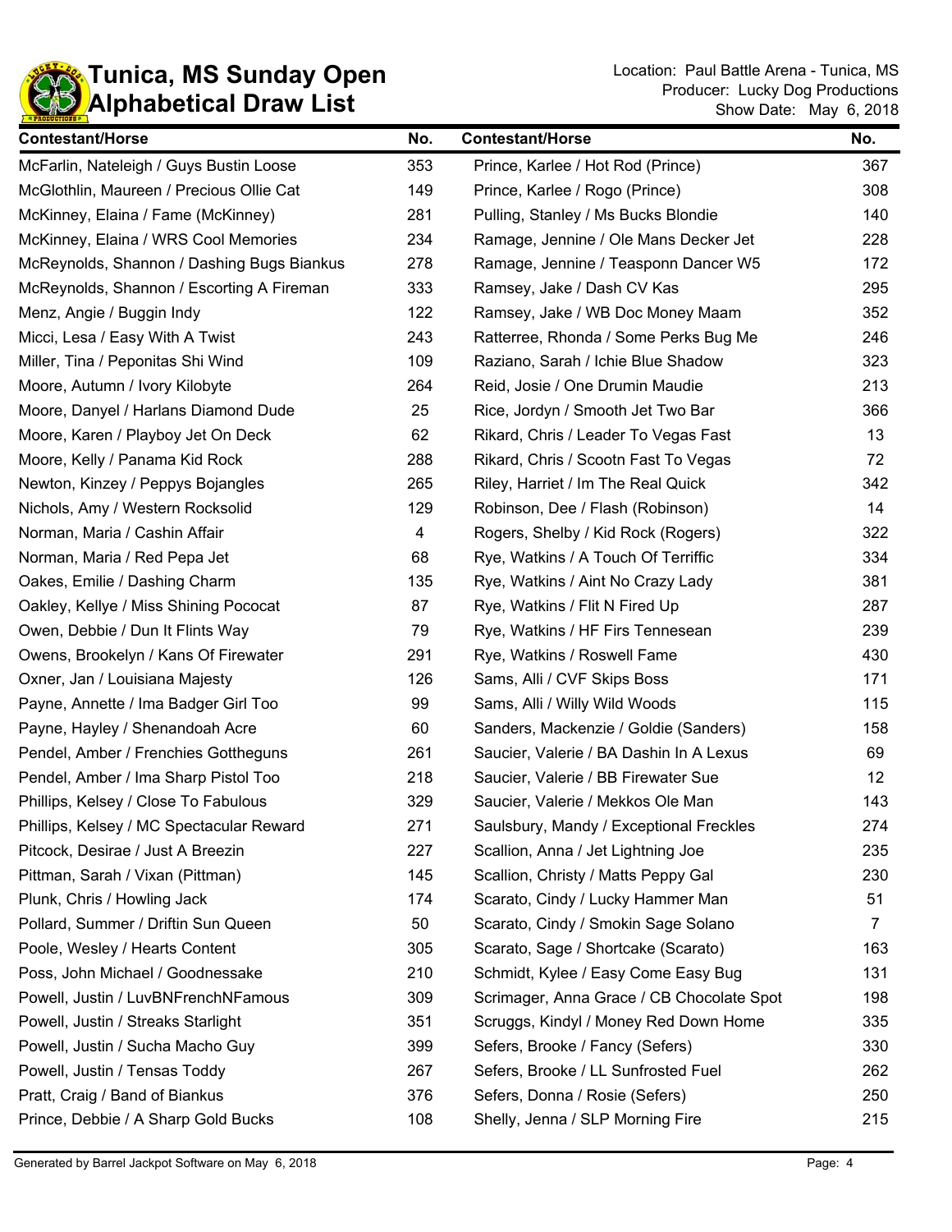# Tunica, MS Sunday Open
## Alphabetical Draw List

Location: Paul Battle Arena - Tunica, MS
Producer: Lucky Dog Productions
Show Date: May 6, 2018

| Contestant/Horse | No. |
|---|---|
| McFarlin, Nateleigh / Guys Bustin Loose | 353 |
| McGlothlin, Maureen / Precious Ollie Cat | 149 |
| McKinney, Elaina / Fame (McKinney) | 281 |
| McKinney, Elaina / WRS Cool Memories | 234 |
| McReynolds, Shannon / Dashing Bugs Biankus | 278 |
| McReynolds, Shannon / Escorting A Fireman | 333 |
| Menz, Angie / Buggin Indy | 122 |
| Micci, Lesa / Easy With A Twist | 243 |
| Miller, Tina / Peponitas Shi Wind | 109 |
| Moore, Autumn / Ivory Kilobyte | 264 |
| Moore, Danyel / Harlans Diamond Dude | 25 |
| Moore, Karen / Playboy Jet On Deck | 62 |
| Moore, Kelly / Panama Kid Rock | 288 |
| Newton, Kinzey / Peppys Bojangles | 265 |
| Nichols, Amy / Western Rocksolid | 129 |
| Norman, Maria / Cashin Affair | 4 |
| Norman, Maria / Red Pepa Jet | 68 |
| Oakes, Emilie / Dashing Charm | 135 |
| Oakley, Kellye / Miss Shining Pococat | 87 |
| Owen, Debbie / Dun It Flints Way | 79 |
| Owens, Brookelyn / Kans Of Firewater | 291 |
| Oxner, Jan / Louisiana Majesty | 126 |
| Payne, Annette / Ima Badger Girl Too | 99 |
| Payne, Hayley / Shenandoah Acre | 60 |
| Pendel, Amber / Frenchies Gottheguns | 261 |
| Pendel, Amber / Ima Sharp Pistol Too | 218 |
| Phillips, Kelsey / Close To Fabulous | 329 |
| Phillips, Kelsey / MC Spectacular Reward | 271 |
| Pitcock, Desirae / Just A Breezin | 227 |
| Pittman, Sarah / Vixan (Pittman) | 145 |
| Plunk, Chris / Howling Jack | 174 |
| Pollard, Summer / Driftin Sun Queen | 50 |
| Poole, Wesley / Hearts Content | 305 |
| Poss, John Michael / Goodnessake | 210 |
| Powell, Justin / LuvBNFrenchNFamous | 309 |
| Powell, Justin / Streaks Starlight | 351 |
| Powell, Justin / Sucha Macho Guy | 399 |
| Powell, Justin / Tensas Toddy | 267 |
| Pratt, Craig / Band of Biankus | 376 |
| Prince, Debbie / A Sharp Gold Bucks | 108 |
| Prince, Karlee / Hot Rod (Prince) | 367 |
| Prince, Karlee / Rogo (Prince) | 308 |
| Pulling, Stanley / Ms Bucks Blondie | 140 |
| Ramage, Jennine / Ole Mans Decker Jet | 228 |
| Ramage, Jennine / Teasponn Dancer W5 | 172 |
| Ramsey, Jake / Dash CV Kas | 295 |
| Ramsey, Jake / WB Doc Money Maam | 352 |
| Ratterree, Rhonda / Some Perks Bug Me | 246 |
| Raziano, Sarah / Ichie Blue Shadow | 323 |
| Reid, Josie / One Drumin Maudie | 213 |
| Rice, Jordyn / Smooth Jet Two Bar | 366 |
| Rikard, Chris / Leader To Vegas Fast | 13 |
| Rikard, Chris / Scootn Fast To Vegas | 72 |
| Riley, Harriet / Im The Real Quick | 342 |
| Robinson, Dee / Flash (Robinson) | 14 |
| Rogers, Shelby / Kid Rock (Rogers) | 322 |
| Rye, Watkins / A Touch Of Terriffic | 334 |
| Rye, Watkins / Aint No Crazy Lady | 381 |
| Rye, Watkins / Flit N Fired Up | 287 |
| Rye, Watkins / HF Firs Tennesean | 239 |
| Rye, Watkins / Roswell Fame | 430 |
| Sams, Alli / CVF Skips Boss | 171 |
| Sams, Alli / Willy Wild Woods | 115 |
| Sanders, Mackenzie / Goldie (Sanders) | 158 |
| Saucier, Valerie / BA Dashin In A Lexus | 69 |
| Saucier, Valerie / BB Firewater Sue | 12 |
| Saucier, Valerie / Mekkos Ole Man | 143 |
| Saulsbury, Mandy / Exceptional Freckles | 274 |
| Scallion, Anna / Jet Lightning Joe | 235 |
| Scallion, Christy / Matts Peppy Gal | 230 |
| Scarato, Cindy / Lucky Hammer Man | 51 |
| Scarato, Cindy / Smokin Sage Solano | 7 |
| Scarato, Sage / Shortcake (Scarato) | 163 |
| Schmidt, Kylee / Easy Come Easy Bug | 131 |
| Scrimager, Anna Grace / CB Chocolate Spot | 198 |
| Scruggs, Kindyl / Money Red Down Home | 335 |
| Sefers, Brooke / Fancy (Sefers) | 330 |
| Sefers, Brooke / LL Sunfrosted Fuel | 262 |
| Sefers, Donna / Rosie (Sefers) | 250 |
| Shelly, Jenna / SLP Morning Fire | 215 |

Generated by Barrel Jackpot Software on May 6, 2018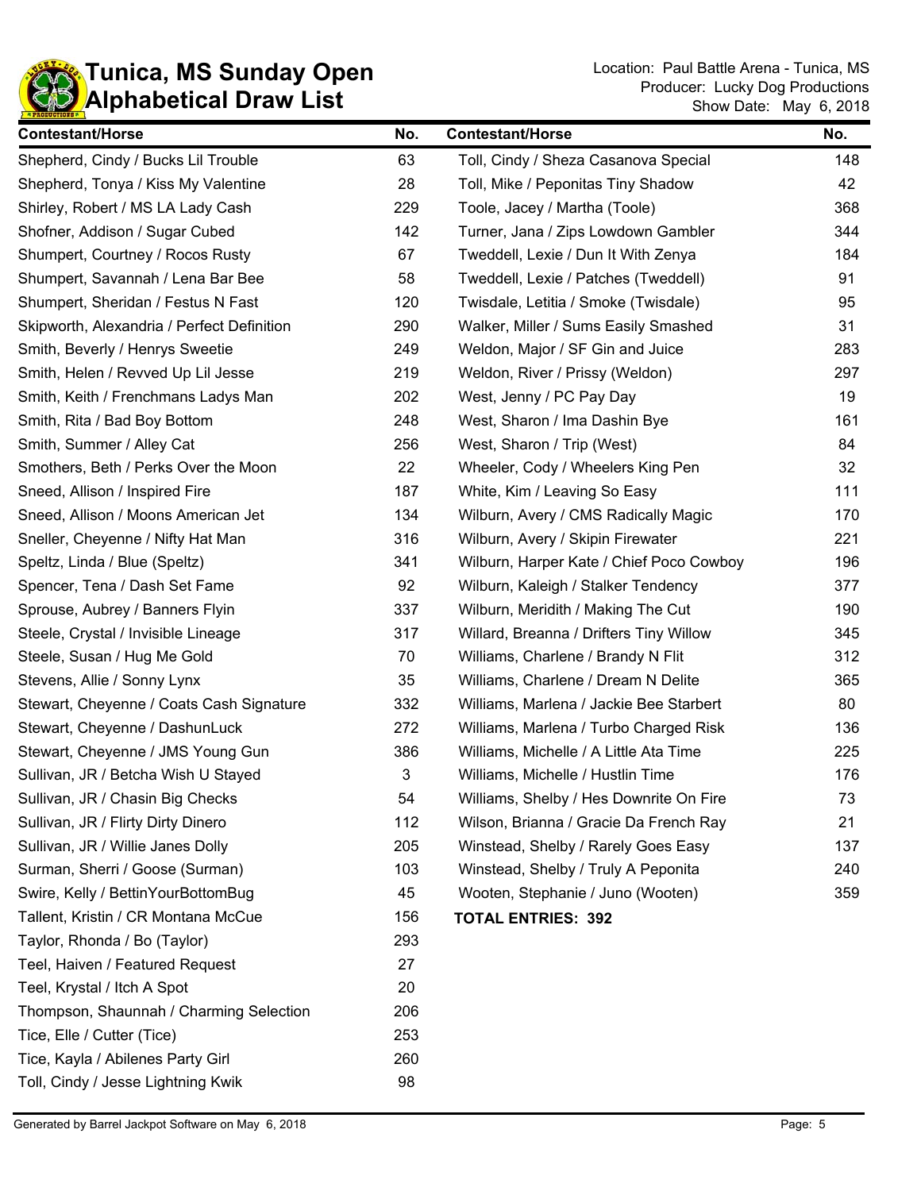# Tunica, MS Sunday Open
# Alphabetical Draw List

Location: Paul Battle Arena - Tunica, MS
Producer: Lucky Dog Productions
Show Date: May 6, 2018

| Contestant/Horse | No. |
|---|---|
| Shepherd, Cindy / Bucks Lil Trouble | 63 |
| Shepherd, Tonya / Kiss My Valentine | 28 |
| Shirley, Robert / MS LA Lady Cash | 229 |
| Shofner, Addison / Sugar Cubed | 142 |
| Shumpert, Courtney / Rocos Rusty | 67 |
| Shumpert, Savannah / Lena Bar Bee | 58 |
| Shumpert, Sheridan / Festus N Fast | 120 |
| Skipworth, Alexandria / Perfect Definition | 290 |
| Smith, Beverly / Henrys Sweetie | 249 |
| Smith, Helen / Revved Up Lil Jesse | 219 |
| Smith, Keith / Frenchmans Ladys Man | 202 |
| Smith, Rita / Bad Boy Bottom | 248 |
| Smith, Summer / Alley Cat | 256 |
| Smothers, Beth / Perks Over the Moon | 22 |
| Sneed, Allison / Inspired Fire | 187 |
| Sneed, Allison / Moons American Jet | 134 |
| Sneller, Cheyenne / Nifty Hat Man | 316 |
| Speltz, Linda / Blue (Speltz) | 341 |
| Spencer, Tena / Dash Set Fame | 92 |
| Sprouse, Aubrey / Banners Flyin | 337 |
| Steele, Crystal / Invisible Lineage | 317 |
| Steele, Susan / Hug Me Gold | 70 |
| Stevens, Allie / Sonny Lynx | 35 |
| Stewart, Cheyenne / Coats Cash Signature | 332 |
| Stewart, Cheyenne / DashunLuck | 272 |
| Stewart, Cheyenne / JMS Young Gun | 386 |
| Sullivan, JR / Betcha Wish U Stayed | 3 |
| Sullivan, JR / Chasin Big Checks | 54 |
| Sullivan, JR / Flirty Dirty Dinero | 112 |
| Sullivan, JR / Willie Janes Dolly | 205 |
| Surman, Sherri / Goose (Surman) | 103 |
| Swire, Kelly / BettinYourBottomBug | 45 |
| Tallent, Kristin / CR Montana McCue | 156 |
| Taylor, Rhonda / Bo (Taylor) | 293 |
| Teel, Haiven / Featured Request | 27 |
| Teel, Krystal / Itch A Spot | 20 |
| Thompson, Shaunnah / Charming Selection | 206 |
| Tice, Elle / Cutter (Tice) | 253 |
| Tice, Kayla / Abilenes Party Girl | 260 |
| Toll, Cindy / Jesse Lightning Kwik | 98 |
| Toll, Cindy / Sheza Casanova Special | 148 |
| Toll, Mike / Peponitas Tiny Shadow | 42 |
| Toole, Jacey / Martha (Toole) | 368 |
| Turner, Jana / Zips Lowdown Gambler | 344 |
| Tweddell, Lexie / Dun It With Zenya | 184 |
| Tweddell, Lexie / Patches (Tweddell) | 91 |
| Twisdale, Letitia / Smoke (Twisdale) | 95 |
| Walker, Miller / Sums Easily Smashed | 31 |
| Weldon, Major / SF Gin and Juice | 283 |
| Weldon, River / Prissy (Weldon) | 297 |
| West, Jenny / PC Pay Day | 19 |
| West, Sharon / Ima Dashin Bye | 161 |
| West, Sharon / Trip (West) | 84 |
| Wheeler, Cody / Wheelers King Pen | 32 |
| White, Kim / Leaving So Easy | 111 |
| Wilburn, Avery / CMS Radically Magic | 170 |
| Wilburn, Avery / Skipin Firewater | 221 |
| Wilburn, Harper Kate / Chief Poco Cowboy | 196 |
| Wilburn, Kaleigh / Stalker Tendency | 377 |
| Wilburn, Meridith / Making The Cut | 190 |
| Willard, Breanna / Drifters Tiny Willow | 345 |
| Williams, Charlene / Brandy N Flit | 312 |
| Williams, Charlene / Dream N Delite | 365 |
| Williams, Marlena / Jackie Bee Starbert | 80 |
| Williams, Marlena / Turbo Charged Risk | 136 |
| Williams, Michelle / A Little Ata Time | 225 |
| Williams, Michelle / Hustlin Time | 176 |
| Williams, Shelby / Hes Downrite On Fire | 73 |
| Wilson, Brianna / Gracie Da French Ray | 21 |
| Winstead, Shelby / Rarely Goes Easy | 137 |
| Winstead, Shelby / Truly A Peponita | 240 |
| Wooten, Stephanie / Juno (Wooten) | 359 |

**TOTAL ENTRIES: 392**

Generated by Barrel Jackpot Software on May 6, 2018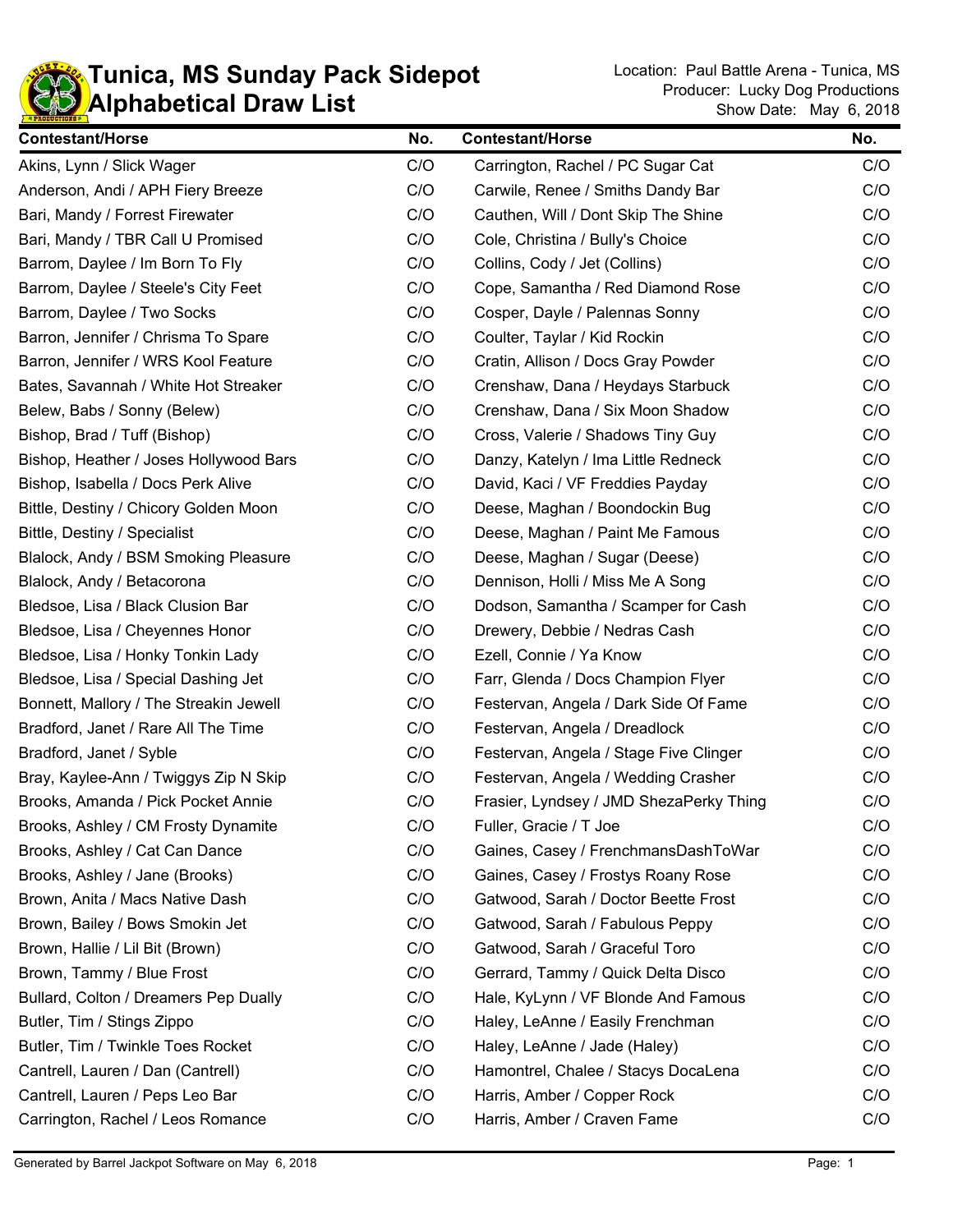# Tunica, MS Sunday Pack Sidepot
# Alphabetical Draw List

Location: Paul Battle Arena - Tunica, MS
Producer: Lucky Dog Productions
Show Date: May 6, 2018

| Contestant/Horse | No. |
|---|---|
| Akins, Lynn / Slick Wager | C/O |
| Anderson, Andi / APH Fiery Breeze | C/O |
| Bari, Mandy / Forrest Firewater | C/O |
| Bari, Mandy / TBR Call U Promised | C/O |
| Barrom, Daylee / Im Born To Fly | C/O |
| Barrom, Daylee / Steele's City Feet | C/O |
| Barrom, Daylee / Two Socks | C/O |
| Barron, Jennifer / Chrisma To Spare | C/O |
| Barron, Jennifer / WRS Kool Feature | C/O |
| Bates, Savannah / White Hot Streaker | C/O |
| Belew, Babs / Sonny (Belew) | C/O |
| Bishop, Brad / Tuff (Bishop) | C/O |
| Bishop, Heather / Joses Hollywood Bars | C/O |
| Bishop, Isabella / Docs Perk Alive | C/O |
| Bittle, Destiny / Chicory Golden Moon | C/O |
| Bittle, Destiny / Specialist | C/O |
| Blalock, Andy / BSM Smoking Pleasure | C/O |
| Blalock, Andy / Betacorona | C/O |
| Bledsoe, Lisa / Black Clusion Bar | C/O |
| Bledsoe, Lisa / Cheyennes Honor | C/O |
| Bledsoe, Lisa / Honky Tonkin Lady | C/O |
| Bledsoe, Lisa / Special Dashing Jet | C/O |
| Bonnett, Mallory / The Streakin Jewell | C/O |
| Bradford, Janet / Rare All The Time | C/O |
| Bradford, Janet / Syble | C/O |
| Bray, Kaylee-Ann / Twiggys Zip N Skip | C/O |
| Brooks, Amanda / Pick Pocket Annie | C/O |
| Brooks, Ashley / CM Frosty Dynamite | C/O |
| Brooks, Ashley / Cat Can Dance | C/O |
| Brooks, Ashley / Jane (Brooks) | C/O |
| Brown, Anita / Macs Native Dash | C/O |
| Brown, Bailey / Bows Smokin Jet | C/O |
| Brown, Hallie / Lil Bit (Brown) | C/O |
| Brown, Tammy / Blue Frost | C/O |
| Bullard, Colton / Dreamers Pep Dually | C/O |
| Butler, Tim / Stings Zippo | C/O |
| Butler, Tim / Twinkle Toes Rocket | C/O |
| Cantrell, Lauren / Dan (Cantrell) | C/O |
| Cantrell, Lauren / Peps Leo Bar | C/O |
| Carrington, Rachel / Leos Romance | C/O |
| Carrington, Rachel / PC Sugar Cat | C/O |
| Carwile, Renee / Smiths Dandy Bar | C/O |
| Cauthen, Will / Dont Skip The Shine | C/O |
| Cole, Christina / Bully's Choice | C/O |
| Collins, Cody / Jet (Collins) | C/O |
| Cope, Samantha / Red Diamond Rose | C/O |
| Cosper, Dayle / Palennas Sonny | C/O |
| Coulter, Taylar / Kid Rockin | C/O |
| Cratin, Allison / Docs Gray Powder | C/O |
| Crenshaw, Dana / Heydays Starbuck | C/O |
| Crenshaw, Dana / Six Moon Shadow | C/O |
| Cross, Valerie / Shadows Tiny Guy | C/O |
| Danzy, Katelyn / Ima Little Redneck | C/O |
| David, Kaci / VF Freddies Payday | C/O |
| Deese, Maghan / Boondockin Bug | C/O |
| Deese, Maghan / Paint Me Famous | C/O |
| Deese, Maghan / Sugar (Deese) | C/O |
| Dennison, Holli / Miss Me A Song | C/O |
| Dodson, Samantha / Scamper for Cash | C/O |
| Drewery, Debbie / Nedras Cash | C/O |
| Ezell, Connie / Ya Know | C/O |
| Farr, Glenda / Docs Champion Flyer | C/O |
| Festervan, Angela / Dark Side Of Fame | C/O |
| Festervan, Angela / Dreadlock | C/O |
| Festervan, Angela / Stage Five Clinger | C/O |
| Festervan, Angela / Wedding Crasher | C/O |
| Frasier, Lyndsey / JMD ShezaPerky Thing | C/O |
| Fuller, Gracie / T Joe | C/O |
| Gaines, Casey / FrenchmansDashToWar | C/O |
| Gaines, Casey / Frostys Roany Rose | C/O |
| Gatwood, Sarah / Doctor Beette Frost | C/O |
| Gatwood, Sarah / Fabulous Peppy | C/O |
| Gatwood, Sarah / Graceful Toro | C/O |
| Gerrard, Tammy / Quick Delta Disco | C/O |
| Hale, KyLynn / VF Blonde And Famous | C/O |
| Haley, LeAnne / Easily Frenchman | C/O |
| Haley, LeAnne / Jade (Haley) | C/O |
| Hamontrel, Chalee / Stacys DocaLena | C/O |
| Harris, Amber / Copper Rock | C/O |
| Harris, Amber / Craven Fame | C/O |

Generated by Barrel Jackpot Software on May 6, 2018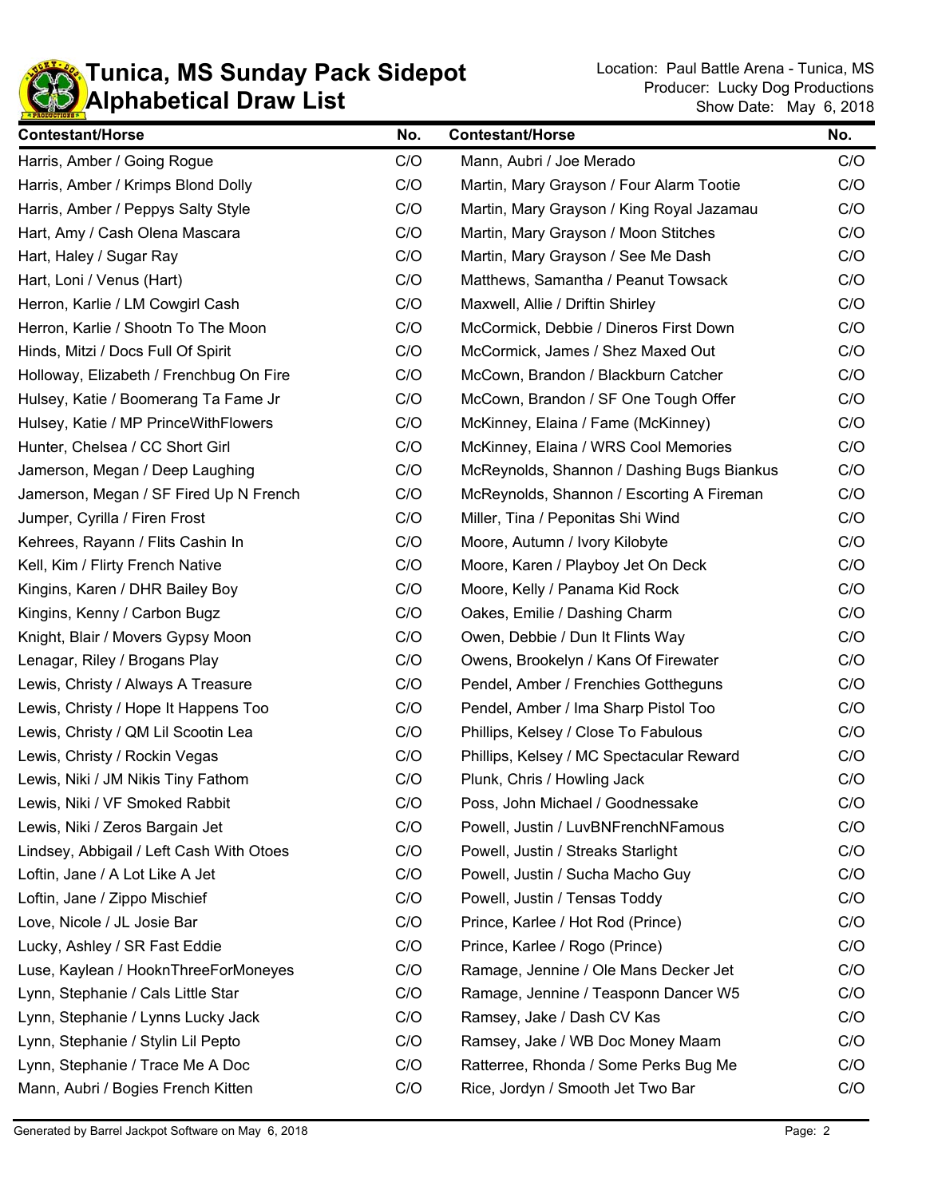# Tunica, MS Sunday Pack Sidepot
# Alphabetical Draw List

Location: Paul Battle Arena - Tunica, MS
Producer: Lucky Dog Productions
Show Date: May 6, 2018

| Contestant/Horse | No. |
|---|---|
| Harris, Amber / Going Rogue | C/O |
| Harris, Amber / Krimps Blond Dolly | C/O |
| Harris, Amber / Peppys Salty Style | C/O |
| Hart, Amy / Cash Olena Mascara | C/O |
| Hart, Haley / Sugar Ray | C/O |
| Hart, Loni / Venus (Hart) | C/O |
| Herron, Karlie / LM Cowgirl Cash | C/O |
| Herron, Karlie / Shootn To The Moon | C/O |
| Hinds, Mitzi / Docs Full Of Spirit | C/O |
| Holloway, Elizabeth / Frenchbug On Fire | C/O |
| Hulsey, Katie / Boomerang Ta Fame Jr | C/O |
| Hulsey, Katie / MP PrinceWithFlowers | C/O |
| Hunter, Chelsea / CC Short Girl | C/O |
| Jamerson, Megan / Deep Laughing | C/O |
| Jamerson, Megan / SF Fired Up N French | C/O |
| Jumper, Cyrilla / Firen Frost | C/O |
| Kehrees, Rayann / Flits Cashin In | C/O |
| Kell, Kim / Flirty French Native | C/O |
| Kingins, Karen / DHR Bailey Boy | C/O |
| Kingins, Kenny / Carbon Bugz | C/O |
| Knight, Blair / Movers Gypsy Moon | C/O |
| Lenagar, Riley / Brogans Play | C/O |
| Lewis, Christy / Always A Treasure | C/O |
| Lewis, Christy / Hope It Happens Too | C/O |
| Lewis, Christy / QM Lil Scootin Lea | C/O |
| Lewis, Christy / Rockin Vegas | C/O |
| Lewis, Niki / JM Nikis Tiny Fathom | C/O |
| Lewis, Niki / VF Smoked Rabbit | C/O |
| Lewis, Niki / Zeros Bargain Jet | C/O |
| Lindsey, Abbigail / Left Cash With Otoes | C/O |
| Loftin, Jane / A Lot Like A Jet | C/O |
| Loftin, Jane / Zippo Mischief | C/O |
| Love, Nicole / JL Josie Bar | C/O |
| Lucky, Ashley / SR Fast Eddie | C/O |
| Luse, Kaylean / HooknThreeForMoneyes | C/O |
| Lynn, Stephanie / Cals Little Star | C/O |
| Lynn, Stephanie / Lynns Lucky Jack | C/O |
| Lynn, Stephanie / Stylin Lil Pepto | C/O |
| Lynn, Stephanie / Trace Me A Doc | C/O |
| Mann, Aubri / Bogies French Kitten | C/O |
| Mann, Aubri / Joe Merado | C/O |
| Martin, Mary Grayson / Four Alarm Tootie | C/O |
| Martin, Mary Grayson / King Royal Jazamau | C/O |
| Martin, Mary Grayson / Moon Stitches | C/O |
| Martin, Mary Grayson / See Me Dash | C/O |
| Matthews, Samantha / Peanut Towsack | C/O |
| Maxwell, Allie / Driftin Shirley | C/O |
| McCormick, Debbie / Dineros First Down | C/O |
| McCormick, James / Shez Maxed Out | C/O |
| McCown, Brandon / Blackburn Catcher | C/O |
| McCown, Brandon / SF One Tough Offer | C/O |
| McKinney, Elaina / Fame (McKinney) | C/O |
| McKinney, Elaina / WRS Cool Memories | C/O |
| McReynolds, Shannon / Dashing Bugs Biankus | C/O |
| McReynolds, Shannon / Escorting A Fireman | C/O |
| Miller, Tina / Peponitas Shi Wind | C/O |
| Moore, Autumn / Ivory Kilobyte | C/O |
| Moore, Karen / Playboy Jet On Deck | C/O |
| Moore, Kelly / Panama Kid Rock | C/O |
| Oakes, Emilie / Dashing Charm | C/O |
| Owen, Debbie / Dun It Flints Way | C/O |
| Owens, Brookelyn / Kans Of Firewater | C/O |
| Pendel, Amber / Frenchies Gottheguns | C/O |
| Pendel, Amber / Ima Sharp Pistol Too | C/O |
| Phillips, Kelsey / Close To Fabulous | C/O |
| Phillips, Kelsey / MC Spectacular Reward | C/O |
| Plunk, Chris / Howling Jack | C/O |
| Poss, John Michael / Goodnessake | C/O |
| Powell, Justin / LuvBNFrenchNFamous | C/O |
| Powell, Justin / Streaks Starlight | C/O |
| Powell, Justin / Sucha Macho Guy | C/O |
| Powell, Justin / Tensas Toddy | C/O |
| Prince, Karlee / Hot Rod (Prince) | C/O |
| Prince, Karlee / Rogo (Prince) | C/O |
| Ramage, Jennine / Ole Mans Decker Jet | C/O |
| Ramage, Jennine / Teasponn Dancer W5 | C/O |
| Ramsey, Jake / Dash CV Kas | C/O |
| Ramsey, Jake / WB Doc Money Maam | C/O |
| Ratterree, Rhonda / Some Perks Bug Me | C/O |
| Rice, Jordyn / Smooth Jet Two Bar | C/O |

Generated by Barrel Jackpot Software on May 6, 2018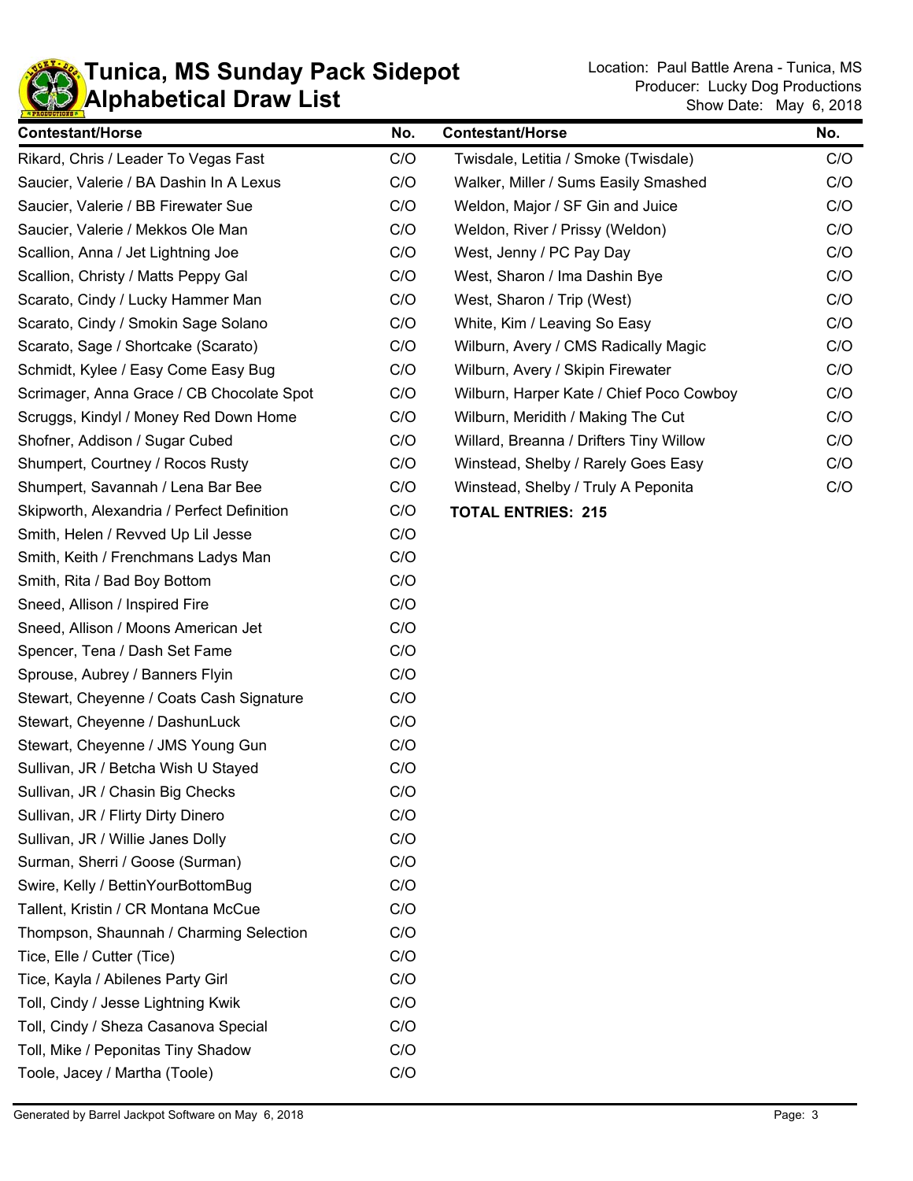# Tunica, MS Sunday Pack Sidepot
## Alphabetical Draw List

Location: Paul Battle Arena - Tunica, MS
Producer: Lucky Dog Productions
Show Date: May 6, 2018

| Contestant/Horse | No. |
|---|---|
| Rikard, Chris / Leader To Vegas Fast | C/O |
| Saucier, Valerie / BA Dashin In A Lexus | C/O |
| Saucier, Valerie / BB Firewater Sue | C/O |
| Saucier, Valerie / Mekkos Ole Man | C/O |
| Scallion, Anna / Jet Lightning Joe | C/O |
| Scallion, Christy / Matts Peppy Gal | C/O |
| Scarato, Cindy / Lucky Hammer Man | C/O |
| Scarato, Cindy / Smokin Sage Solano | C/O |
| Scarato, Sage / Shortcake (Scarato) | C/O |
| Schmidt, Kylee / Easy Come Easy Bug | C/O |
| Scrimager, Anna Grace / CB Chocolate Spot | C/O |
| Scruggs, Kindyl / Money Red Down Home | C/O |
| Shofner, Addison / Sugar Cubed | C/O |
| Shumpert, Courtney / Rocos Rusty | C/O |
| Shumpert, Savannah / Lena Bar Bee | C/O |
| Skipworth, Alexandria / Perfect Definition | C/O |
| Smith, Helen / Revved Up Lil Jesse | C/O |
| Smith, Keith / Frenchmans Ladys Man | C/O |
| Smith, Rita / Bad Boy Bottom | C/O |
| Sneed, Allison / Inspired Fire | C/O |
| Sneed, Allison / Moons American Jet | C/O |
| Spencer, Tena / Dash Set Fame | C/O |
| Sprouse, Aubrey / Banners Flyin | C/O |
| Stewart, Cheyenne / Coats Cash Signature | C/O |
| Stewart, Cheyenne / DashunLuck | C/O |
| Stewart, Cheyenne / JMS Young Gun | C/O |
| Sullivan, JR / Betcha Wish U Stayed | C/O |
| Sullivan, JR / Chasin Big Checks | C/O |
| Sullivan, JR / Flirty Dirty Dinero | C/O |
| Sullivan, JR / Willie Janes Dolly | C/O |
| Surman, Sherri / Goose (Surman) | C/O |
| Swire, Kelly / BettinYourBottomBug | C/O |
| Tallent, Kristin / CR Montana McCue | C/O |
| Thompson, Shaunnah / Charming Selection | C/O |
| Tice, Elle / Cutter (Tice) | C/O |
| Tice, Kayla / Abilenes Party Girl | C/O |
| Toll, Cindy / Jesse Lightning Kwik | C/O |
| Toll, Cindy / Sheza Casanova Special | C/O |
| Toll, Mike / Peponitas Tiny Shadow | C/O |
| Toole, Jacey / Martha (Toole) | C/O |
| Twisdale, Letitia / Smoke (Twisdale) | C/O |
| Walker, Miller / Sums Easily Smashed | C/O |
| Weldon, Major / SF Gin and Juice | C/O |
| Weldon, River / Prissy (Weldon) | C/O |
| West, Jenny / PC Pay Day | C/O |
| West, Sharon / Ima Dashin Bye | C/O |
| West, Sharon / Trip (West) | C/O |
| White, Kim / Leaving So Easy | C/O |
| Wilburn, Avery / CMS Radically Magic | C/O |
| Wilburn, Avery / Skipin Firewater | C/O |
| Wilburn, Harper Kate / Chief Poco Cowboy | C/O |
| Wilburn, Meridith / Making The Cut | C/O |
| Willard, Breanna / Drifters Tiny Willow | C/O |
| Winstead, Shelby / Rarely Goes Easy | C/O |
| Winstead, Shelby / Truly A Peponita | C/O |

**TOTAL ENTRIES: 215**

Generated by Barrel Jackpot Software on May 6, 2018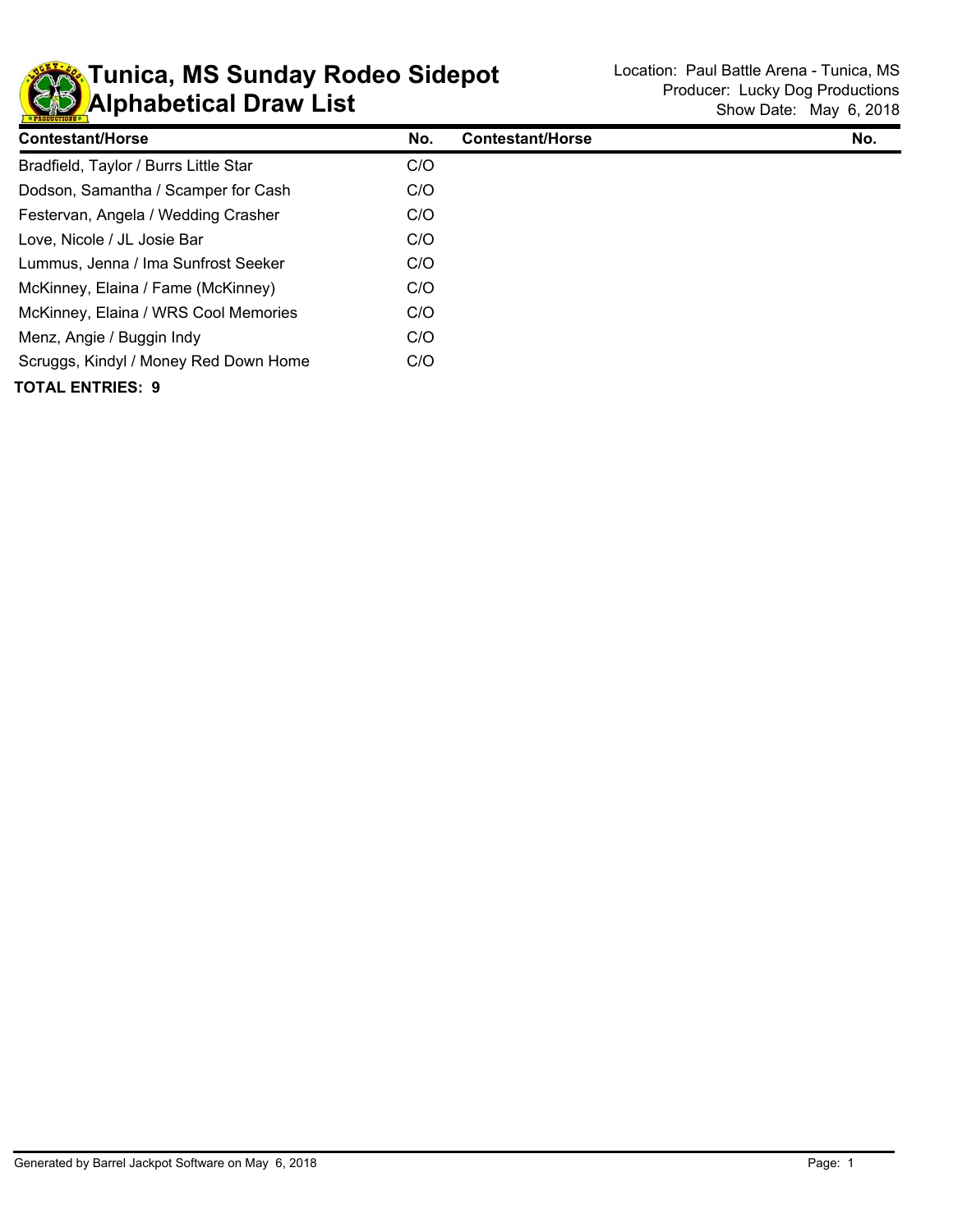# Tunica, MS Sunday Rodeo Sidepot
# Alphabetical Draw List

Location: Paul Battle Arena - Tunica, MS
Producer: Lucky Dog Productions
Show Date: May 6, 2018

| Contestant/Horse | No. | Contestant/Horse | No. |
|---|---|---|---|
| Bradfield, Taylor / Burrs Little Star | C/O | | |
| Dodson, Samantha / Scamper for Cash | C/O | | |
| Festervan, Angela / Wedding Crasher | C/O | | |
| Love, Nicole / JL Josie Bar | C/O | | |
| Lummus, Jenna / Ima Sunfrost Seeker | C/O | | |
| McKinney, Elaina / Fame (McKinney) | C/O | | |
| McKinney, Elaina / WRS Cool Memories | C/O | | |
| Menz, Angie / Buggin Indy | C/O | | |
| Scruggs, Kindyl / Money Red Down Home | C/O | | |

**TOTAL ENTRIES: 9**

Generated by Barrel Jackpot Software on May 6, 2018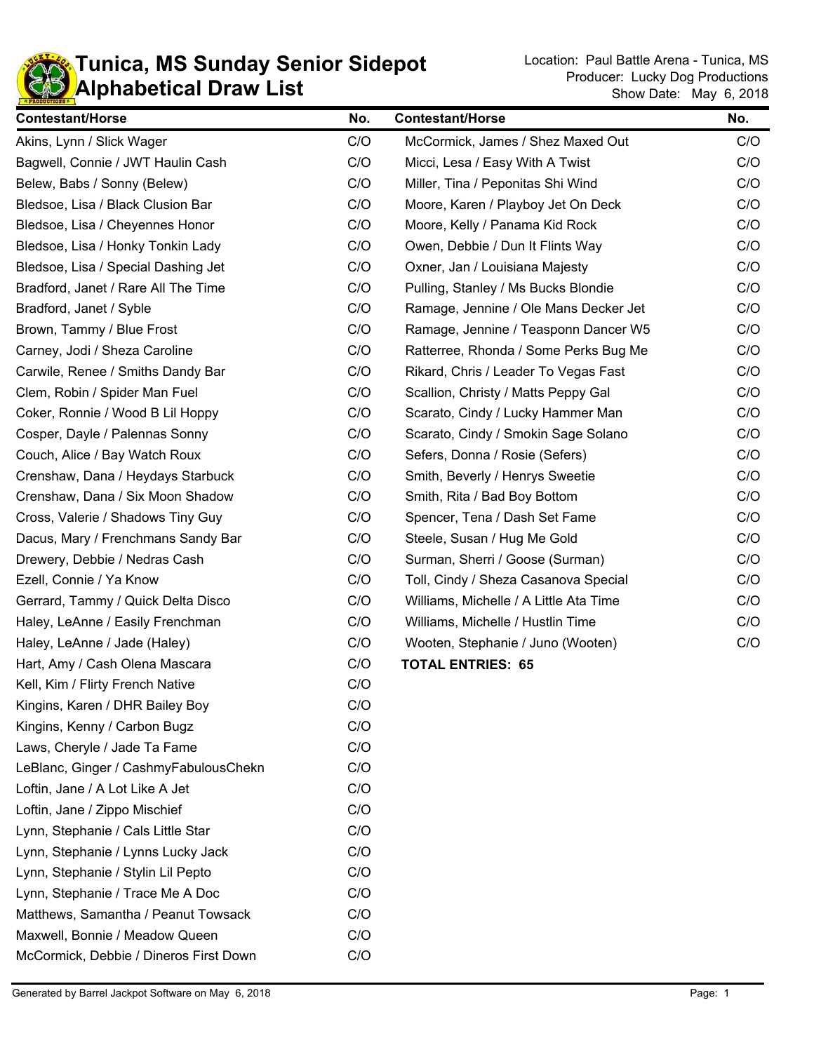# Tunica, MS Sunday Senior Sidepot
# Alphabetical Draw List

Location: Paul Battle Arena - Tunica, MS
Producer: Lucky Dog Productions
Show Date: May 6, 2018

| Contestant/Horse | No. |
|---|---|
| Akins, Lynn / Slick Wager | C/O |
| Bagwell, Connie / JWT Haulin Cash | C/O |
| Belew, Babs / Sonny (Belew) | C/O |
| Bledsoe, Lisa / Black Clusion Bar | C/O |
| Bledsoe, Lisa / Cheyennes Honor | C/O |
| Bledsoe, Lisa / Honky Tonkin Lady | C/O |
| Bledsoe, Lisa / Special Dashing Jet | C/O |
| Bradford, Janet / Rare All The Time | C/O |
| Bradford, Janet / Syble | C/O |
| Brown, Tammy / Blue Frost | C/O |
| Carney, Jodi / Sheza Caroline | C/O |
| Carwile, Renee / Smiths Dandy Bar | C/O |
| Clem, Robin / Spider Man Fuel | C/O |
| Coker, Ronnie / Wood B Lil Hoppy | C/O |
| Cosper, Dayle / Palennas Sonny | C/O |
| Couch, Alice / Bay Watch Roux | C/O |
| Crenshaw, Dana / Heydays Starbuck | C/O |
| Crenshaw, Dana / Six Moon Shadow | C/O |
| Cross, Valerie / Shadows Tiny Guy | C/O |
| Dacus, Mary / Frenchmans Sandy Bar | C/O |
| Drewery, Debbie / Nedras Cash | C/O |
| Ezell, Connie / Ya Know | C/O |
| Gerrard, Tammy / Quick Delta Disco | C/O |
| Haley, LeAnne / Easily Frenchman | C/O |
| Haley, LeAnne / Jade (Haley) | C/O |
| Hart, Amy / Cash Olena Mascara | C/O |
| Kell, Kim / Flirty French Native | C/O |
| Kingins, Karen / DHR Bailey Boy | C/O |
| Kingins, Kenny / Carbon Bugz | C/O |
| Laws, Cheryle / Jade Ta Fame | C/O |
| LeBlanc, Ginger / CashmyFabulousChekn | C/O |
| Loftin, Jane / A Lot Like A Jet | C/O |
| Loftin, Jane / Zippo Mischief | C/O |
| Lynn, Stephanie / Cals Little Star | C/O |
| Lynn, Stephanie / Lynns Lucky Jack | C/O |
| Lynn, Stephanie / Stylin Lil Pepto | C/O |
| Lynn, Stephanie / Trace Me A Doc | C/O |
| Matthews, Samantha / Peanut Towsack | C/O |
| Maxwell, Bonnie / Meadow Queen | C/O |
| McCormick, Debbie / Dineros First Down | C/O |
| McCormick, James / Shez Maxed Out | C/O |
| Micci, Lesa / Easy With A Twist | C/O |
| Miller, Tina / Peponitas Shi Wind | C/O |
| Moore, Karen / Playboy Jet On Deck | C/O |
| Moore, Kelly / Panama Kid Rock | C/O |
| Owen, Debbie / Dun It Flints Way | C/O |
| Oxner, Jan / Louisiana Majesty | C/O |
| Pulling, Stanley / Ms Bucks Blondie | C/O |
| Ramage, Jennine / Ole Mans Decker Jet | C/O |
| Ramage, Jennine / Teasponn Dancer W5 | C/O |
| Ratterree, Rhonda / Some Perks Bug Me | C/O |
| Rikard, Chris / Leader To Vegas Fast | C/O |
| Scallion, Christy / Matts Peppy Gal | C/O |
| Scarato, Cindy / Lucky Hammer Man | C/O |
| Scarato, Cindy / Smokin Sage Solano | C/O |
| Sefers, Donna / Rosie (Sefers) | C/O |
| Smith, Beverly / Henrys Sweetie | C/O |
| Smith, Rita / Bad Boy Bottom | C/O |
| Spencer, Tena / Dash Set Fame | C/O |
| Steele, Susan / Hug Me Gold | C/O |
| Surman, Sherri / Goose (Surman) | C/O |
| Toll, Cindy / Sheza Casanova Special | C/O |
| Williams, Michelle / A Little Ata Time | C/O |
| Williams, Michelle / Hustlin Time | C/O |
| Wooten, Stephanie / Juno (Wooten) | C/O |

**TOTAL ENTRIES: 65**

Generated by Barrel Jackpot Software on May 6, 2018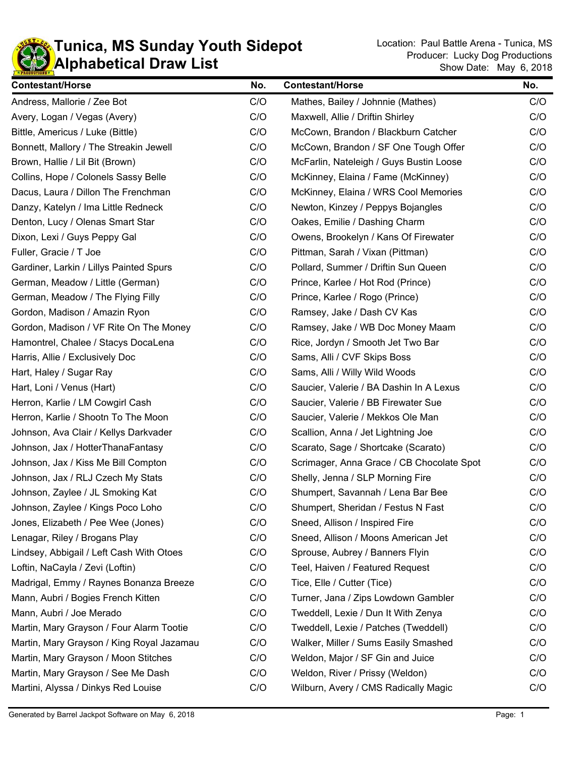# Tunica, MS Sunday Youth Sidepot
# Alphabetical Draw List

Location: Paul Battle Arena - Tunica, MS
Producer: Lucky Dog Productions
Show Date: May 6, 2018

| Contestant/Horse | No. | Contestant/Horse | No. |
|---|---|---|---|
| Andress, Mallorie / Zee Bot | C/O | Mathes, Bailey / Johnnie (Mathes) | C/O |
| Avery, Logan / Vegas (Avery) | C/O | Maxwell, Allie / Driftin Shirley | C/O |
| Bittle, Americus / Luke (Bittle) | C/O | McCown, Brandon / Blackburn Catcher | C/O |
| Bonnett, Mallory / The Streakin Jewell | C/O | McCown, Brandon / SF One Tough Offer | C/O |
| Brown, Hallie / Lil Bit (Brown) | C/O | McFarlin, Nateleigh / Guys Bustin Loose | C/O |
| Collins, Hope / Colonels Sassy Belle | C/O | McKinney, Elaina / Fame (McKinney) | C/O |
| Dacus, Laura / Dillon The Frenchman | C/O | McKinney, Elaina / WRS Cool Memories | C/O |
| Danzy, Katelyn / Ima Little Redneck | C/O | Newton, Kinzey / Peppys Bojangles | C/O |
| Denton, Lucy / Olenas Smart Star | C/O | Oakes, Emilie / Dashing Charm | C/O |
| Dixon, Lexi / Guys Peppy Gal | C/O | Owens, Brookelyn / Kans Of Firewater | C/O |
| Fuller, Gracie / T Joe | C/O | Pittman, Sarah / Vixan (Pittman) | C/O |
| Gardiner, Larkin / Lillys Painted Spurs | C/O | Pollard, Summer / Driftin Sun Queen | C/O |
| German, Meadow / Little (German) | C/O | Prince, Karlee / Hot Rod (Prince) | C/O |
| German, Meadow / The Flying Filly | C/O | Prince, Karlee / Rogo (Prince) | C/O |
| Gordon, Madison / Amazin Ryon | C/O | Ramsey, Jake / Dash CV Kas | C/O |
| Gordon, Madison / VF Rite On The Money | C/O | Ramsey, Jake / WB Doc Money Maam | C/O |
| Hamontrel, Chalee / Stacys DocaLena | C/O | Rice, Jordyn / Smooth Jet Two Bar | C/O |
| Harris, Allie / Exclusively Doc | C/O | Sams, Alli / CVF Skips Boss | C/O |
| Hart, Haley / Sugar Ray | C/O | Sams, Alli / Willy Wild Woods | C/O |
| Hart, Loni / Venus (Hart) | C/O | Saucier, Valerie / BA Dashin In A Lexus | C/O |
| Herron, Karlie / LM Cowgirl Cash | C/O | Saucier, Valerie / BB Firewater Sue | C/O |
| Herron, Karlie / Shootn To The Moon | C/O | Saucier, Valerie / Mekkos Ole Man | C/O |
| Johnson, Ava Clair / Kellys Darkvader | C/O | Scallion, Anna / Jet Lightning Joe | C/O |
| Johnson, Jax / HotterThanaFantasy | C/O | Scarato, Sage / Shortcake (Scarato) | C/O |
| Johnson, Jax / Kiss Me Bill Compton | C/O | Scrimager, Anna Grace / CB Chocolate Spot | C/O |
| Johnson, Jax / RLJ Czech My Stats | C/O | Shelly, Jenna / SLP Morning Fire | C/O |
| Johnson, Zaylee / JL Smoking Kat | C/O | Shumpert, Savannah / Lena Bar Bee | C/O |
| Johnson, Zaylee / Kings Poco Loho | C/O | Shumpert, Sheridan / Festus N Fast | C/O |
| Jones, Elizabeth / Pee Wee (Jones) | C/O | Sneed, Allison / Inspired Fire | C/O |
| Lenagar, Riley / Brogans Play | C/O | Sneed, Allison / Moons American Jet | C/O |
| Lindsey, Abbigail / Left Cash With Otoes | C/O | Sprouse, Aubrey / Banners Flyin | C/O |
| Loftin, NaCayla / Zevi (Loftin) | C/O | Teel, Haiven / Featured Request | C/O |
| Madrigal, Emmy / Raynes Bonanza Breeze | C/O | Tice, Elle / Cutter (Tice) | C/O |
| Mann, Aubri / Bogies French Kitten | C/O | Turner, Jana / Zips Lowdown Gambler | C/O |
| Mann, Aubri / Joe Merado | C/O | Tweddell, Lexie / Dun It With Zenya | C/O |
| Martin, Mary Grayson / Four Alarm Tootie | C/O | Tweddell, Lexie / Patches (Tweddell) | C/O |
| Martin, Mary Grayson / King Royal Jazamau | C/O | Walker, Miller / Sums Easily Smashed | C/O |
| Martin, Mary Grayson / Moon Stitches | C/O | Weldon, Major / SF Gin and Juice | C/O |
| Martin, Mary Grayson / See Me Dash | C/O | Weldon, River / Prissy (Weldon) | C/O |
| Martini, Alyssa / Dinkys Red Louise | C/O | Wilburn, Avery / CMS Radically Magic | C/O |

Generated by Barrel Jackpot Software on May 6, 2018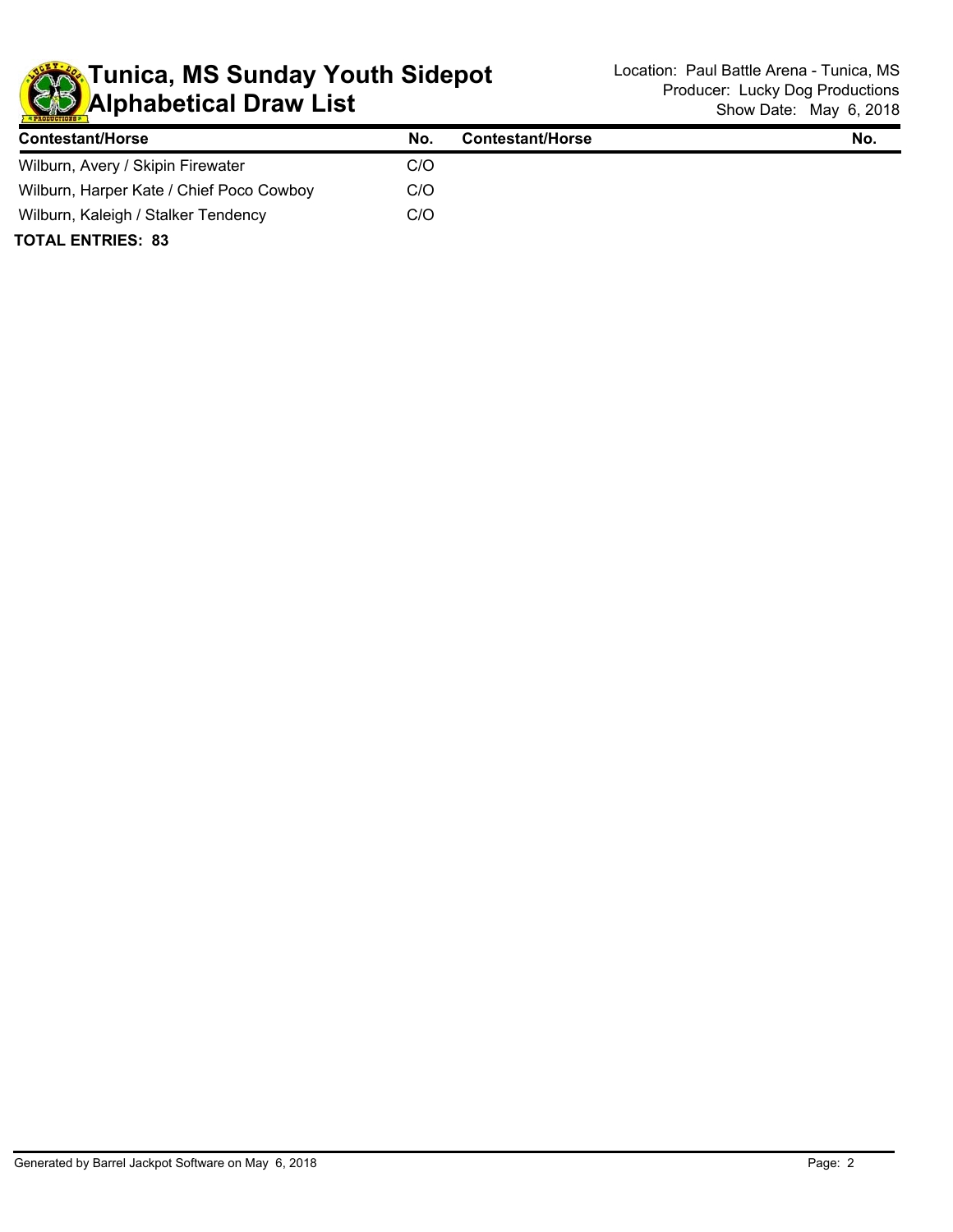# Tunica, MS Sunday Youth Sidepot
# Alphabetical Draw List

Location: Paul Battle Arena - Tunica, MS
Producer: Lucky Dog Productions
Show Date: May 6, 2018

| Contestant/Horse | No. | Contestant/Horse | No. |
|---|---|---|---|
| Wilburn, Avery / Skipin Firewater | C/O | | |
| Wilburn, Harper Kate / Chief Poco Cowboy | C/O | | |
| Wilburn, Kaleigh / Stalker Tendency | C/O | | |

**TOTAL ENTRIES: 83**

Generated by Barrel Jackpot Software on May 6, 2018